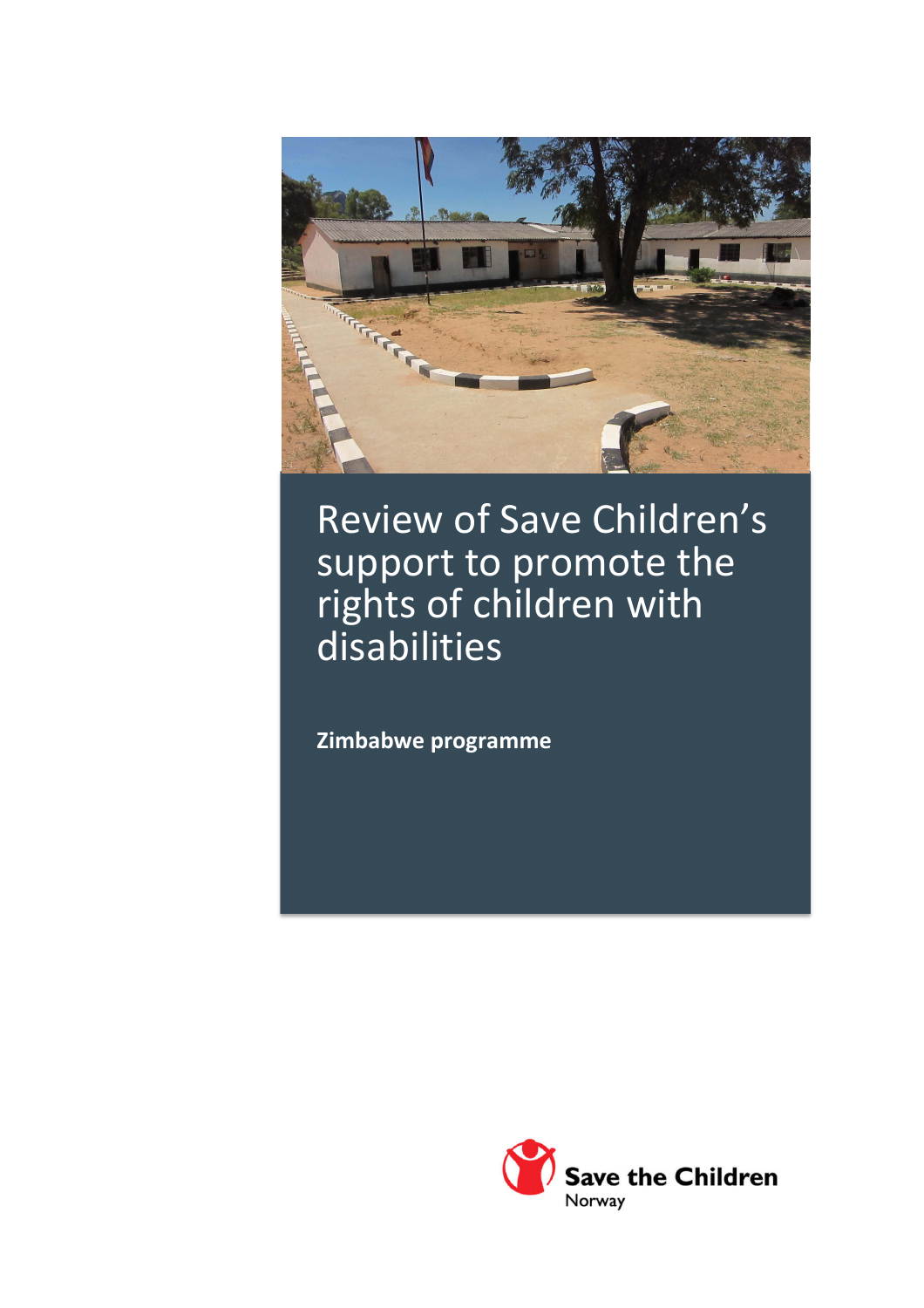# Review of Save Children's support to promote the rights of children with disabilities

**Zimbabwe programme**

Save the Children
Norway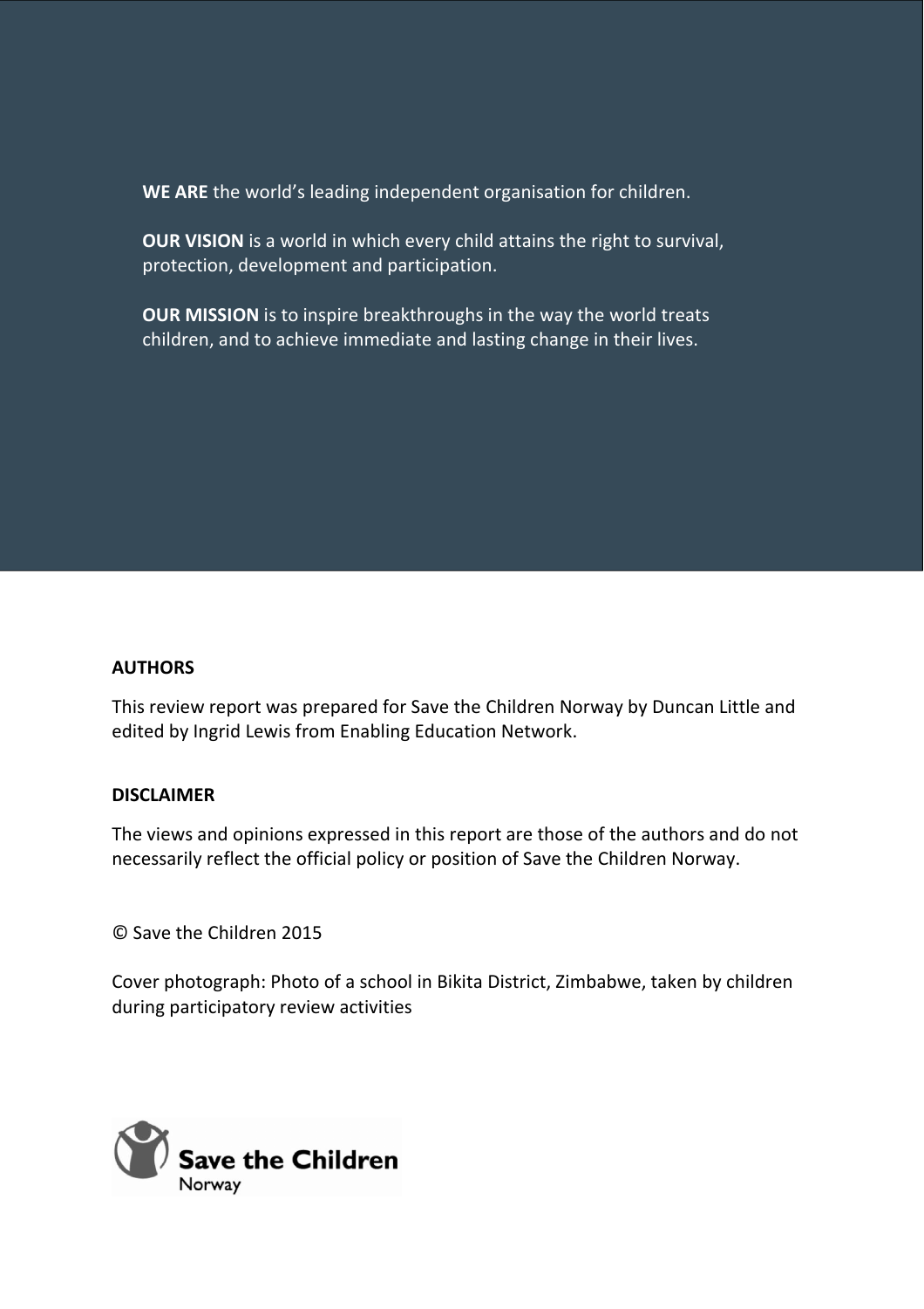**WE ARE** the world's leading independent organisation for children.

**OUR VISION** is a world in which every child attains the right to survival, protection, development and participation.

**OUR MISSION** is to inspire breakthroughs in the way the world treats children, and to achieve immediate and lasting change in their lives.

**AUTHORS**

This review report was prepared for Save the Children Norway by Duncan Little and edited by Ingrid Lewis from Enabling Education Network.

**DISCLAIMER**

The views and opinions expressed in this report are those of the authors and do not necessarily reflect the official policy or position of Save the Children Norway.

© Save the Children 2015

Cover photograph: Photo of a school in Bikita District, Zimbabwe, taken by children during participatory review activities

Save the Children
Norway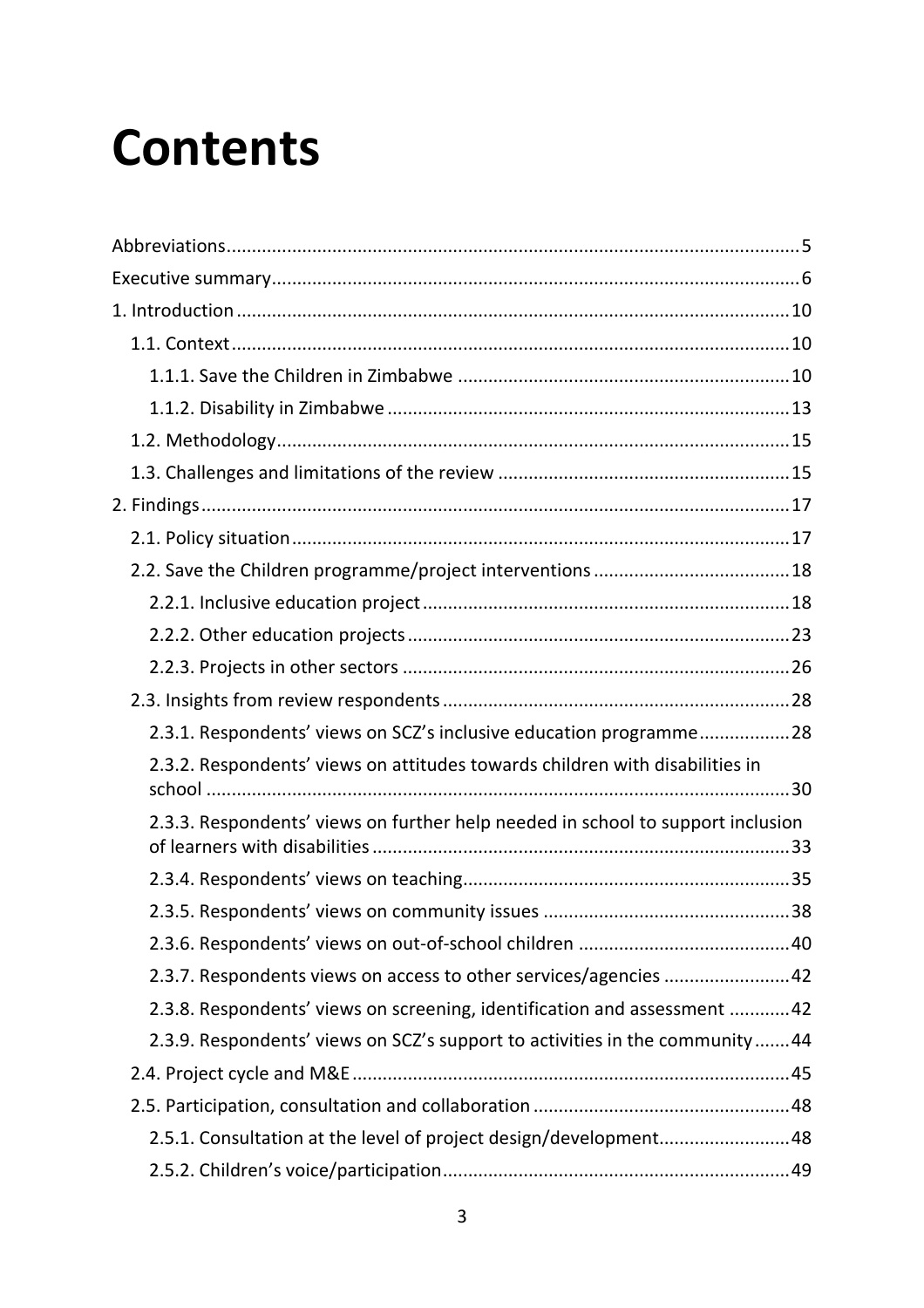# Contents

Abbreviations....5
Executive summary....6
1. Introduction....10
  1.1. Context....10
    1.1.1. Save the Children in Zimbabwe....10
    1.1.2. Disability in Zimbabwe....13
  1.2. Methodology....15
  1.3. Challenges and limitations of the review....15
2. Findings....17
  2.1. Policy situation....17
  2.2. Save the Children programme/project interventions....18
    2.2.1. Inclusive education project....18
    2.2.2. Other education projects....23
    2.2.3. Projects in other sectors....26
  2.3. Insights from review respondents....28
    2.3.1. Respondents' views on SCZ's inclusive education programme....28
    2.3.2. Respondents' views on attitudes towards children with disabilities in school....30
    2.3.3. Respondents' views on further help needed in school to support inclusion of learners with disabilities....33
    2.3.4. Respondents' views on teaching....35
    2.3.5. Respondents' views on community issues....38
    2.3.6. Respondents' views on out-of-school children....40
    2.3.7. Respondents views on access to other services/agencies....42
    2.3.8. Respondents' views on screening, identification and assessment....42
    2.3.9. Respondents' views on SCZ's support to activities in the community....44
  2.4. Project cycle and M&E....45
  2.5. Participation, consultation and collaboration....48
    2.5.1. Consultation at the level of project design/development....48
    2.5.2. Children's voice/participation....49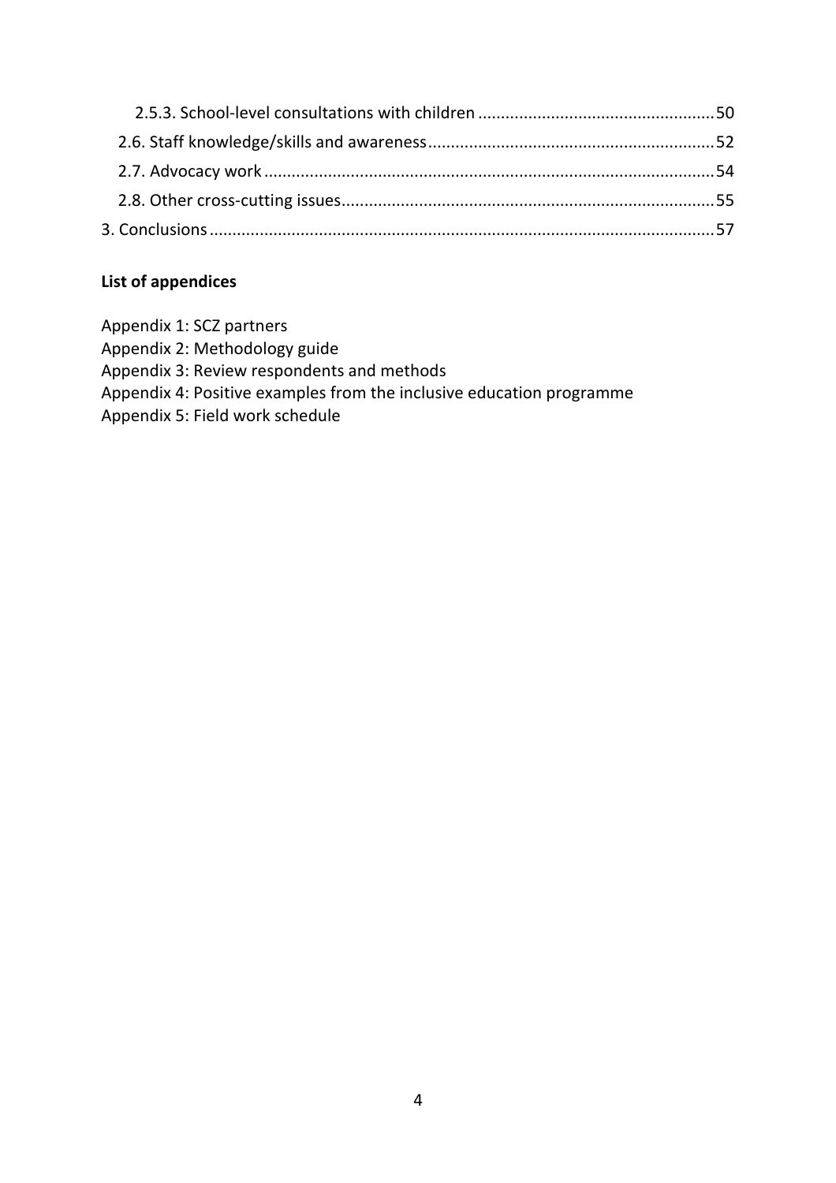- 2.5.3. School-level consultations with children ........ 50
- 2.6. Staff knowledge/skills and awareness ........ 52
- 2.7. Advocacy work ........ 54
- 2.8. Other cross-cutting issues ........ 55
- 3. Conclusions ........ 57

**List of appendices**

Appendix 1: SCZ partners
Appendix 2: Methodology guide
Appendix 3: Review respondents and methods
Appendix 4: Positive examples from the inclusive education programme
Appendix 5: Field work schedule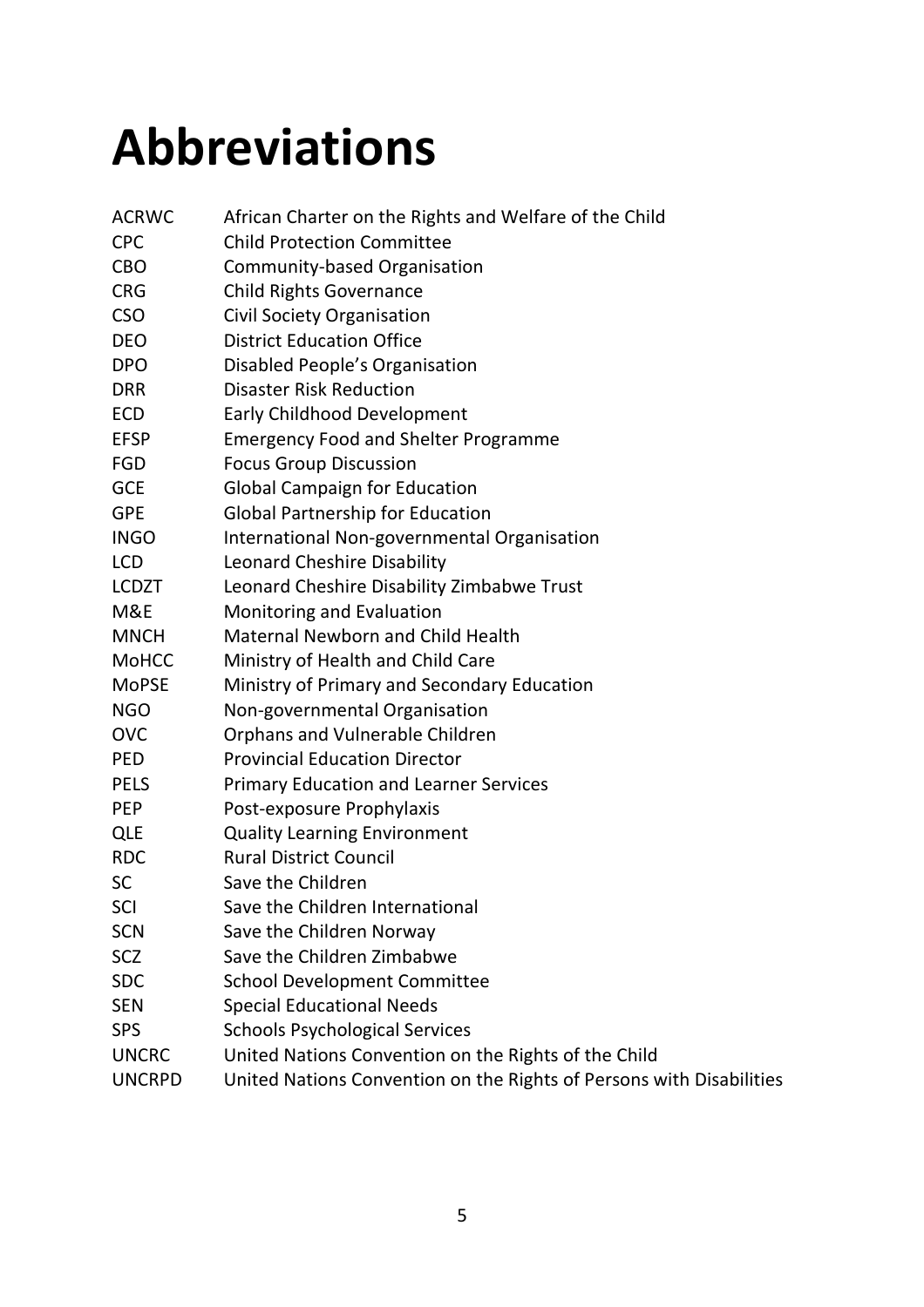# Abbreviations

| | |
|---|---|
| ACRWC | African Charter on the Rights and Welfare of the Child |
| CPC | Child Protection Committee |
| CBO | Community-based Organisation |
| CRG | Child Rights Governance |
| CSO | Civil Society Organisation |
| DEO | District Education Office |
| DPO | Disabled People's Organisation |
| DRR | Disaster Risk Reduction |
| ECD | Early Childhood Development |
| EFSP | Emergency Food and Shelter Programme |
| FGD | Focus Group Discussion |
| GCE | Global Campaign for Education |
| GPE | Global Partnership for Education |
| INGO | International Non-governmental Organisation |
| LCD | Leonard Cheshire Disability |
| LCDZT | Leonard Cheshire Disability Zimbabwe Trust |
| M&E | Monitoring and Evaluation |
| MNCH | Maternal Newborn and Child Health |
| MoHCC | Ministry of Health and Child Care |
| MoPSE | Ministry of Primary and Secondary Education |
| NGO | Non-governmental Organisation |
| OVC | Orphans and Vulnerable Children |
| PED | Provincial Education Director |
| PELS | Primary Education and Learner Services |
| PEP | Post-exposure Prophylaxis |
| QLE | Quality Learning Environment |
| RDC | Rural District Council |
| SC | Save the Children |
| SCI | Save the Children International |
| SCN | Save the Children Norway |
| SCZ | Save the Children Zimbabwe |
| SDC | School Development Committee |
| SEN | Special Educational Needs |
| SPS | Schools Psychological Services |
| UNCRC | United Nations Convention on the Rights of the Child |
| UNCRPD | United Nations Convention on the Rights of Persons with Disabilities |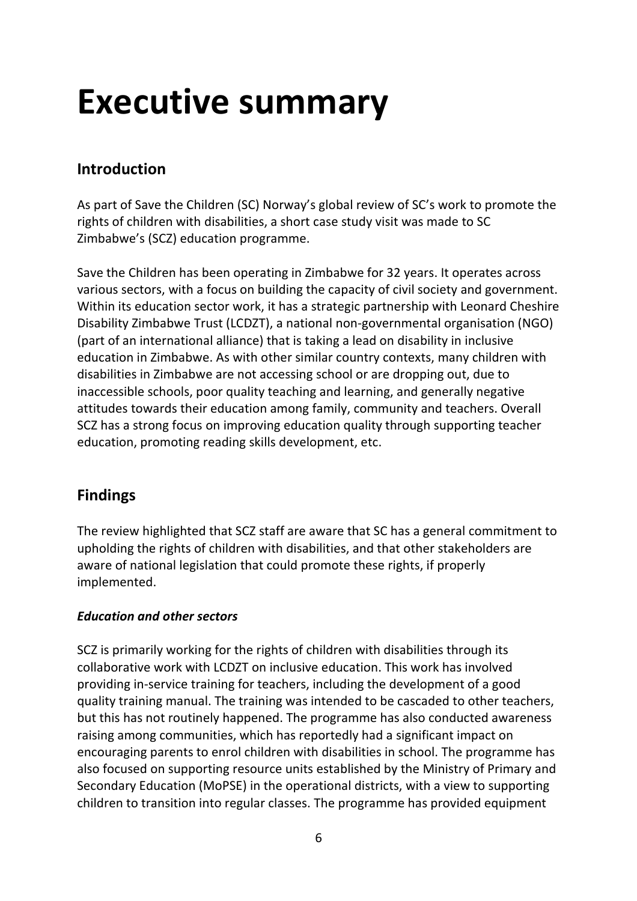# Executive summary

## Introduction

As part of Save the Children (SC) Norway's global review of SC's work to promote the rights of children with disabilities, a short case study visit was made to SC Zimbabwe's (SCZ) education programme.

Save the Children has been operating in Zimbabwe for 32 years. It operates across various sectors, with a focus on building the capacity of civil society and government. Within its education sector work, it has a strategic partnership with Leonard Cheshire Disability Zimbabwe Trust (LCDZT), a national non-governmental organisation (NGO) (part of an international alliance) that is taking a lead on disability in inclusive education in Zimbabwe. As with other similar country contexts, many children with disabilities in Zimbabwe are not accessing school or are dropping out, due to inaccessible schools, poor quality teaching and learning, and generally negative attitudes towards their education among family, community and teachers. Overall SCZ has a strong focus on improving education quality through supporting teacher education, promoting reading skills development, etc.

## Findings

The review highlighted that SCZ staff are aware that SC has a general commitment to upholding the rights of children with disabilities, and that other stakeholders are aware of national legislation that could promote these rights, if properly implemented.

### *Education and other sectors*

SCZ is primarily working for the rights of children with disabilities through its collaborative work with LCDZT on inclusive education. This work has involved providing in-service training for teachers, including the development of a good quality training manual. The training was intended to be cascaded to other teachers, but this has not routinely happened. The programme has also conducted awareness raising among communities, which has reportedly had a significant impact on encouraging parents to enrol children with disabilities in school. The programme has also focused on supporting resource units established by the Ministry of Primary and Secondary Education (MoPSE) in the operational districts, with a view to supporting children to transition into regular classes. The programme has provided equipment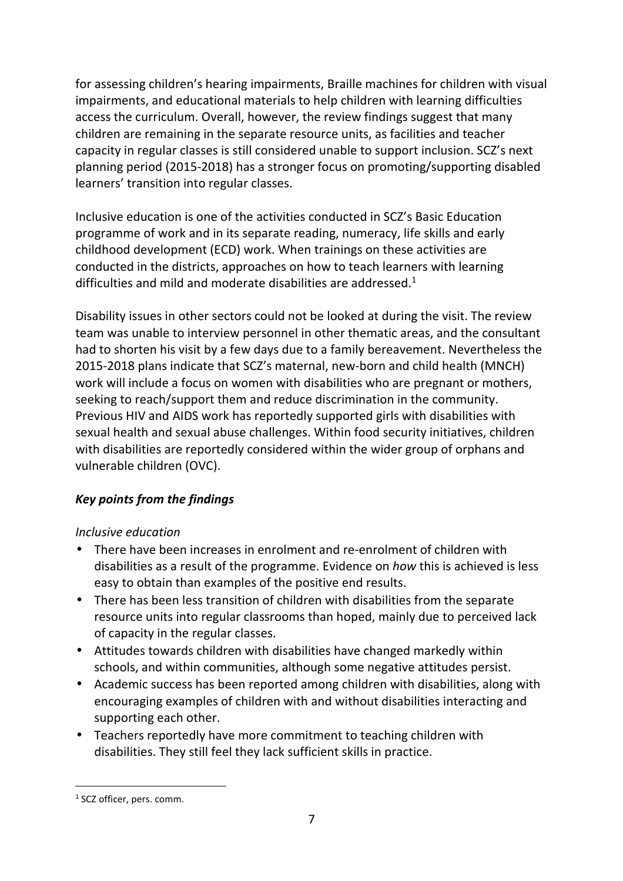for assessing children's hearing impairments, Braille machines for children with visual impairments, and educational materials to help children with learning difficulties access the curriculum. Overall, however, the review findings suggest that many children are remaining in the separate resource units, as facilities and teacher capacity in regular classes is still considered unable to support inclusion. SCZ's next planning period (2015-2018) has a stronger focus on promoting/supporting disabled learners' transition into regular classes.

Inclusive education is one of the activities conducted in SCZ's Basic Education programme of work and in its separate reading, numeracy, life skills and early childhood development (ECD) work. When trainings on these activities are conducted in the districts, approaches on how to teach learners with learning difficulties and mild and moderate disabilities are addressed.[1]

Disability issues in other sectors could not be looked at during the visit. The review team was unable to interview personnel in other thematic areas, and the consultant had to shorten his visit by a few days due to a family bereavement. Nevertheless the 2015-2018 plans indicate that SCZ's maternal, new-born and child health (MNCH) work will include a focus on women with disabilities who are pregnant or mothers, seeking to reach/support them and reduce discrimination in the community. Previous HIV and AIDS work has reportedly supported girls with disabilities with sexual health and sexual abuse challenges. Within food security initiatives, children with disabilities are reportedly considered within the wider group of orphans and vulnerable children (OVC).

***Key points from the findings***

*Inclusive education*

- There have been increases in enrolment and re-enrolment of children with disabilities as a result of the programme. Evidence on *how* this is achieved is less easy to obtain than examples of the positive end results.
- There has been less transition of children with disabilities from the separate resource units into regular classrooms than hoped, mainly due to perceived lack of capacity in the regular classes.
- Attitudes towards children with disabilities have changed markedly within schools, and within communities, although some negative attitudes persist.
- Academic success has been reported among children with disabilities, along with encouraging examples of children with and without disabilities interacting and supporting each other.
- Teachers reportedly have more commitment to teaching children with disabilities. They still feel they lack sufficient skills in practice.

[1] SCZ officer, pers. comm.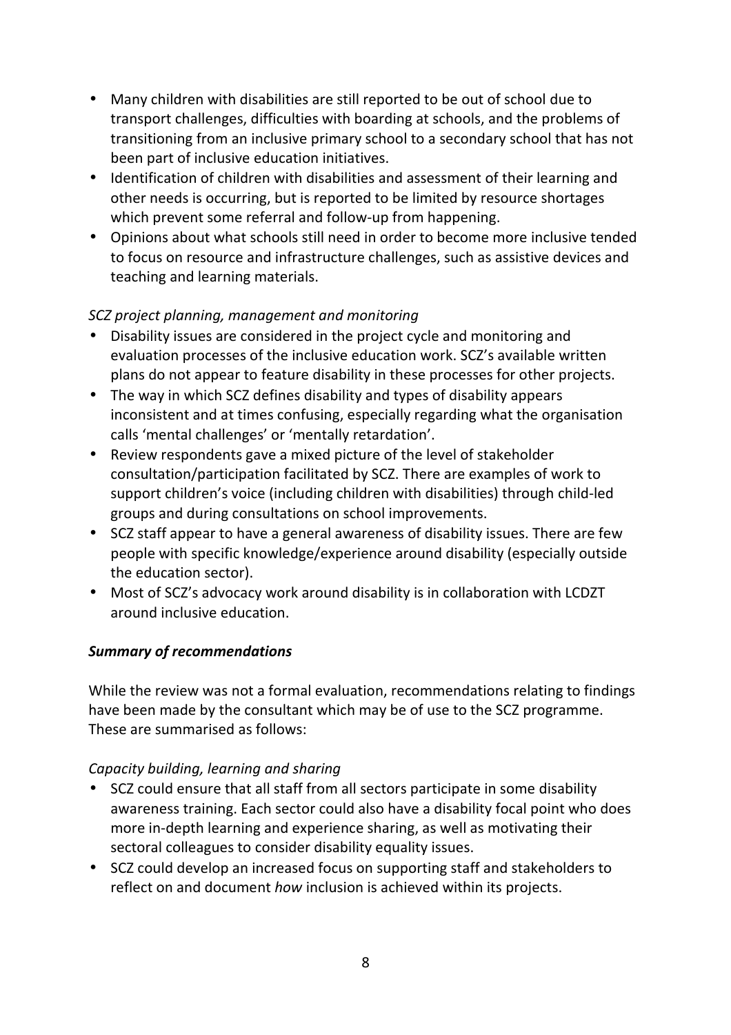- Many children with disabilities are still reported to be out of school due to transport challenges, difficulties with boarding at schools, and the problems of transitioning from an inclusive primary school to a secondary school that has not been part of inclusive education initiatives.
- Identification of children with disabilities and assessment of their learning and other needs is occurring, but is reported to be limited by resource shortages which prevent some referral and follow-up from happening.
- Opinions about what schools still need in order to become more inclusive tended to focus on resource and infrastructure challenges, such as assistive devices and teaching and learning materials.

*SCZ project planning, management and monitoring*

- Disability issues are considered in the project cycle and monitoring and evaluation processes of the inclusive education work. SCZ's available written plans do not appear to feature disability in these processes for other projects.
- The way in which SCZ defines disability and types of disability appears inconsistent and at times confusing, especially regarding what the organisation calls 'mental challenges' or 'mentally retardation'.
- Review respondents gave a mixed picture of the level of stakeholder consultation/participation facilitated by SCZ. There are examples of work to support children's voice (including children with disabilities) through child-led groups and during consultations on school improvements.
- SCZ staff appear to have a general awareness of disability issues. There are few people with specific knowledge/experience around disability (especially outside the education sector).
- Most of SCZ's advocacy work around disability is in collaboration with LCDZT around inclusive education.

***Summary of recommendations***

While the review was not a formal evaluation, recommendations relating to findings have been made by the consultant which may be of use to the SCZ programme. These are summarised as follows:

*Capacity building, learning and sharing*

- SCZ could ensure that all staff from all sectors participate in some disability awareness training. Each sector could also have a disability focal point who does more in-depth learning and experience sharing, as well as motivating their sectoral colleagues to consider disability equality issues.
- SCZ could develop an increased focus on supporting staff and stakeholders to reflect on and document *how* inclusion is achieved within its projects.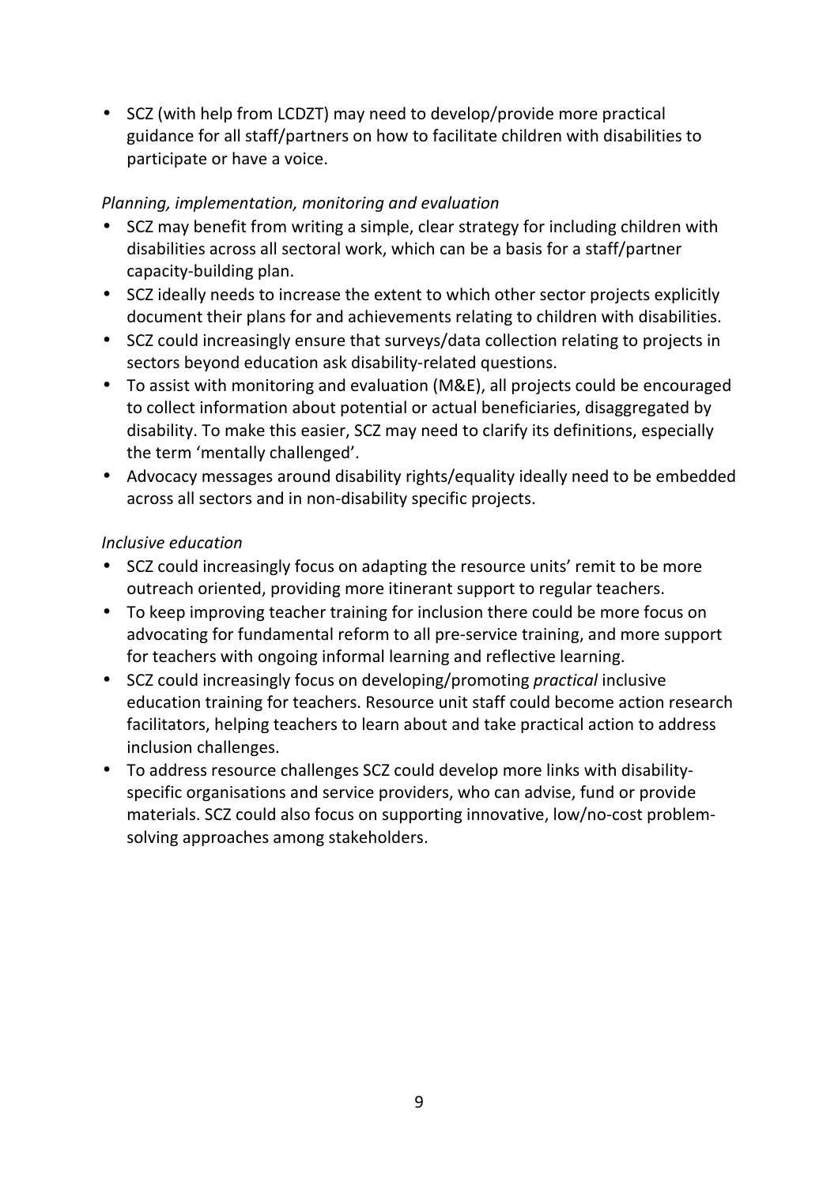- SCZ (with help from LCDZT) may need to develop/provide more practical guidance for all staff/partners on how to facilitate children with disabilities to participate or have a voice.

*Planning, implementation, monitoring and evaluation*

- SCZ may benefit from writing a simple, clear strategy for including children with disabilities across all sectoral work, which can be a basis for a staff/partner capacity-building plan.
- SCZ ideally needs to increase the extent to which other sector projects explicitly document their plans for and achievements relating to children with disabilities.
- SCZ could increasingly ensure that surveys/data collection relating to projects in sectors beyond education ask disability-related questions.
- To assist with monitoring and evaluation (M&E), all projects could be encouraged to collect information about potential or actual beneficiaries, disaggregated by disability. To make this easier, SCZ may need to clarify its definitions, especially the term 'mentally challenged'.
- Advocacy messages around disability rights/equality ideally need to be embedded across all sectors and in non-disability specific projects.

*Inclusive education*

- SCZ could increasingly focus on adapting the resource units' remit to be more outreach oriented, providing more itinerant support to regular teachers.
- To keep improving teacher training for inclusion there could be more focus on advocating for fundamental reform to all pre-service training, and more support for teachers with ongoing informal learning and reflective learning.
- SCZ could increasingly focus on developing/promoting *practical* inclusive education training for teachers. Resource unit staff could become action research facilitators, helping teachers to learn about and take practical action to address inclusion challenges.
- To address resource challenges SCZ could develop more links with disability-specific organisations and service providers, who can advise, fund or provide materials. SCZ could also focus on supporting innovative, low/no-cost problem-solving approaches among stakeholders.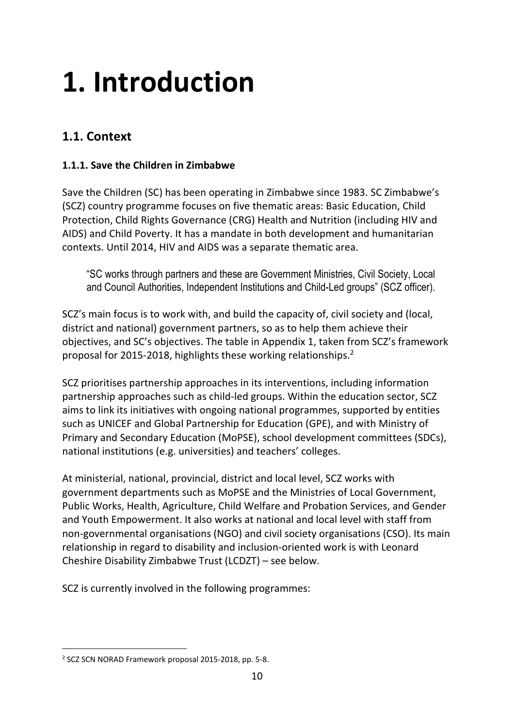# 1. Introduction

## 1.1. Context

### 1.1.1. Save the Children in Zimbabwe

Save the Children (SC) has been operating in Zimbabwe since 1983. SC Zimbabwe's (SCZ) country programme focuses on five thematic areas: Basic Education, Child Protection, Child Rights Governance (CRG) Health and Nutrition (including HIV and AIDS) and Child Poverty. It has a mandate in both development and humanitarian contexts. Until 2014, HIV and AIDS was a separate thematic area.

> "SC works through partners and these are Government Ministries, Civil Society, Local and Council Authorities, Independent Institutions and Child-Led groups" (SCZ officer).

SCZ's main focus is to work with, and build the capacity of, civil society and (local, district and national) government partners, so as to help them achieve their objectives, and SC's objectives. The table in Appendix 1, taken from SCZ's framework proposal for 2015-2018, highlights these working relationships.[2]

SCZ prioritises partnership approaches in its interventions, including information partnership approaches such as child-led groups. Within the education sector, SCZ aims to link its initiatives with ongoing national programmes, supported by entities such as UNICEF and Global Partnership for Education (GPE), and with Ministry of Primary and Secondary Education (MoPSE), school development committees (SDCs), national institutions (e.g. universities) and teachers' colleges.

At ministerial, national, provincial, district and local level, SCZ works with government departments such as MoPSE and the Ministries of Local Government, Public Works, Health, Agriculture, Child Welfare and Probation Services, and Gender and Youth Empowerment. It also works at national and local level with staff from non-governmental organisations (NGO) and civil society organisations (CSO). Its main relationship in regard to disability and inclusion-oriented work is with Leonard Cheshire Disability Zimbabwe Trust (LCDZT) – see below.

SCZ is currently involved in the following programmes:

---

[2] SCZ SCN NORAD Framework proposal 2015-2018, pp. 5-8.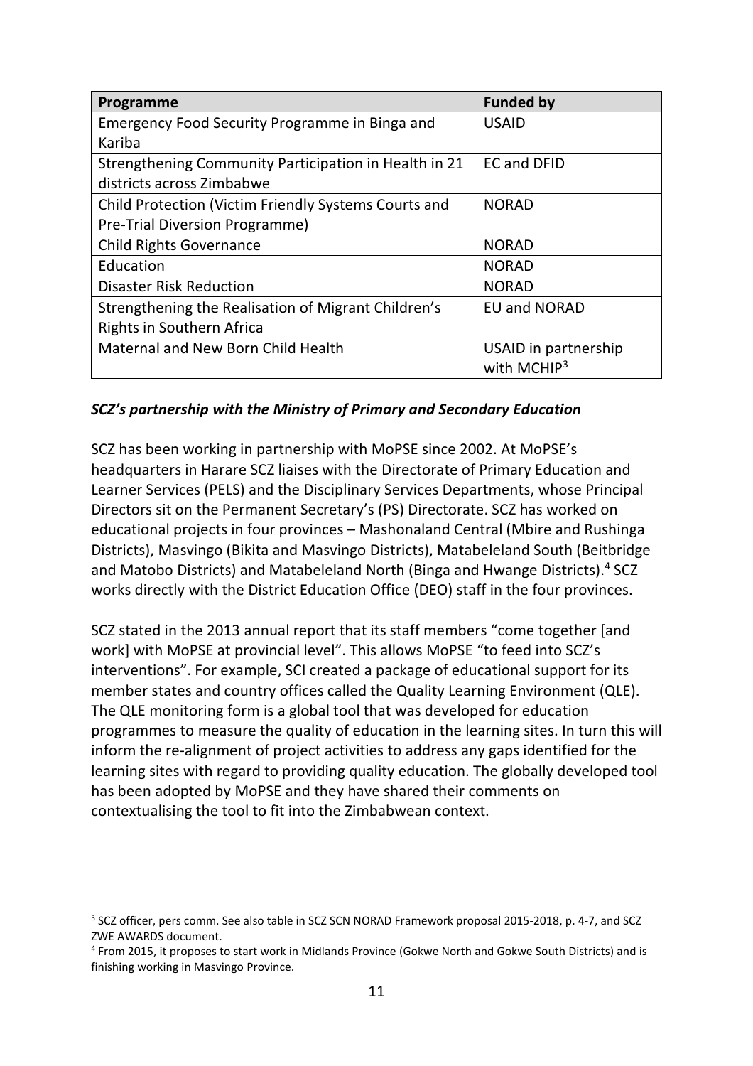| Programme | Funded by |
|---|---|
| Emergency Food Security Programme in Binga and Kariba | USAID |
| Strengthening Community Participation in Health in 21 districts across Zimbabwe | EC and DFID |
| Child Protection (Victim Friendly Systems Courts and Pre-Trial Diversion Programme) | NORAD |
| Child Rights Governance | NORAD |
| Education | NORAD |
| Disaster Risk Reduction | NORAD |
| Strengthening the Realisation of Migrant Children's Rights in Southern Africa | EU and NORAD |
| Maternal and New Born Child Health | USAID in partnership with MCHIP[3] |

***SCZ's partnership with the Ministry of Primary and Secondary Education***

SCZ has been working in partnership with MoPSE since 2002. At MoPSE's headquarters in Harare SCZ liaises with the Directorate of Primary Education and Learner Services (PELS) and the Disciplinary Services Departments, whose Principal Directors sit on the Permanent Secretary's (PS) Directorate. SCZ has worked on educational projects in four provinces – Mashonaland Central (Mbire and Rushinga Districts), Masvingo (Bikita and Masvingo Districts), Matabeleland South (Beitbridge and Matobo Districts) and Matabeleland North (Binga and Hwange Districts).[4] SCZ works directly with the District Education Office (DEO) staff in the four provinces.

SCZ stated in the 2013 annual report that its staff members "come together [and work] with MoPSE at provincial level". This allows MoPSE "to feed into SCZ's interventions". For example, SCI created a package of educational support for its member states and country offices called the Quality Learning Environment (QLE). The QLE monitoring form is a global tool that was developed for education programmes to measure the quality of education in the learning sites. In turn this will inform the re-alignment of project activities to address any gaps identified for the learning sites with regard to providing quality education. The globally developed tool has been adopted by MoPSE and they have shared their comments on contextualising the tool to fit into the Zimbabwean context.

---

[3] SCZ officer, pers comm. See also table in SCZ SCN NORAD Framework proposal 2015-2018, p. 4-7, and SCZ ZWE AWARDS document.

[4] From 2015, it proposes to start work in Midlands Province (Gokwe North and Gokwe South Districts) and is finishing working in Masvingo Province.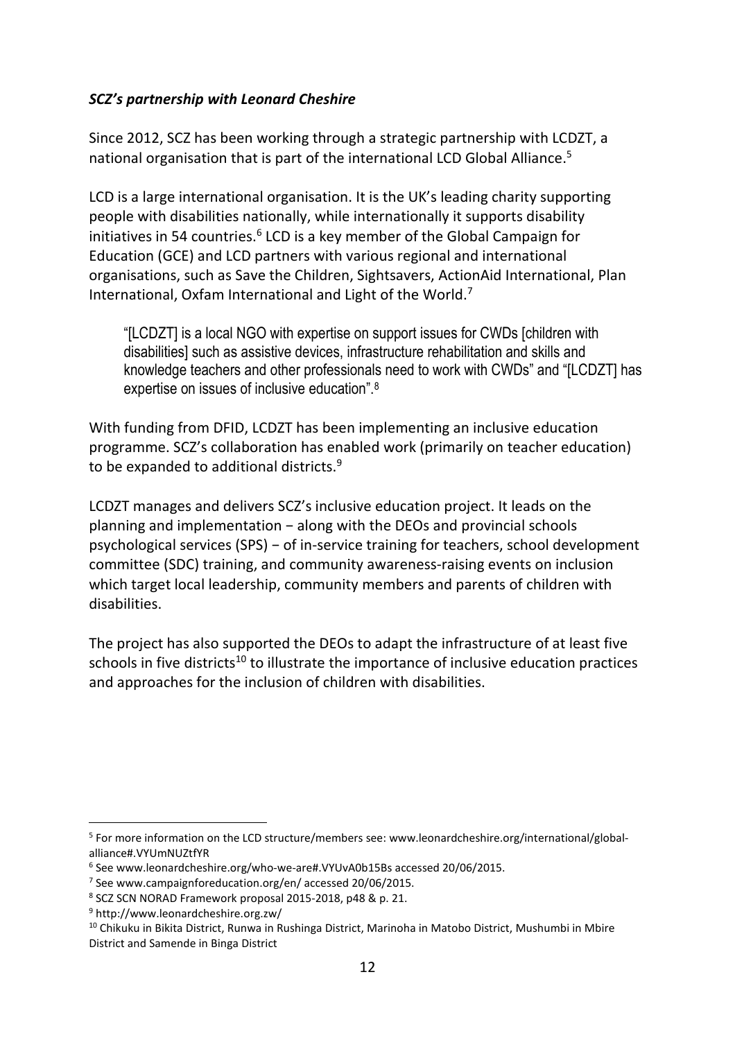***SCZ's partnership with Leonard Cheshire***

Since 2012, SCZ has been working through a strategic partnership with LCDZT, a national organisation that is part of the international LCD Global Alliance.[5]

LCD is a large international organisation. It is the UK's leading charity supporting people with disabilities nationally, while internationally it supports disability initiatives in 54 countries.[6] LCD is a key member of the Global Campaign for Education (GCE) and LCD partners with various regional and international organisations, such as Save the Children, Sightsavers, ActionAid International, Plan International, Oxfam International and Light of the World.[7]

> "[LCDZT] is a local NGO with expertise on support issues for CWDs [children with disabilities] such as assistive devices, infrastructure rehabilitation and skills and knowledge teachers and other professionals need to work with CWDs" and "[LCDZT] has expertise on issues of inclusive education".[8]

With funding from DFID, LCDZT has been implementing an inclusive education programme. SCZ's collaboration has enabled work (primarily on teacher education) to be expanded to additional districts.[9]

LCDZT manages and delivers SCZ's inclusive education project. It leads on the planning and implementation − along with the DEOs and provincial schools psychological services (SPS) − of in-service training for teachers, school development committee (SDC) training, and community awareness-raising events on inclusion which target local leadership, community members and parents of children with disabilities.

The project has also supported the DEOs to adapt the infrastructure of at least five schools in five districts[10] to illustrate the importance of inclusive education practices and approaches for the inclusion of children with disabilities.

---

[5] For more information on the LCD structure/members see: www.leonardcheshire.org/international/global-alliance#.VYUmNUZtfYR

[6] See www.leonardcheshire.org/who-we-are#.VYUvA0b15Bs accessed 20/06/2015.

[7] See www.campaignforeducation.org/en/ accessed 20/06/2015.

[8] SCZ SCN NORAD Framework proposal 2015-2018, p48 & p. 21.

[9] http://www.leonardcheshire.org.zw/

[10] Chikuku in Bikita District, Runwa in Rushinga District, Marinoha in Matobo District, Mushumbi in Mbire District and Samende in Binga District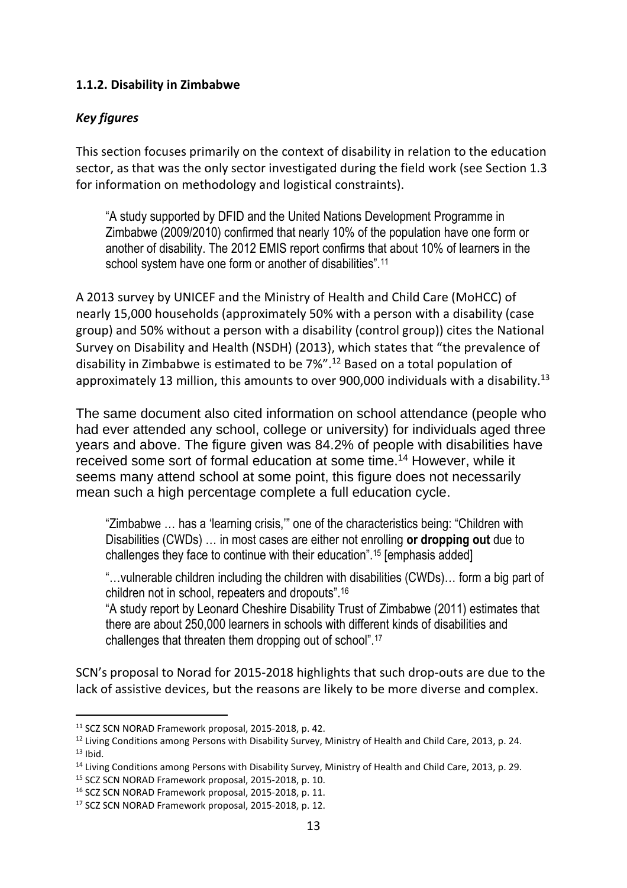#### 1.1.2. Disability in Zimbabwe

***Key figures***

This section focuses primarily on the context of disability in relation to the education sector, as that was the only sector investigated during the field work (see Section 1.3 for information on methodology and logistical constraints).

> "A study supported by DFID and the United Nations Development Programme in Zimbabwe (2009/2010) confirmed that nearly 10% of the population have one form or another of disability. The 2012 EMIS report confirms that about 10% of learners in the school system have one form or another of disabilities".[11]

A 2013 survey by UNICEF and the Ministry of Health and Child Care (MoHCC) of nearly 15,000 households (approximately 50% with a person with a disability (case group) and 50% without a person with a disability (control group)) cites the National Survey on Disability and Health (NSDH) (2013), which states that "the prevalence of disability in Zimbabwe is estimated to be 7%".[12] Based on a total population of approximately 13 million, this amounts to over 900,000 individuals with a disability.[13]

The same document also cited information on school attendance (people who had ever attended any school, college or university) for individuals aged three years and above. The figure given was 84.2% of people with disabilities have received some sort of formal education at some time.[14] However, while it seems many attend school at some point, this figure does not necessarily mean such a high percentage complete a full education cycle.

> "Zimbabwe … has a 'learning crisis,'" one of the characteristics being: "Children with Disabilities (CWDs) … in most cases are either not enrolling **or dropping out** due to challenges they face to continue with their education".[15] [emphasis added]
>
> "…vulnerable children including the children with disabilities (CWDs)… form a big part of children not in school, repeaters and dropouts".[16]
>
> "A study report by Leonard Cheshire Disability Trust of Zimbabwe (2011) estimates that there are about 250,000 learners in schools with different kinds of disabilities and challenges that threaten them dropping out of school".[17]

SCN's proposal to Norad for 2015-2018 highlights that such drop-outs are due to the lack of assistive devices, but the reasons are likely to be more diverse and complex.

---

[11] SCZ SCN NORAD Framework proposal, 2015-2018, p. 42.
[12] Living Conditions among Persons with Disability Survey, Ministry of Health and Child Care, 2013, p. 24.
[13] Ibid.
[14] Living Conditions among Persons with Disability Survey, Ministry of Health and Child Care, 2013, p. 29.
[15] SCZ SCN NORAD Framework proposal, 2015-2018, p. 10.
[16] SCZ SCN NORAD Framework proposal, 2015-2018, p. 11.
[17] SCZ SCN NORAD Framework proposal, 2015-2018, p. 12.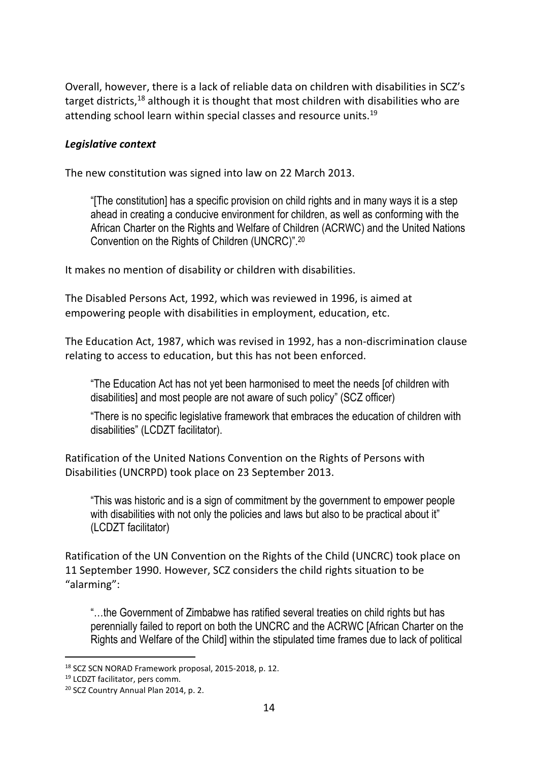Overall, however, there is a lack of reliable data on children with disabilities in SCZ's target districts,[18] although it is thought that most children with disabilities who are attending school learn within special classes and resource units.[19]

***Legislative context***

The new constitution was signed into law on 22 March 2013.

> "[The constitution] has a specific provision on child rights and in many ways it is a step ahead in creating a conducive environment for children, as well as conforming with the African Charter on the Rights and Welfare of Children (ACRWC) and the United Nations Convention on the Rights of Children (UNCRC)".[20]

It makes no mention of disability or children with disabilities.

The Disabled Persons Act, 1992, which was reviewed in 1996, is aimed at empowering people with disabilities in employment, education, etc.

The Education Act, 1987, which was revised in 1992, has a non-discrimination clause relating to access to education, but this has not been enforced.

> "The Education Act has not yet been harmonised to meet the needs [of children with disabilities] and most people are not aware of such policy" (SCZ officer)
>
> "There is no specific legislative framework that embraces the education of children with disabilities" (LCDZT facilitator).

Ratification of the United Nations Convention on the Rights of Persons with Disabilities (UNCRPD) took place on 23 September 2013.

> "This was historic and is a sign of commitment by the government to empower people with disabilities with not only the policies and laws but also to be practical about it" (LCDZT facilitator)

Ratification of the UN Convention on the Rights of the Child (UNCRC) took place on 11 September 1990. However, SCZ considers the child rights situation to be "alarming":

> "…the Government of Zimbabwe has ratified several treaties on child rights but has perennially failed to report on both the UNCRC and the ACRWC [African Charter on the Rights and Welfare of the Child] within the stipulated time frames due to lack of political

---

[18] SCZ SCN NORAD Framework proposal, 2015-2018, p. 12.

[19] LCDZT facilitator, pers comm.

[20] SCZ Country Annual Plan 2014, p. 2.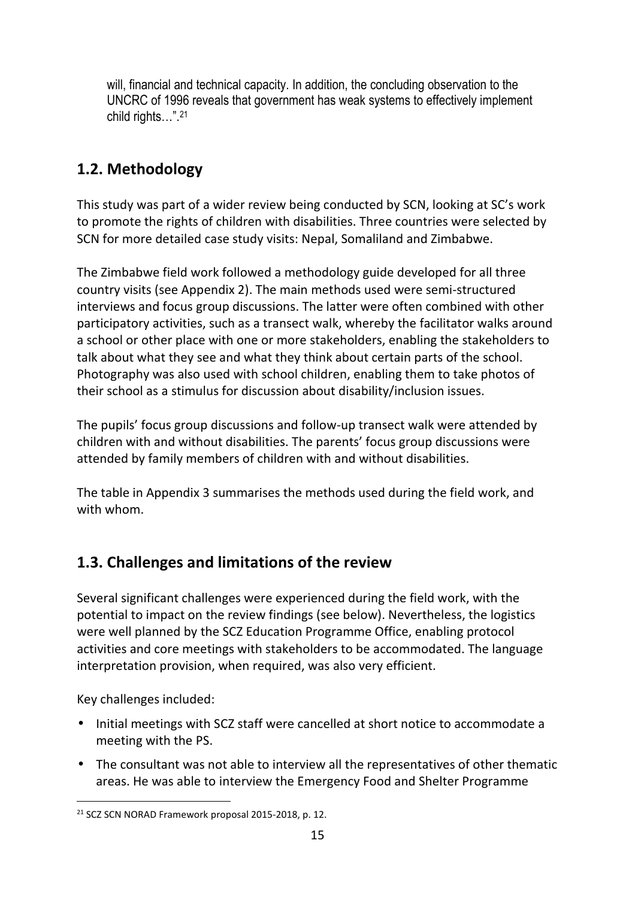will, financial and technical capacity. In addition, the concluding observation to the UNCRC of 1996 reveals that government has weak systems to effectively implement child rights…".[21]

## 1.2. Methodology

This study was part of a wider review being conducted by SCN, looking at SC's work to promote the rights of children with disabilities. Three countries were selected by SCN for more detailed case study visits: Nepal, Somaliland and Zimbabwe.

The Zimbabwe field work followed a methodology guide developed for all three country visits (see Appendix 2). The main methods used were semi-structured interviews and focus group discussions. The latter were often combined with other participatory activities, such as a transect walk, whereby the facilitator walks around a school or other place with one or more stakeholders, enabling the stakeholders to talk about what they see and what they think about certain parts of the school. Photography was also used with school children, enabling them to take photos of their school as a stimulus for discussion about disability/inclusion issues.

The pupils' focus group discussions and follow-up transect walk were attended by children with and without disabilities. The parents' focus group discussions were attended by family members of children with and without disabilities.

The table in Appendix 3 summarises the methods used during the field work, and with whom.

## 1.3. Challenges and limitations of the review

Several significant challenges were experienced during the field work, with the potential to impact on the review findings (see below). Nevertheless, the logistics were well planned by the SCZ Education Programme Office, enabling protocol activities and core meetings with stakeholders to be accommodated. The language interpretation provision, when required, was also very efficient.

Key challenges included:

- Initial meetings with SCZ staff were cancelled at short notice to accommodate a meeting with the PS.
- The consultant was not able to interview all the representatives of other thematic areas. He was able to interview the Emergency Food and Shelter Programme

[21] SCZ SCN NORAD Framework proposal 2015-2018, p. 12.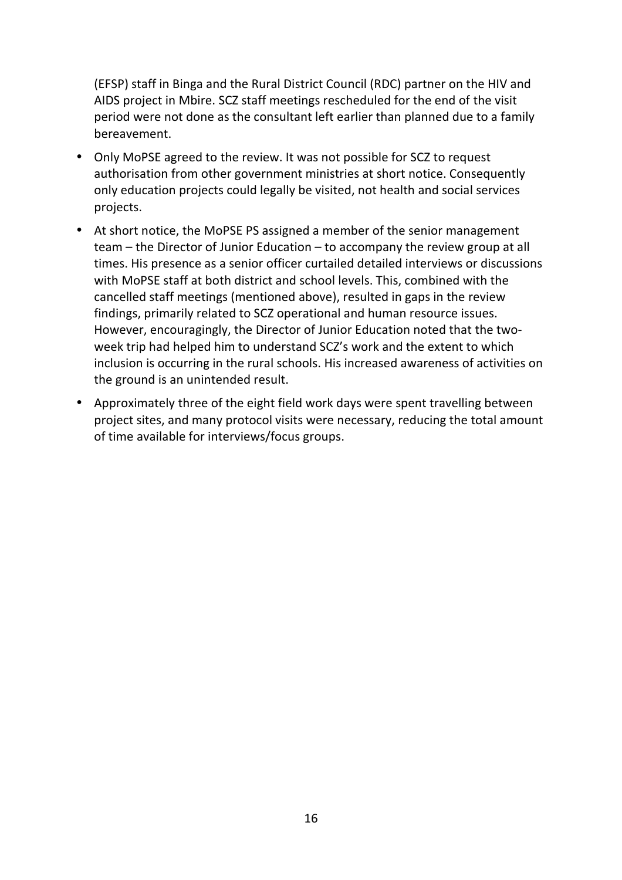(EFSP) staff in Binga and the Rural District Council (RDC) partner on the HIV and AIDS project in Mbire. SCZ staff meetings rescheduled for the end of the visit period were not done as the consultant left earlier than planned due to a family bereavement.

- Only MoPSE agreed to the review. It was not possible for SCZ to request authorisation from other government ministries at short notice. Consequently only education projects could legally be visited, not health and social services projects.
- At short notice, the MoPSE PS assigned a member of the senior management team – the Director of Junior Education – to accompany the review group at all times. His presence as a senior officer curtailed detailed interviews or discussions with MoPSE staff at both district and school levels. This, combined with the cancelled staff meetings (mentioned above), resulted in gaps in the review findings, primarily related to SCZ operational and human resource issues. However, encouragingly, the Director of Junior Education noted that the two-week trip had helped him to understand SCZ's work and the extent to which inclusion is occurring in the rural schools. His increased awareness of activities on the ground is an unintended result.
- Approximately three of the eight field work days were spent travelling between project sites, and many protocol visits were necessary, reducing the total amount of time available for interviews/focus groups.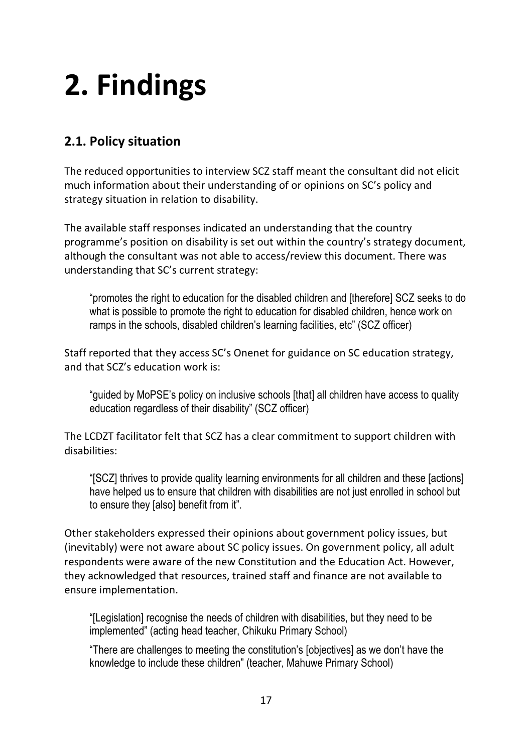# 2. Findings

## 2.1. Policy situation

The reduced opportunities to interview SCZ staff meant the consultant did not elicit much information about their understanding of or opinions on SC's policy and strategy situation in relation to disability.

The available staff responses indicated an understanding that the country programme's position on disability is set out within the country's strategy document, although the consultant was not able to access/review this document. There was understanding that SC's current strategy:

> "promotes the right to education for the disabled children and [therefore] SCZ seeks to do what is possible to promote the right to education for disabled children, hence work on ramps in the schools, disabled children's learning facilities, etc" (SCZ officer)

Staff reported that they access SC's Onenet for guidance on SC education strategy, and that SCZ's education work is:

> "guided by MoPSE's policy on inclusive schools [that] all children have access to quality education regardless of their disability" (SCZ officer)

The LCDZT facilitator felt that SCZ has a clear commitment to support children with disabilities:

> "[SCZ] thrives to provide quality learning environments for all children and these [actions] have helped us to ensure that children with disabilities are not just enrolled in school but to ensure they [also] benefit from it".

Other stakeholders expressed their opinions about government policy issues, but (inevitably) were not aware about SC policy issues. On government policy, all adult respondents were aware of the new Constitution and the Education Act. However, they acknowledged that resources, trained staff and finance are not available to ensure implementation.

> "[Legislation] recognise the needs of children with disabilities, but they need to be implemented" (acting head teacher, Chikuku Primary School)
>
> "There are challenges to meeting the constitution's [objectives] as we don't have the knowledge to include these children" (teacher, Mahuwe Primary School)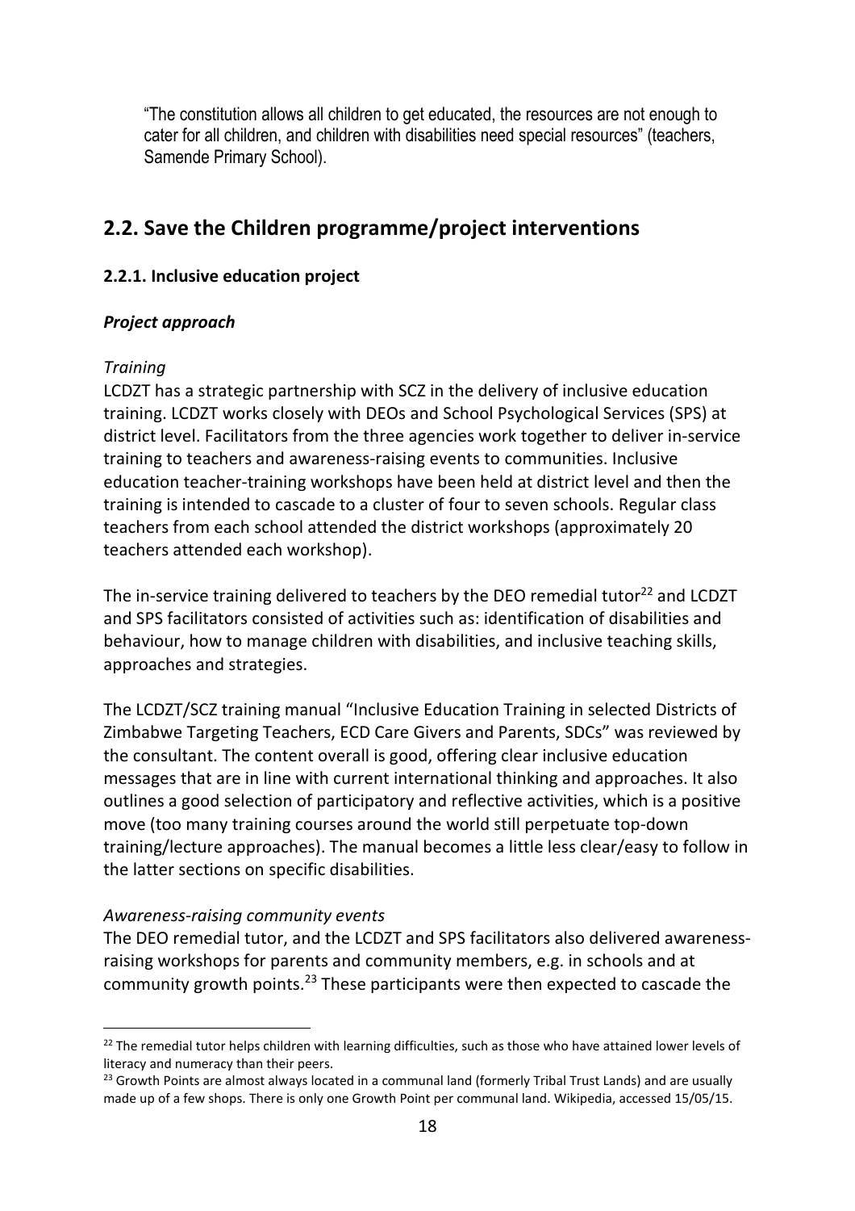"The constitution allows all children to get educated, the resources are not enough to cater for all children, and children with disabilities need special resources" (teachers, Samende Primary School).

## 2.2. Save the Children programme/project interventions

### 2.2.1. Inclusive education project

#### *Project approach*

*Training*

LCDZT has a strategic partnership with SCZ in the delivery of inclusive education training. LCDZT works closely with DEOs and School Psychological Services (SPS) at district level. Facilitators from the three agencies work together to deliver in-service training to teachers and awareness-raising events to communities. Inclusive education teacher-training workshops have been held at district level and then the training is intended to cascade to a cluster of four to seven schools. Regular class teachers from each school attended the district workshops (approximately 20 teachers attended each workshop).

The in-service training delivered to teachers by the DEO remedial tutor[22] and LCDZT and SPS facilitators consisted of activities such as: identification of disabilities and behaviour, how to manage children with disabilities, and inclusive teaching skills, approaches and strategies.

The LCDZT/SCZ training manual "Inclusive Education Training in selected Districts of Zimbabwe Targeting Teachers, ECD Care Givers and Parents, SDCs" was reviewed by the consultant. The content overall is good, offering clear inclusive education messages that are in line with current international thinking and approaches. It also outlines a good selection of participatory and reflective activities, which is a positive move (too many training courses around the world still perpetuate top-down training/lecture approaches). The manual becomes a little less clear/easy to follow in the latter sections on specific disabilities.

*Awareness-raising community events*

The DEO remedial tutor, and the LCDZT and SPS facilitators also delivered awareness-raising workshops for parents and community members, e.g. in schools and at community growth points.[23] These participants were then expected to cascade the

---

[22] The remedial tutor helps children with learning difficulties, such as those who have attained lower levels of literacy and numeracy than their peers.

[23] Growth Points are almost always located in a communal land (formerly Tribal Trust Lands) and are usually made up of a few shops. There is only one Growth Point per communal land. Wikipedia, accessed 15/05/15.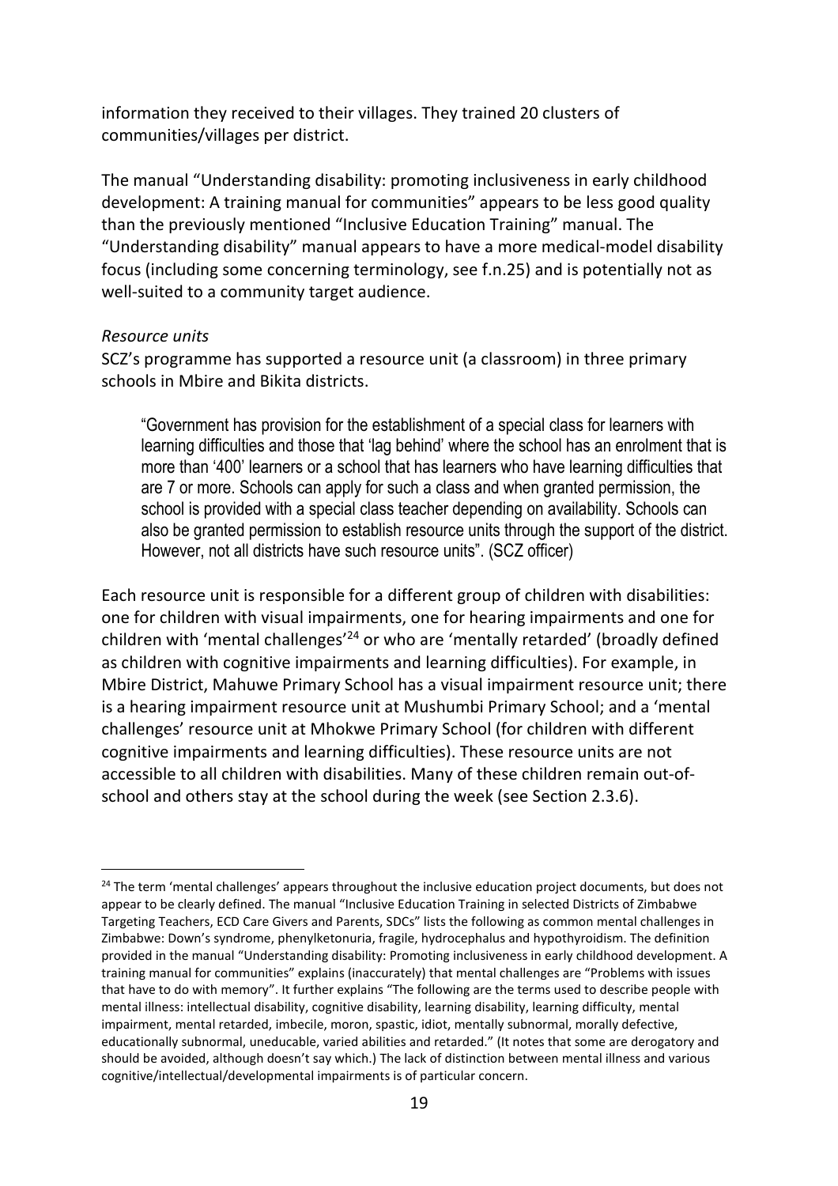information they received to their villages. They trained 20 clusters of communities/villages per district.

The manual "Understanding disability: promoting inclusiveness in early childhood development: A training manual for communities" appears to be less good quality than the previously mentioned "Inclusive Education Training" manual. The "Understanding disability" manual appears to have a more medical-model disability focus (including some concerning terminology, see f.n.25) and is potentially not as well-suited to a community target audience.

*Resource units*

SCZ's programme has supported a resource unit (a classroom) in three primary schools in Mbire and Bikita districts.

> "Government has provision for the establishment of a special class for learners with learning difficulties and those that 'lag behind' where the school has an enrolment that is more than '400' learners or a school that has learners who have learning difficulties that are 7 or more. Schools can apply for such a class and when granted permission, the school is provided with a special class teacher depending on availability. Schools can also be granted permission to establish resource units through the support of the district. However, not all districts have such resource units". (SCZ officer)

Each resource unit is responsible for a different group of children with disabilities: one for children with visual impairments, one for hearing impairments and one for children with 'mental challenges'[24] or who are 'mentally retarded' (broadly defined as children with cognitive impairments and learning difficulties). For example, in Mbire District, Mahuwe Primary School has a visual impairment resource unit; there is a hearing impairment resource unit at Mushumbi Primary School; and a 'mental challenges' resource unit at Mhokwe Primary School (for children with different cognitive impairments and learning difficulties). These resource units are not accessible to all children with disabilities. Many of these children remain out-of-school and others stay at the school during the week (see Section 2.3.6).

---

[24] The term 'mental challenges' appears throughout the inclusive education project documents, but does not appear to be clearly defined. The manual "Inclusive Education Training in selected Districts of Zimbabwe Targeting Teachers, ECD Care Givers and Parents, SDCs" lists the following as common mental challenges in Zimbabwe: Down's syndrome, phenylketonuria, fragile, hydrocephalus and hypothyroidism. The definition provided in the manual "Understanding disability: Promoting inclusiveness in early childhood development. A training manual for communities" explains (inaccurately) that mental challenges are "Problems with issues that have to do with memory". It further explains "The following are the terms used to describe people with mental illness: intellectual disability, cognitive disability, learning disability, learning difficulty, mental impairment, mental retarded, imbecile, moron, spastic, idiot, mentally subnormal, morally defective, educationally subnormal, uneducable, varied abilities and retarded." (It notes that some are derogatory and should be avoided, although doesn't say which.) The lack of distinction between mental illness and various cognitive/intellectual/developmental impairments is of particular concern.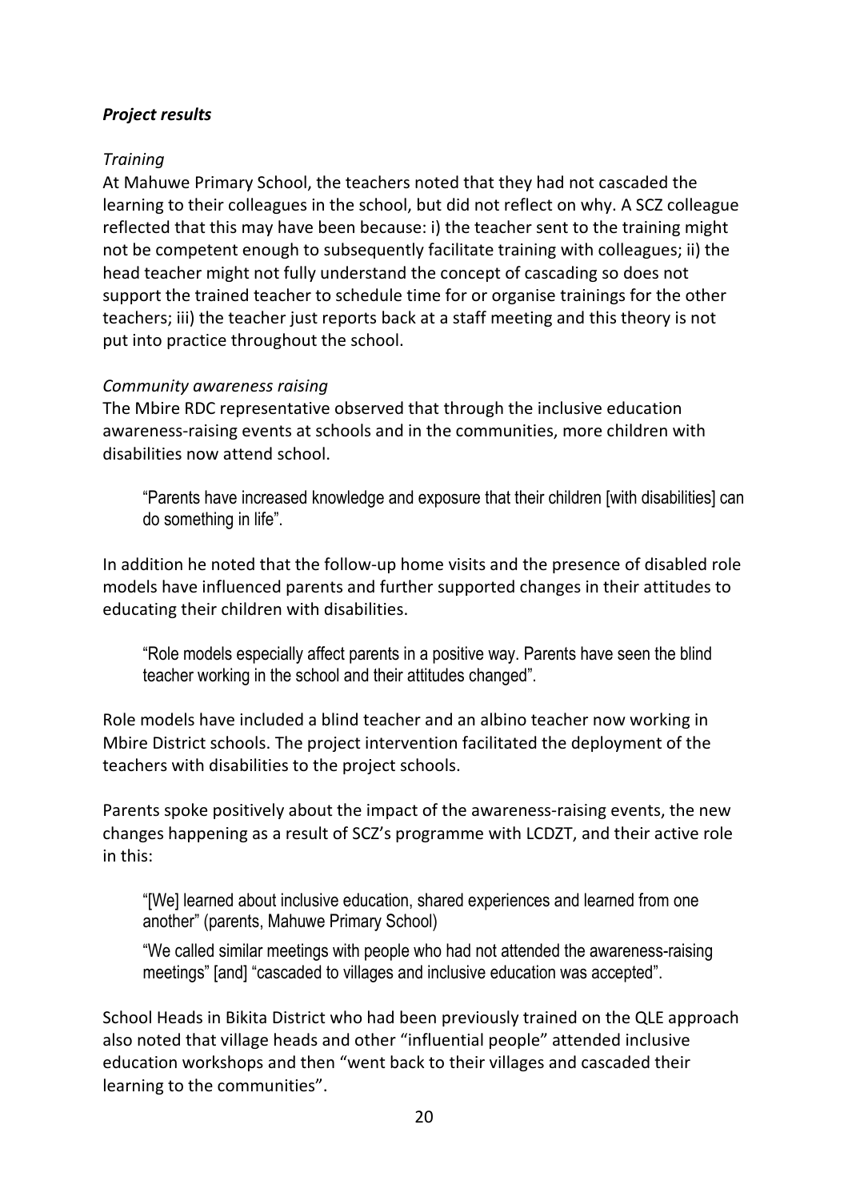***Project results***

*Training*

At Mahuwe Primary School, the teachers noted that they had not cascaded the learning to their colleagues in the school, but did not reflect on why. A SCZ colleague reflected that this may have been because: i) the teacher sent to the training might not be competent enough to subsequently facilitate training with colleagues; ii) the head teacher might not fully understand the concept of cascading so does not support the trained teacher to schedule time for or organise trainings for the other teachers; iii) the teacher just reports back at a staff meeting and this theory is not put into practice throughout the school.

*Community awareness raising*

The Mbire RDC representative observed that through the inclusive education awareness-raising events at schools and in the communities, more children with disabilities now attend school.

> "Parents have increased knowledge and exposure that their children [with disabilities] can do something in life".

In addition he noted that the follow-up home visits and the presence of disabled role models have influenced parents and further supported changes in their attitudes to educating their children with disabilities.

> "Role models especially affect parents in a positive way. Parents have seen the blind teacher working in the school and their attitudes changed".

Role models have included a blind teacher and an albino teacher now working in Mbire District schools. The project intervention facilitated the deployment of the teachers with disabilities to the project schools.

Parents spoke positively about the impact of the awareness-raising events, the new changes happening as a result of SCZ's programme with LCDZT, and their active role in this:

> "[We] learned about inclusive education, shared experiences and learned from one another" (parents, Mahuwe Primary School)
>
> "We called similar meetings with people who had not attended the awareness-raising meetings" [and] "cascaded to villages and inclusive education was accepted".

School Heads in Bikita District who had been previously trained on the QLE approach also noted that village heads and other "influential people" attended inclusive education workshops and then "went back to their villages and cascaded their learning to the communities".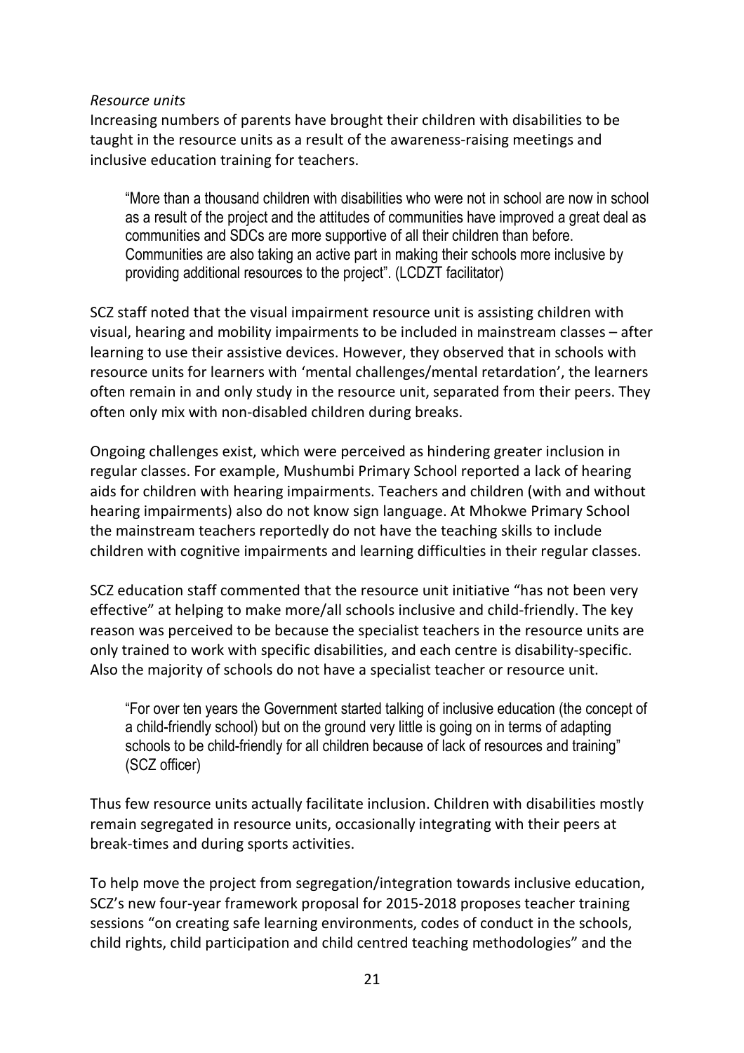*Resource units*

Increasing numbers of parents have brought their children with disabilities to be taught in the resource units as a result of the awareness-raising meetings and inclusive education training for teachers.

> "More than a thousand children with disabilities who were not in school are now in school as a result of the project and the attitudes of communities have improved a great deal as communities and SDCs are more supportive of all their children than before. Communities are also taking an active part in making their schools more inclusive by providing additional resources to the project". (LCDZT facilitator)

SCZ staff noted that the visual impairment resource unit is assisting children with visual, hearing and mobility impairments to be included in mainstream classes – after learning to use their assistive devices. However, they observed that in schools with resource units for learners with 'mental challenges/mental retardation', the learners often remain in and only study in the resource unit, separated from their peers. They often only mix with non-disabled children during breaks.

Ongoing challenges exist, which were perceived as hindering greater inclusion in regular classes. For example, Mushumbi Primary School reported a lack of hearing aids for children with hearing impairments. Teachers and children (with and without hearing impairments) also do not know sign language. At Mhokwe Primary School the mainstream teachers reportedly do not have the teaching skills to include children with cognitive impairments and learning difficulties in their regular classes.

SCZ education staff commented that the resource unit initiative "has not been very effective" at helping to make more/all schools inclusive and child-friendly. The key reason was perceived to be because the specialist teachers in the resource units are only trained to work with specific disabilities, and each centre is disability-specific. Also the majority of schools do not have a specialist teacher or resource unit.

> "For over ten years the Government started talking of inclusive education (the concept of a child-friendly school) but on the ground very little is going on in terms of adapting schools to be child-friendly for all children because of lack of resources and training" (SCZ officer)

Thus few resource units actually facilitate inclusion. Children with disabilities mostly remain segregated in resource units, occasionally integrating with their peers at break-times and during sports activities.

To help move the project from segregation/integration towards inclusive education, SCZ's new four-year framework proposal for 2015-2018 proposes teacher training sessions "on creating safe learning environments, codes of conduct in the schools, child rights, child participation and child centred teaching methodologies" and the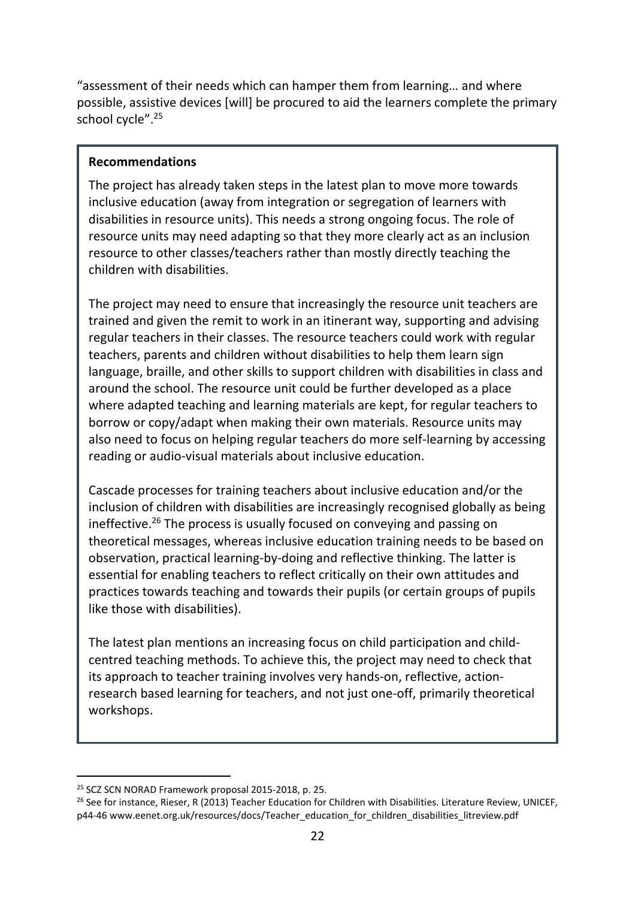"assessment of their needs which can hamper them from learning… and where possible, assistive devices [will] be procured to aid the learners complete the primary school cycle".[25]

**Recommendations**

The project has already taken steps in the latest plan to move more towards inclusive education (away from integration or segregation of learners with disabilities in resource units). This needs a strong ongoing focus. The role of resource units may need adapting so that they more clearly act as an inclusion resource to other classes/teachers rather than mostly directly teaching the children with disabilities.

The project may need to ensure that increasingly the resource unit teachers are trained and given the remit to work in an itinerant way, supporting and advising regular teachers in their classes. The resource teachers could work with regular teachers, parents and children without disabilities to help them learn sign language, braille, and other skills to support children with disabilities in class and around the school. The resource unit could be further developed as a place where adapted teaching and learning materials are kept, for regular teachers to borrow or copy/adapt when making their own materials. Resource units may also need to focus on helping regular teachers do more self-learning by accessing reading or audio-visual materials about inclusive education.

Cascade processes for training teachers about inclusive education and/or the inclusion of children with disabilities are increasingly recognised globally as being ineffective.[26] The process is usually focused on conveying and passing on theoretical messages, whereas inclusive education training needs to be based on observation, practical learning-by-doing and reflective thinking. The latter is essential for enabling teachers to reflect critically on their own attitudes and practices towards teaching and towards their pupils (or certain groups of pupils like those with disabilities).

The latest plan mentions an increasing focus on child participation and child-centred teaching methods. To achieve this, the project may need to check that its approach to teacher training involves very hands-on, reflective, action-research based learning for teachers, and not just one-off, primarily theoretical workshops.

---

[25] SCZ SCN NORAD Framework proposal 2015-2018, p. 25.

[26] See for instance, Rieser, R (2013) Teacher Education for Children with Disabilities. Literature Review, UNICEF, p44-46 www.eenet.org.uk/resources/docs/Teacher_education_for_children_disabilities_litreview.pdf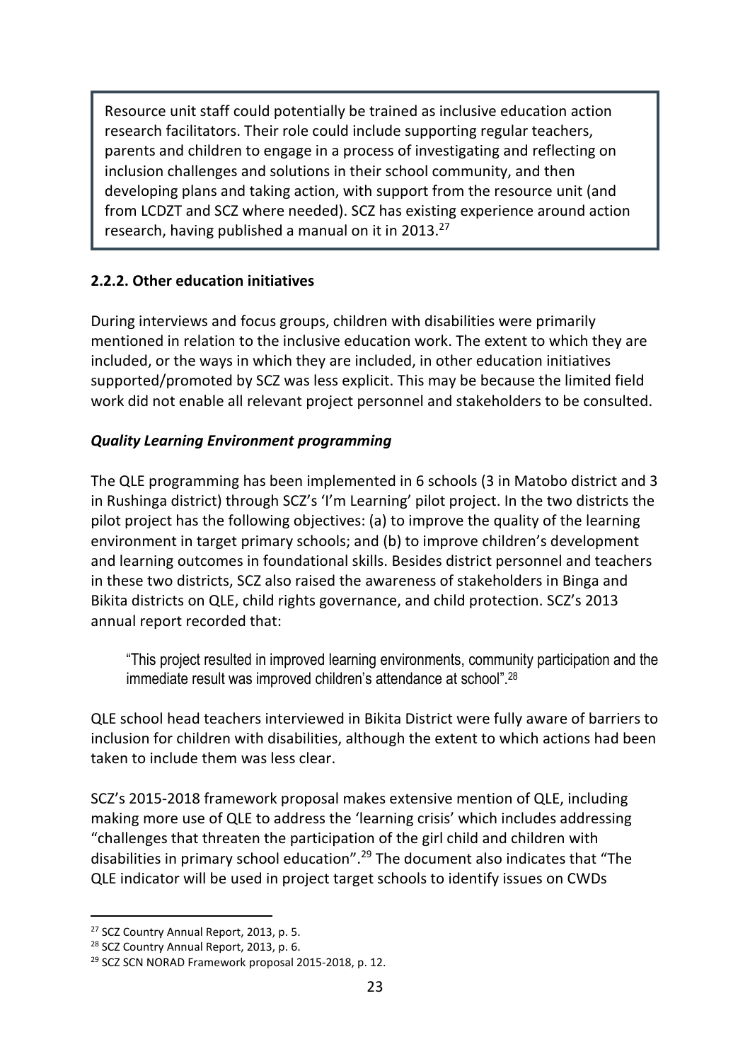> Resource unit staff could potentially be trained as inclusive education action research facilitators. Their role could include supporting regular teachers, parents and children to engage in a process of investigating and reflecting on inclusion challenges and solutions in their school community, and then developing plans and taking action, with support from the resource unit (and from LCDZT and SCZ where needed). SCZ has existing experience around action research, having published a manual on it in 2013.[27]

### 2.2.2. Other education initiatives

During interviews and focus groups, children with disabilities were primarily mentioned in relation to the inclusive education work. The extent to which they are included, or the ways in which they are included, in other education initiatives supported/promoted by SCZ was less explicit. This may be because the limited field work did not enable all relevant project personnel and stakeholders to be consulted.

#### *Quality Learning Environment programming*

The QLE programming has been implemented in 6 schools (3 in Matobo district and 3 in Rushinga district) through SCZ's 'I'm Learning' pilot project. In the two districts the pilot project has the following objectives: (a) to improve the quality of the learning environment in target primary schools; and (b) to improve children's development and learning outcomes in foundational skills. Besides district personnel and teachers in these two districts, SCZ also raised the awareness of stakeholders in Binga and Bikita districts on QLE, child rights governance, and child protection. SCZ's 2013 annual report recorded that:

> "This project resulted in improved learning environments, community participation and the immediate result was improved children's attendance at school".[28]

QLE school head teachers interviewed in Bikita District were fully aware of barriers to inclusion for children with disabilities, although the extent to which actions had been taken to include them was less clear.

SCZ's 2015-2018 framework proposal makes extensive mention of QLE, including making more use of QLE to address the 'learning crisis' which includes addressing "challenges that threaten the participation of the girl child and children with disabilities in primary school education".[29] The document also indicates that "The QLE indicator will be used in project target schools to identify issues on CWDs

---

[27] SCZ Country Annual Report, 2013, p. 5.

[28] SCZ Country Annual Report, 2013, p. 6.

[29] SCZ SCN NORAD Framework proposal 2015-2018, p. 12.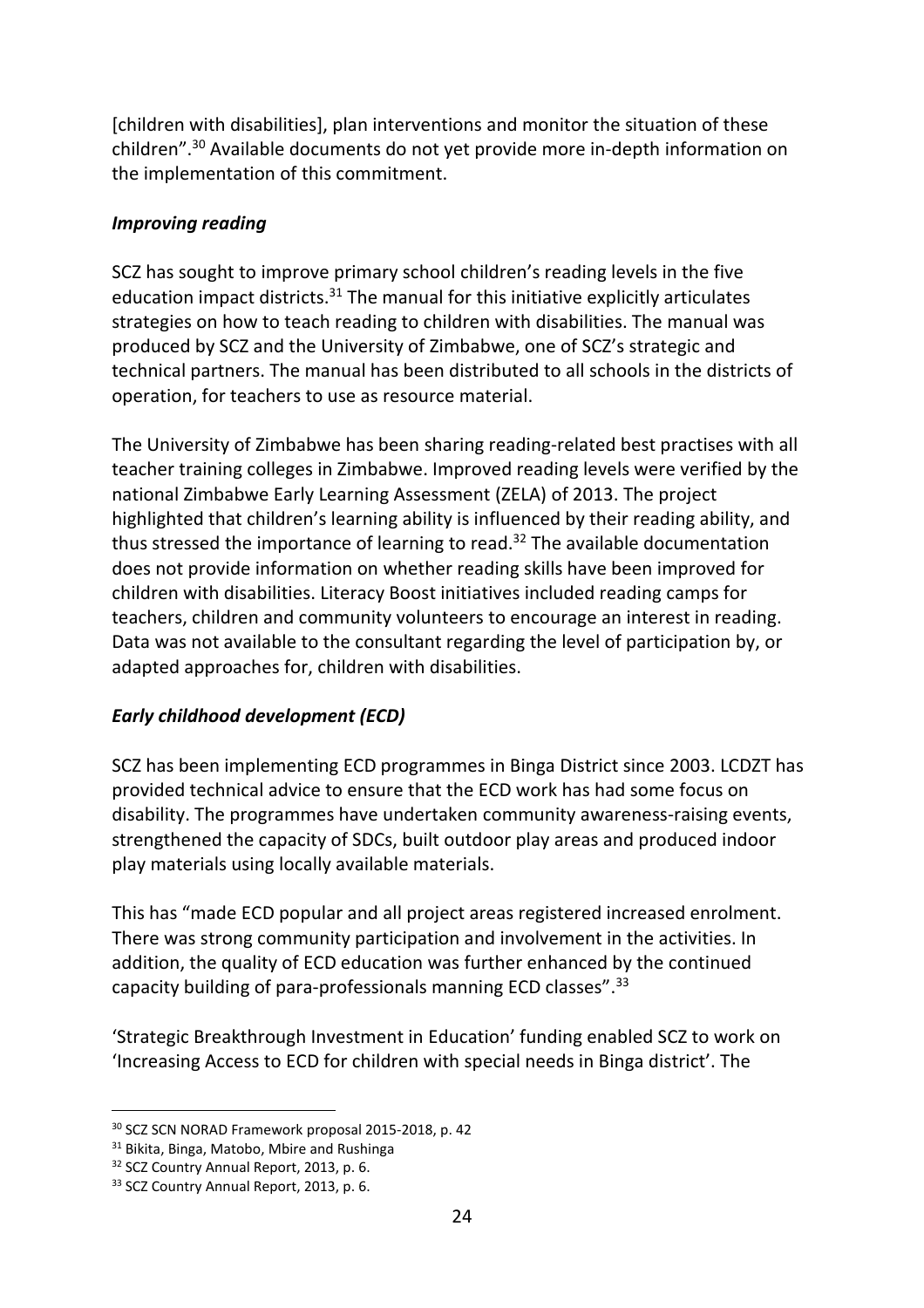[children with disabilities], plan interventions and monitor the situation of these children".[30] Available documents do not yet provide more in-depth information on the implementation of this commitment.

### *Improving reading*

SCZ has sought to improve primary school children's reading levels in the five education impact districts.[31] The manual for this initiative explicitly articulates strategies on how to teach reading to children with disabilities. The manual was produced by SCZ and the University of Zimbabwe, one of SCZ's strategic and technical partners. The manual has been distributed to all schools in the districts of operation, for teachers to use as resource material.

The University of Zimbabwe has been sharing reading-related best practises with all teacher training colleges in Zimbabwe. Improved reading levels were verified by the national Zimbabwe Early Learning Assessment (ZELA) of 2013. The project highlighted that children's learning ability is influenced by their reading ability, and thus stressed the importance of learning to read.[32] The available documentation does not provide information on whether reading skills have been improved for children with disabilities. Literacy Boost initiatives included reading camps for teachers, children and community volunteers to encourage an interest in reading. Data was not available to the consultant regarding the level of participation by, or adapted approaches for, children with disabilities.

### *Early childhood development (ECD)*

SCZ has been implementing ECD programmes in Binga District since 2003. LCDZT has provided technical advice to ensure that the ECD work has had some focus on disability. The programmes have undertaken community awareness-raising events, strengthened the capacity of SDCs, built outdoor play areas and produced indoor play materials using locally available materials.

This has "made ECD popular and all project areas registered increased enrolment. There was strong community participation and involvement in the activities. In addition, the quality of ECD education was further enhanced by the continued capacity building of para-professionals manning ECD classes".[33]

'Strategic Breakthrough Investment in Education' funding enabled SCZ to work on 'Increasing Access to ECD for children with special needs in Binga district'. The

---

[30] SCZ SCN NORAD Framework proposal 2015-2018, p. 42

[31] Bikita, Binga, Matobo, Mbire and Rushinga

[32] SCZ Country Annual Report, 2013, p. 6.

[33] SCZ Country Annual Report, 2013, p. 6.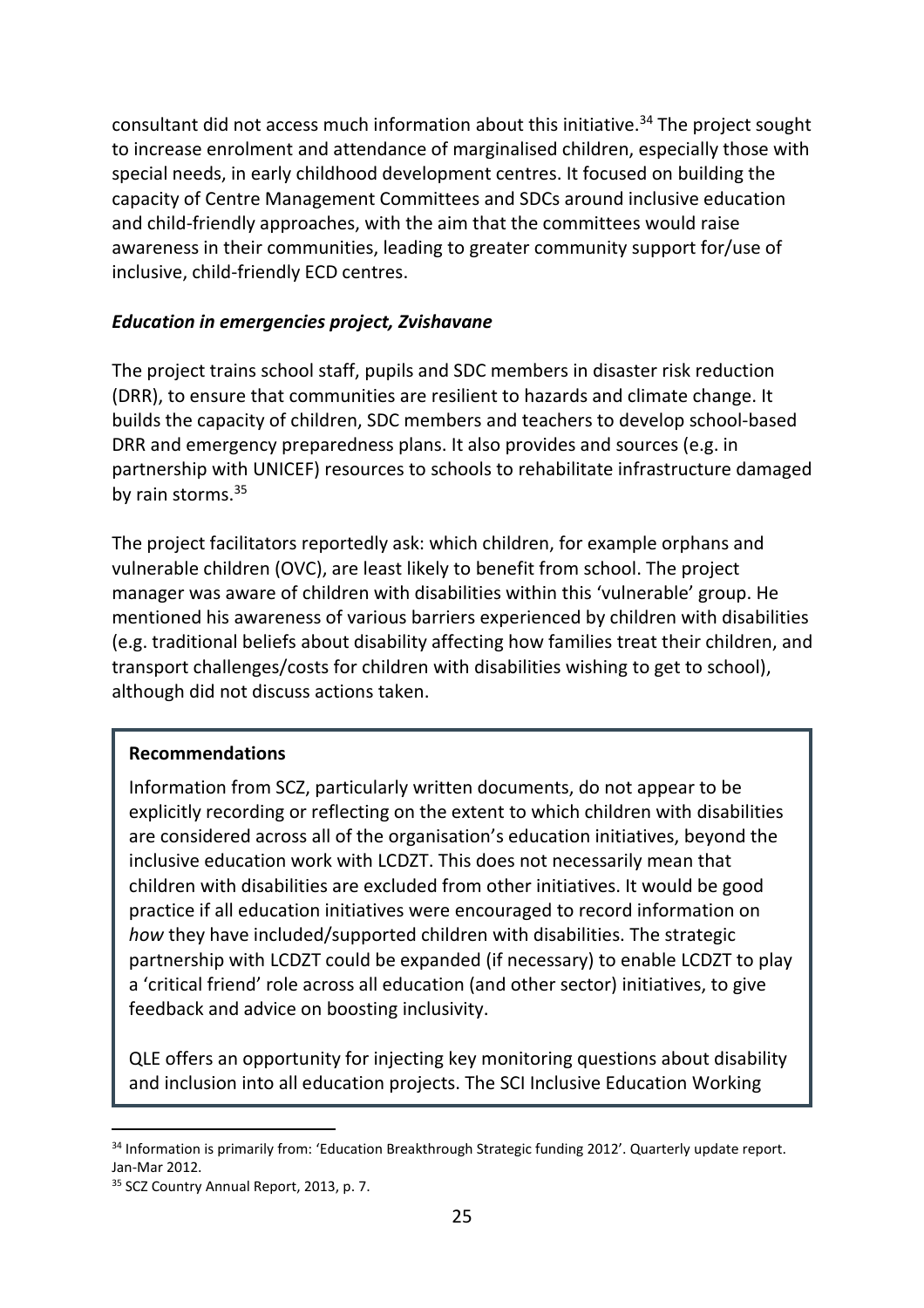consultant did not access much information about this initiative.[34] The project sought to increase enrolment and attendance of marginalised children, especially those with special needs, in early childhood development centres. It focused on building the capacity of Centre Management Committees and SDCs around inclusive education and child-friendly approaches, with the aim that the committees would raise awareness in their communities, leading to greater community support for/use of inclusive, child-friendly ECD centres.

### *Education in emergencies project, Zvishavane*

The project trains school staff, pupils and SDC members in disaster risk reduction (DRR), to ensure that communities are resilient to hazards and climate change. It builds the capacity of children, SDC members and teachers to develop school-based DRR and emergency preparedness plans. It also provides and sources (e.g. in partnership with UNICEF) resources to schools to rehabilitate infrastructure damaged by rain storms.[35]

The project facilitators reportedly ask: which children, for example orphans and vulnerable children (OVC), are least likely to benefit from school. The project manager was aware of children with disabilities within this 'vulnerable' group. He mentioned his awareness of various barriers experienced by children with disabilities (e.g. traditional beliefs about disability affecting how families treat their children, and transport challenges/costs for children with disabilities wishing to get to school), although did not discuss actions taken.

**Recommendations**

Information from SCZ, particularly written documents, do not appear to be explicitly recording or reflecting on the extent to which children with disabilities are considered across all of the organisation's education initiatives, beyond the inclusive education work with LCDZT. This does not necessarily mean that children with disabilities are excluded from other initiatives. It would be good practice if all education initiatives were encouraged to record information on *how* they have included/supported children with disabilities. The strategic partnership with LCDZT could be expanded (if necessary) to enable LCDZT to play a 'critical friend' role across all education (and other sector) initiatives, to give feedback and advice on boosting inclusivity.

QLE offers an opportunity for injecting key monitoring questions about disability and inclusion into all education projects. The SCI Inclusive Education Working

---

[34] Information is primarily from: 'Education Breakthrough Strategic funding 2012'. Quarterly update report. Jan-Mar 2012.

[35] SCZ Country Annual Report, 2013, p. 7.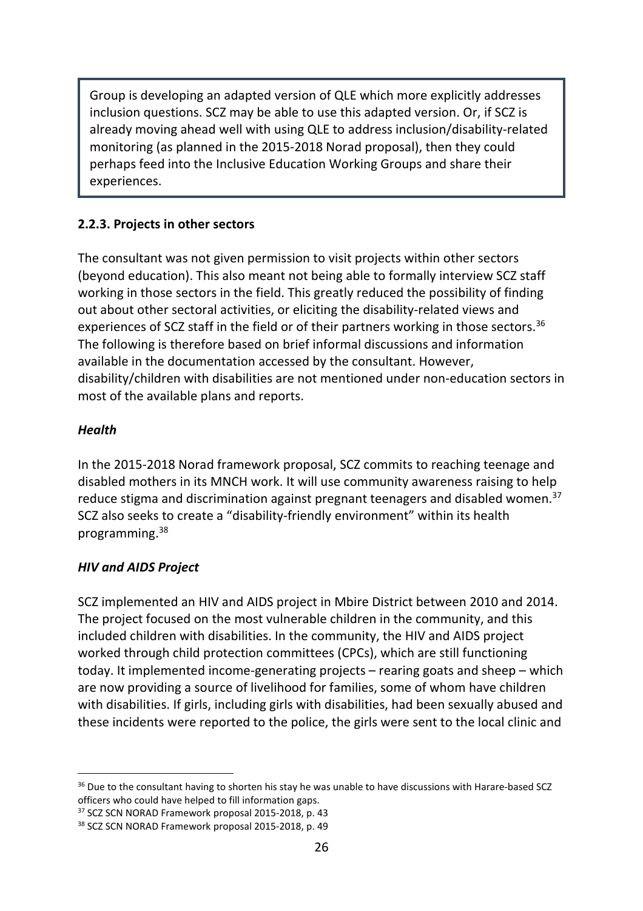Group is developing an adapted version of QLE which more explicitly addresses inclusion questions. SCZ may be able to use this adapted version. Or, if SCZ is already moving ahead well with using QLE to address inclusion/disability-related monitoring (as planned in the 2015-2018 Norad proposal), then they could perhaps feed into the Inclusive Education Working Groups and share their experiences.

### 2.2.3. Projects in other sectors

The consultant was not given permission to visit projects within other sectors (beyond education). This also meant not being able to formally interview SCZ staff working in those sectors in the field. This greatly reduced the possibility of finding out about other sectoral activities, or eliciting the disability-related views and experiences of SCZ staff in the field or of their partners working in those sectors.[36] The following is therefore based on brief informal discussions and information available in the documentation accessed by the consultant. However, disability/children with disabilities are not mentioned under non-education sectors in most of the available plans and reports.

#### *Health*

In the 2015-2018 Norad framework proposal, SCZ commits to reaching teenage and disabled mothers in its MNCH work. It will use community awareness raising to help reduce stigma and discrimination against pregnant teenagers and disabled women.[37] SCZ also seeks to create a "disability-friendly environment" within its health programming.[38]

#### *HIV and AIDS Project*

SCZ implemented an HIV and AIDS project in Mbire District between 2010 and 2014. The project focused on the most vulnerable children in the community, and this included children with disabilities. In the community, the HIV and AIDS project worked through child protection committees (CPCs), which are still functioning today. It implemented income-generating projects – rearing goats and sheep – which are now providing a source of livelihood for families, some of whom have children with disabilities. If girls, including girls with disabilities, had been sexually abused and these incidents were reported to the police, the girls were sent to the local clinic and

---

[36] Due to the consultant having to shorten his stay he was unable to have discussions with Harare-based SCZ officers who could have helped to fill information gaps.

[37] SCZ SCN NORAD Framework proposal 2015-2018, p. 43

[38] SCZ SCN NORAD Framework proposal 2015-2018, p. 49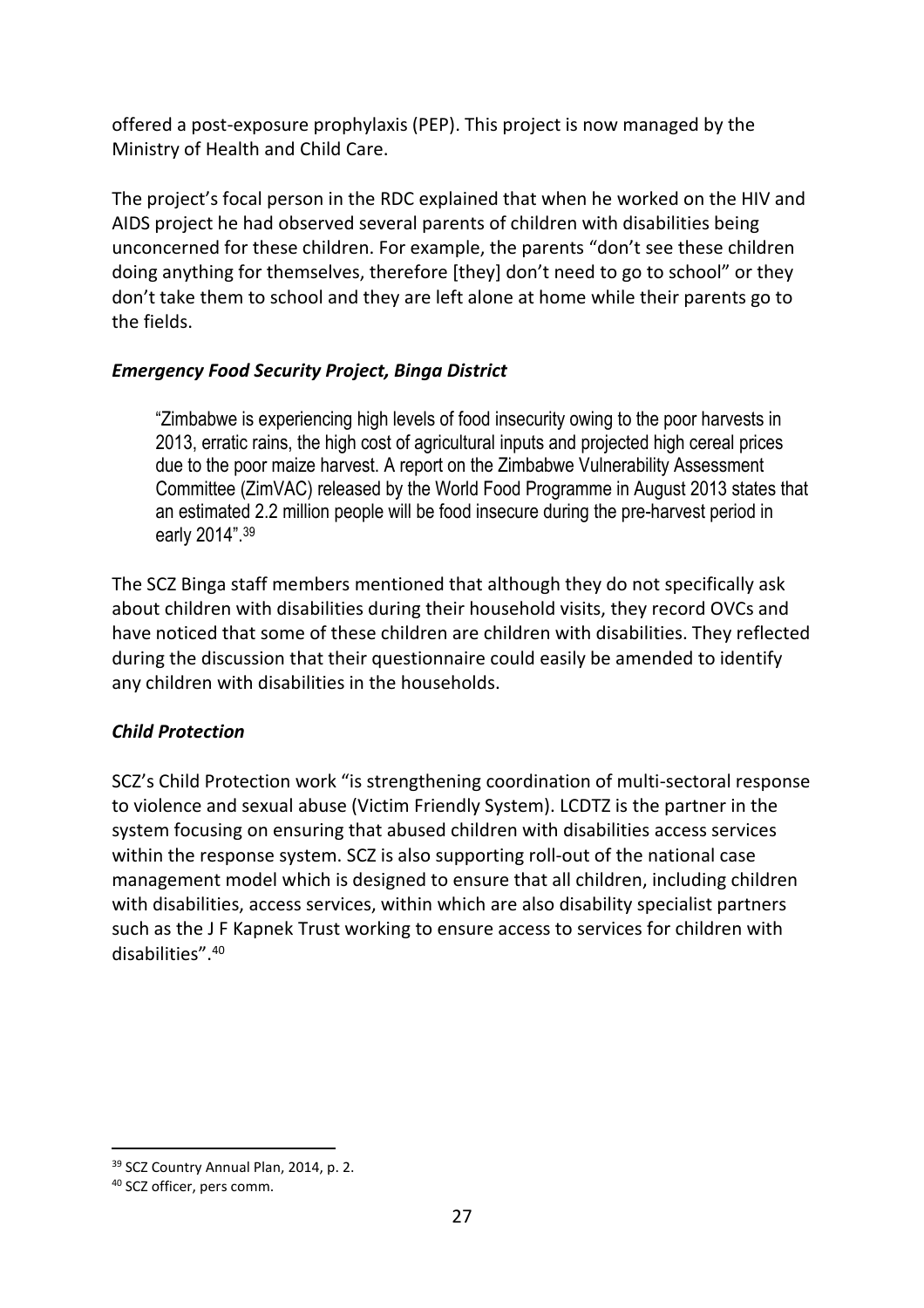offered a post-exposure prophylaxis (PEP). This project is now managed by the Ministry of Health and Child Care.

The project's focal person in the RDC explained that when he worked on the HIV and AIDS project he had observed several parents of children with disabilities being unconcerned for these children. For example, the parents "don't see these children doing anything for themselves, therefore [they] don't need to go to school" or they don't take them to school and they are left alone at home while their parents go to the fields.

***Emergency Food Security Project, Binga District***

> "Zimbabwe is experiencing high levels of food insecurity owing to the poor harvests in 2013, erratic rains, the high cost of agricultural inputs and projected high cereal prices due to the poor maize harvest. A report on the Zimbabwe Vulnerability Assessment Committee (ZimVAC) released by the World Food Programme in August 2013 states that an estimated 2.2 million people will be food insecure during the pre-harvest period in early 2014".[39]

The SCZ Binga staff members mentioned that although they do not specifically ask about children with disabilities during their household visits, they record OVCs and have noticed that some of these children are children with disabilities. They reflected during the discussion that their questionnaire could easily be amended to identify any children with disabilities in the households.

***Child Protection***

SCZ's Child Protection work "is strengthening coordination of multi-sectoral response to violence and sexual abuse (Victim Friendly System). LCDTZ is the partner in the system focusing on ensuring that abused children with disabilities access services within the response system. SCZ is also supporting roll-out of the national case management model which is designed to ensure that all children, including children with disabilities, access services, within which are also disability specialist partners such as the J F Kapnek Trust working to ensure access to services for children with disabilities".[40]

---

[39] SCZ Country Annual Plan, 2014, p. 2.

[40] SCZ officer, pers comm.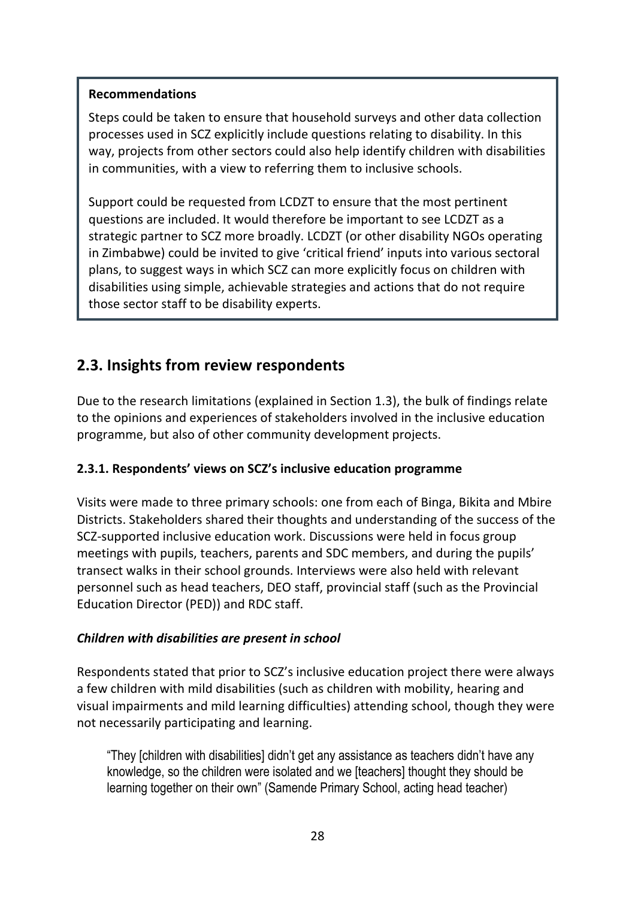**Recommendations**

Steps could be taken to ensure that household surveys and other data collection processes used in SCZ explicitly include questions relating to disability. In this way, projects from other sectors could also help identify children with disabilities in communities, with a view to referring them to inclusive schools.

Support could be requested from LCDZT to ensure that the most pertinent questions are included. It would therefore be important to see LCDZT as a strategic partner to SCZ more broadly. LCDZT (or other disability NGOs operating in Zimbabwe) could be invited to give 'critical friend' inputs into various sectoral plans, to suggest ways in which SCZ can more explicitly focus on children with disabilities using simple, achievable strategies and actions that do not require those sector staff to be disability experts.

## 2.3. Insights from review respondents

Due to the research limitations (explained in Section 1.3), the bulk of findings relate to the opinions and experiences of stakeholders involved in the inclusive education programme, but also of other community development projects.

### 2.3.1. Respondents' views on SCZ's inclusive education programme

Visits were made to three primary schools: one from each of Binga, Bikita and Mbire Districts. Stakeholders shared their thoughts and understanding of the success of the SCZ-supported inclusive education work. Discussions were held in focus group meetings with pupils, teachers, parents and SDC members, and during the pupils' transect walks in their school grounds. Interviews were also held with relevant personnel such as head teachers, DEO staff, provincial staff (such as the Provincial Education Director (PED)) and RDC staff.

***Children with disabilities are present in school***

Respondents stated that prior to SCZ's inclusive education project there were always a few children with mild disabilities (such as children with mobility, hearing and visual impairments and mild learning difficulties) attending school, though they were not necessarily participating and learning.

> "They [children with disabilities] didn't get any assistance as teachers didn't have any knowledge, so the children were isolated and we [teachers] thought they should be learning together on their own" (Samende Primary School, acting head teacher)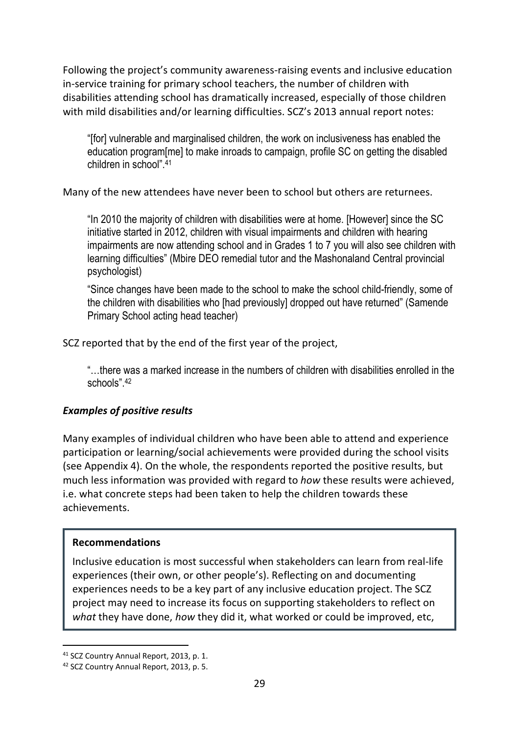Following the project's community awareness-raising events and inclusive education in-service training for primary school teachers, the number of children with disabilities attending school has dramatically increased, especially of those children with mild disabilities and/or learning difficulties. SCZ's 2013 annual report notes:

> "[for] vulnerable and marginalised children, the work on inclusiveness has enabled the education program[me] to make inroads to campaign, profile SC on getting the disabled children in school".[41]

Many of the new attendees have never been to school but others are returnees.

> "In 2010 the majority of children with disabilities were at home. [However] since the SC initiative started in 2012, children with visual impairments and children with hearing impairments are now attending school and in Grades 1 to 7 you will also see children with learning difficulties" (Mbire DEO remedial tutor and the Mashonaland Central provincial psychologist)
>
> "Since changes have been made to the school to make the school child-friendly, some of the children with disabilities who [had previously] dropped out have returned" (Samende Primary School acting head teacher)

SCZ reported that by the end of the first year of the project,

> "…there was a marked increase in the numbers of children with disabilities enrolled in the schools".[42]

***Examples of positive results***

Many examples of individual children who have been able to attend and experience participation or learning/social achievements were provided during the school visits (see Appendix 4). On the whole, the respondents reported the positive results, but much less information was provided with regard to *how* these results were achieved, i.e. what concrete steps had been taken to help the children towards these achievements.

**Recommendations**

Inclusive education is most successful when stakeholders can learn from real-life experiences (their own, or other people's). Reflecting on and documenting experiences needs to be a key part of any inclusive education project. The SCZ project may need to increase its focus on supporting stakeholders to reflect on *what* they have done, *how* they did it, what worked or could be improved, etc,

---

[41] SCZ Country Annual Report, 2013, p. 1.

[42] SCZ Country Annual Report, 2013, p. 5.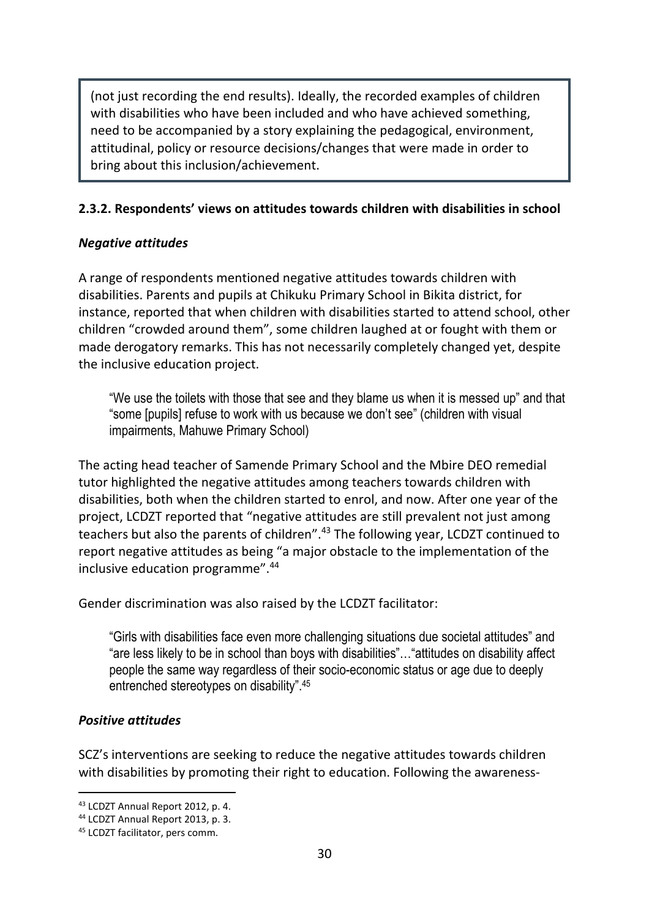(not just recording the end results). Ideally, the recorded examples of children with disabilities who have been included and who have achieved something, need to be accompanied by a story explaining the pedagogical, environment, attitudinal, policy or resource decisions/changes that were made in order to bring about this inclusion/achievement.

#### 2.3.2. Respondents' views on attitudes towards children with disabilities in school

***Negative attitudes***

A range of respondents mentioned negative attitudes towards children with disabilities. Parents and pupils at Chikuku Primary School in Bikita district, for instance, reported that when children with disabilities started to attend school, other children "crowded around them", some children laughed at or fought with them or made derogatory remarks. This has not necessarily completely changed yet, despite the inclusive education project.

> "We use the toilets with those that see and they blame us when it is messed up" and that "some [pupils] refuse to work with us because we don't see" (children with visual impairments, Mahuwe Primary School)

The acting head teacher of Samende Primary School and the Mbire DEO remedial tutor highlighted the negative attitudes among teachers towards children with disabilities, both when the children started to enrol, and now. After one year of the project, LCDZT reported that "negative attitudes are still prevalent not just among teachers but also the parents of children".[43] The following year, LCDZT continued to report negative attitudes as being "a major obstacle to the implementation of the inclusive education programme".[44]

Gender discrimination was also raised by the LCDZT facilitator:

> "Girls with disabilities face even more challenging situations due societal attitudes" and "are less likely to be in school than boys with disabilities"…"attitudes on disability affect people the same way regardless of their socio-economic status or age due to deeply entrenched stereotypes on disability".[45]

***Positive attitudes***

SCZ's interventions are seeking to reduce the negative attitudes towards children with disabilities by promoting their right to education. Following the awareness-

[43] LCDZT Annual Report 2012, p. 4.

[44] LCDZT Annual Report 2013, p. 3.

[45] LCDZT facilitator, pers comm.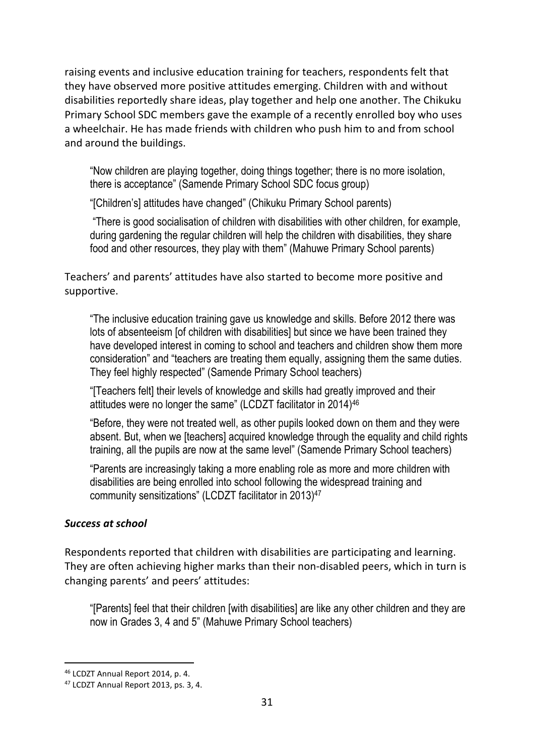raising events and inclusive education training for teachers, respondents felt that they have observed more positive attitudes emerging. Children with and without disabilities reportedly share ideas, play together and help one another. The Chikuku Primary School SDC members gave the example of a recently enrolled boy who uses a wheelchair. He has made friends with children who push him to and from school and around the buildings.

> "Now children are playing together, doing things together; there is no more isolation, there is acceptance" (Samende Primary School SDC focus group)
>
> "[Children's] attitudes have changed" (Chikuku Primary School parents)
>
> "There is good socialisation of children with disabilities with other children, for example, during gardening the regular children will help the children with disabilities, they share food and other resources, they play with them" (Mahuwe Primary School parents)

Teachers' and parents' attitudes have also started to become more positive and supportive.

> "The inclusive education training gave us knowledge and skills. Before 2012 there was lots of absenteeism [of children with disabilities] but since we have been trained they have developed interest in coming to school and teachers and children show them more consideration" and "teachers are treating them equally, assigning them the same duties. They feel highly respected" (Samende Primary School teachers)
>
> "[Teachers felt] their levels of knowledge and skills had greatly improved and their attitudes were no longer the same" (LCDZT facilitator in 2014)[46]
>
> "Before, they were not treated well, as other pupils looked down on them and they were absent. But, when we [teachers] acquired knowledge through the equality and child rights training, all the pupils are now at the same level" (Samende Primary School teachers)
>
> "Parents are increasingly taking a more enabling role as more and more children with disabilities are being enrolled into school following the widespread training and community sensitizations" (LCDZT facilitator in 2013)[47]

***Success at school***

Respondents reported that children with disabilities are participating and learning. They are often achieving higher marks than their non-disabled peers, which in turn is changing parents' and peers' attitudes:

> "[Parents] feel that their children [with disabilities] are like any other children and they are now in Grades 3, 4 and 5" (Mahuwe Primary School teachers)

---

[46] LCDZT Annual Report 2014, p. 4.

[47] LCDZT Annual Report 2013, ps. 3, 4.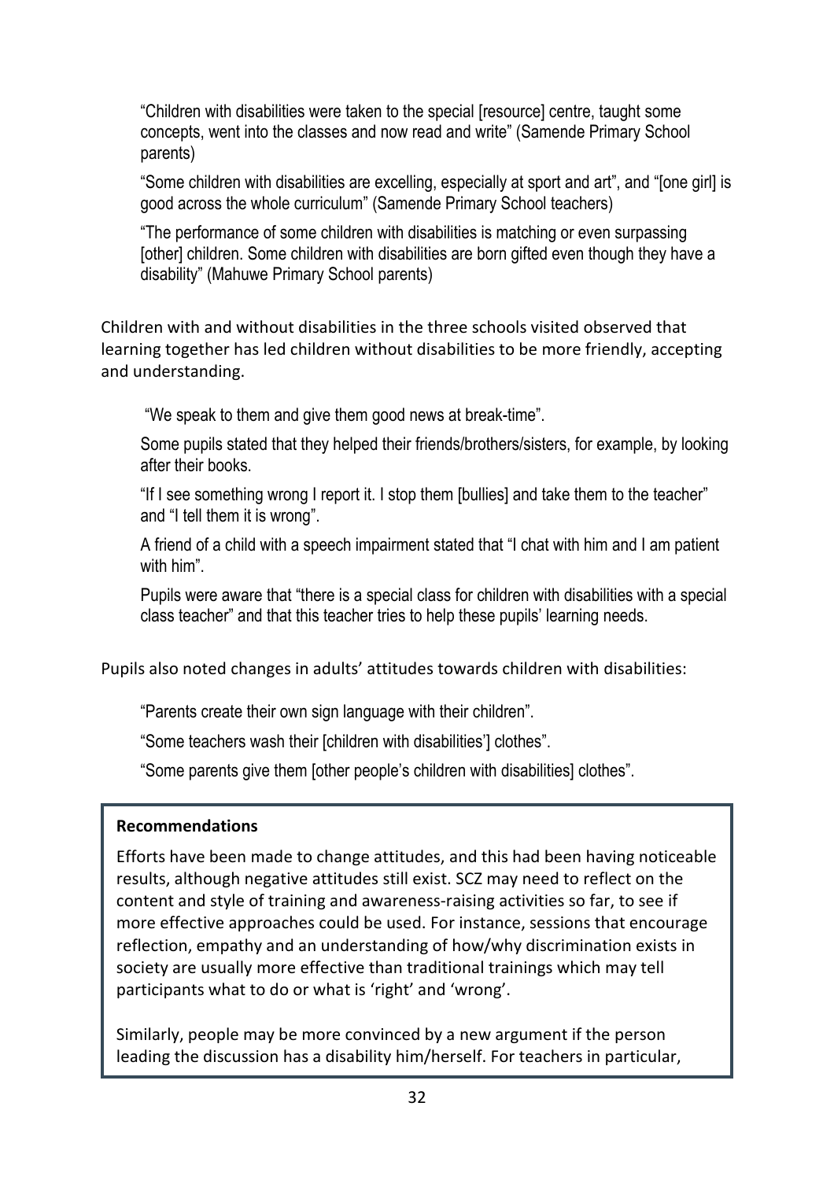"Children with disabilities were taken to the special [resource] centre, taught some concepts, went into the classes and now read and write" (Samende Primary School parents)

"Some children with disabilities are excelling, especially at sport and art", and "[one girl] is good across the whole curriculum" (Samende Primary School teachers)

"The performance of some children with disabilities is matching or even surpassing [other] children. Some children with disabilities are born gifted even though they have a disability" (Mahuwe Primary School parents)

Children with and without disabilities in the three schools visited observed that learning together has led children without disabilities to be more friendly, accepting and understanding.

"We speak to them and give them good news at break-time".

Some pupils stated that they helped their friends/brothers/sisters, for example, by looking after their books.

"If I see something wrong I report it. I stop them [bullies] and take them to the teacher" and "I tell them it is wrong".

A friend of a child with a speech impairment stated that "I chat with him and I am patient with him".

Pupils were aware that "there is a special class for children with disabilities with a special class teacher" and that this teacher tries to help these pupils' learning needs.

Pupils also noted changes in adults' attitudes towards children with disabilities:

"Parents create their own sign language with their children".

"Some teachers wash their [children with disabilities'] clothes".

"Some parents give them [other people's children with disabilities] clothes".

**Recommendations**

Efforts have been made to change attitudes, and this had been having noticeable results, although negative attitudes still exist. SCZ may need to reflect on the content and style of training and awareness-raising activities so far, to see if more effective approaches could be used. For instance, sessions that encourage reflection, empathy and an understanding of how/why discrimination exists in society are usually more effective than traditional trainings which may tell participants what to do or what is 'right' and 'wrong'.

Similarly, people may be more convinced by a new argument if the person leading the discussion has a disability him/herself. For teachers in particular,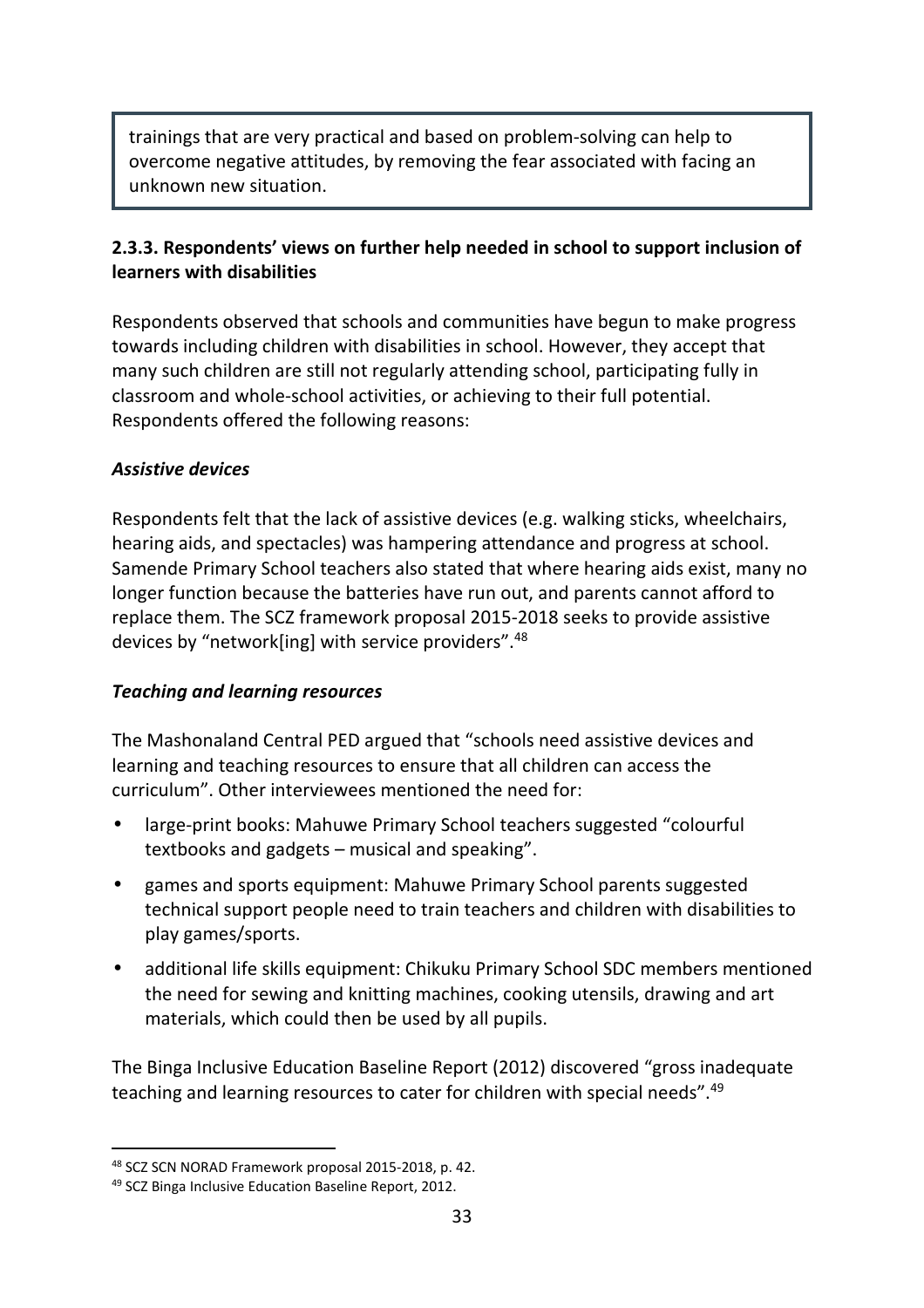trainings that are very practical and based on problem-solving can help to overcome negative attitudes, by removing the fear associated with facing an unknown new situation.

### 2.3.3. Respondents' views on further help needed in school to support inclusion of learners with disabilities

Respondents observed that schools and communities have begun to make progress towards including children with disabilities in school. However, they accept that many such children are still not regularly attending school, participating fully in classroom and whole-school activities, or achieving to their full potential. Respondents offered the following reasons:

***Assistive devices***

Respondents felt that the lack of assistive devices (e.g. walking sticks, wheelchairs, hearing aids, and spectacles) was hampering attendance and progress at school. Samende Primary School teachers also stated that where hearing aids exist, many no longer function because the batteries have run out, and parents cannot afford to replace them. The SCZ framework proposal 2015-2018 seeks to provide assistive devices by "network[ing] with service providers".[48]

***Teaching and learning resources***

The Mashonaland Central PED argued that "schools need assistive devices and learning and teaching resources to ensure that all children can access the curriculum". Other interviewees mentioned the need for:

- large-print books: Mahuwe Primary School teachers suggested "colourful textbooks and gadgets – musical and speaking".
- games and sports equipment: Mahuwe Primary School parents suggested technical support people need to train teachers and children with disabilities to play games/sports.
- additional life skills equipment: Chikuku Primary School SDC members mentioned the need for sewing and knitting machines, cooking utensils, drawing and art materials, which could then be used by all pupils.

The Binga Inclusive Education Baseline Report (2012) discovered "gross inadequate teaching and learning resources to cater for children with special needs".[49]

---

[48] SCZ SCN NORAD Framework proposal 2015-2018, p. 42.

[49] SCZ Binga Inclusive Education Baseline Report, 2012.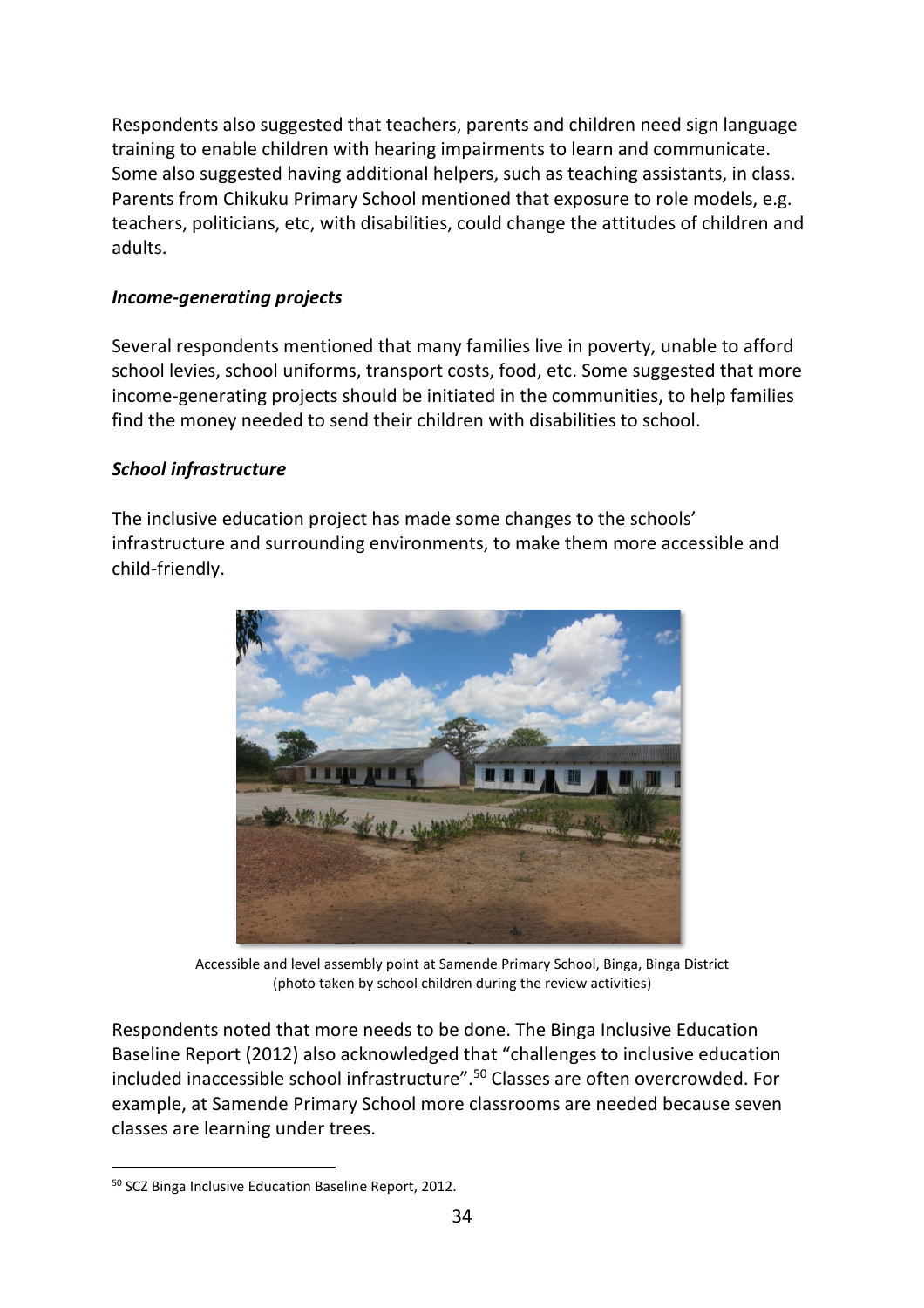Respondents also suggested that teachers, parents and children need sign language training to enable children with hearing impairments to learn and communicate. Some also suggested having additional helpers, such as teaching assistants, in class. Parents from Chikuku Primary School mentioned that exposure to role models, e.g. teachers, politicians, etc, with disabilities, could change the attitudes of children and adults.

***Income-generating projects***

Several respondents mentioned that many families live in poverty, unable to afford school levies, school uniforms, transport costs, food, etc. Some suggested that more income-generating projects should be initiated in the communities, to help families find the money needed to send their children with disabilities to school.

***School infrastructure***

The inclusive education project has made some changes to the schools' infrastructure and surrounding environments, to make them more accessible and child-friendly.

Accessible and level assembly point at Samende Primary School, Binga, Binga District
(photo taken by school children during the review activities)

Respondents noted that more needs to be done. The Binga Inclusive Education Baseline Report (2012) also acknowledged that "challenges to inclusive education included inaccessible school infrastructure".[50] Classes are often overcrowded. For example, at Samende Primary School more classrooms are needed because seven classes are learning under trees.

[50] SCZ Binga Inclusive Education Baseline Report, 2012.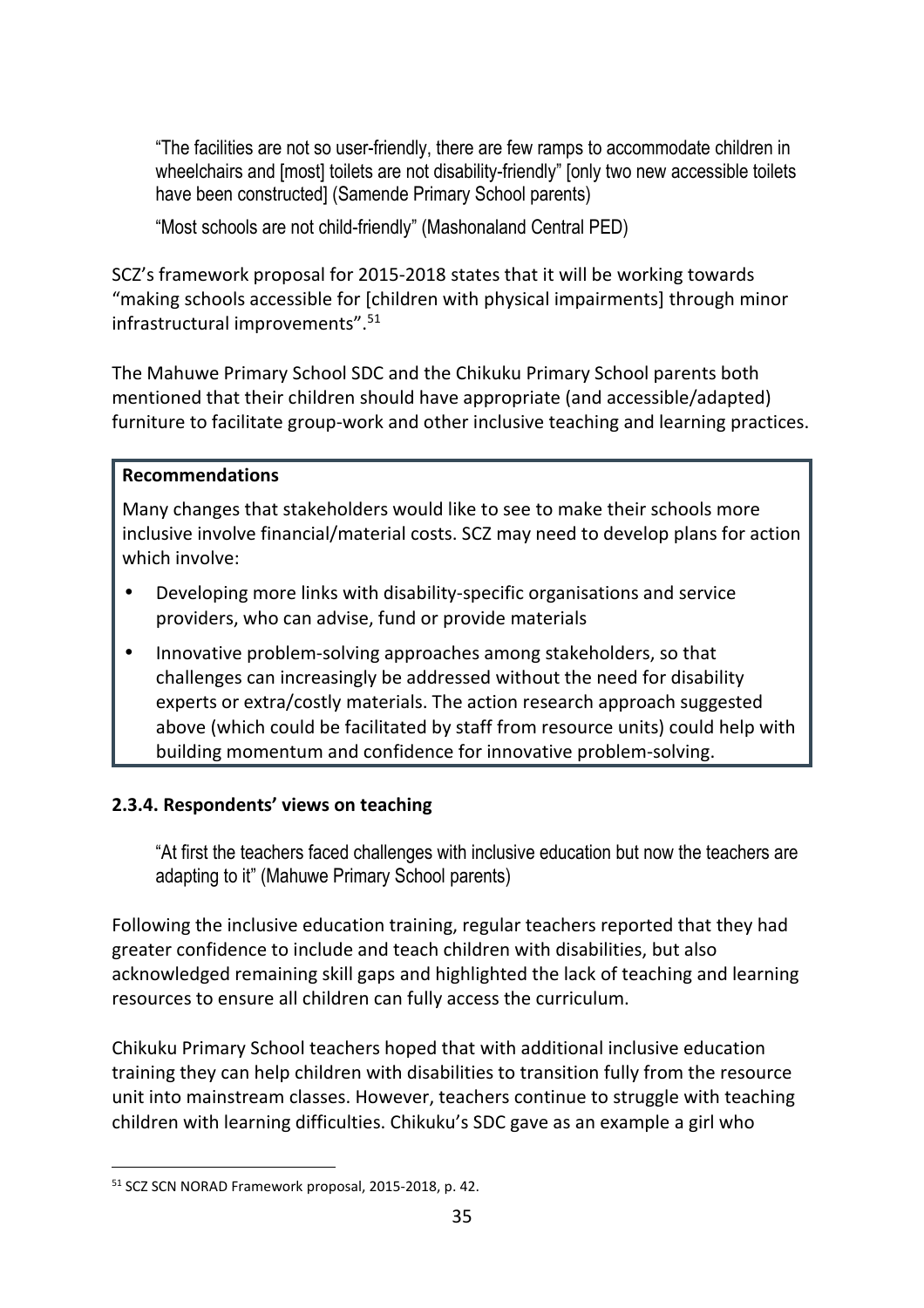> "The facilities are not so user-friendly, there are few ramps to accommodate children in wheelchairs and [most] toilets are not disability-friendly" [only two new accessible toilets have been constructed] (Samende Primary School parents)
>
> "Most schools are not child-friendly" (Mashonaland Central PED)

SCZ's framework proposal for 2015-2018 states that it will be working towards "making schools accessible for [children with physical impairments] through minor infrastructural improvements".[51]

The Mahuwe Primary School SDC and the Chikuku Primary School parents both mentioned that their children should have appropriate (and accessible/adapted) furniture to facilitate group-work and other inclusive teaching and learning practices.

**Recommendations**

Many changes that stakeholders would like to see to make their schools more inclusive involve financial/material costs. SCZ may need to develop plans for action which involve:

- Developing more links with disability-specific organisations and service providers, who can advise, fund or provide materials
- Innovative problem-solving approaches among stakeholders, so that challenges can increasingly be addressed without the need for disability experts or extra/costly materials. The action research approach suggested above (which could be facilitated by staff from resource units) could help with building momentum and confidence for innovative problem-solving.

#### 2.3.4. Respondents' views on teaching

> "At first the teachers faced challenges with inclusive education but now the teachers are adapting to it" (Mahuwe Primary School parents)

Following the inclusive education training, regular teachers reported that they had greater confidence to include and teach children with disabilities, but also acknowledged remaining skill gaps and highlighted the lack of teaching and learning resources to ensure all children can fully access the curriculum.

Chikuku Primary School teachers hoped that with additional inclusive education training they can help children with disabilities to transition fully from the resource unit into mainstream classes. However, teachers continue to struggle with teaching children with learning difficulties. Chikuku's SDC gave as an example a girl who

---

[51] SCZ SCN NORAD Framework proposal, 2015-2018, p. 42.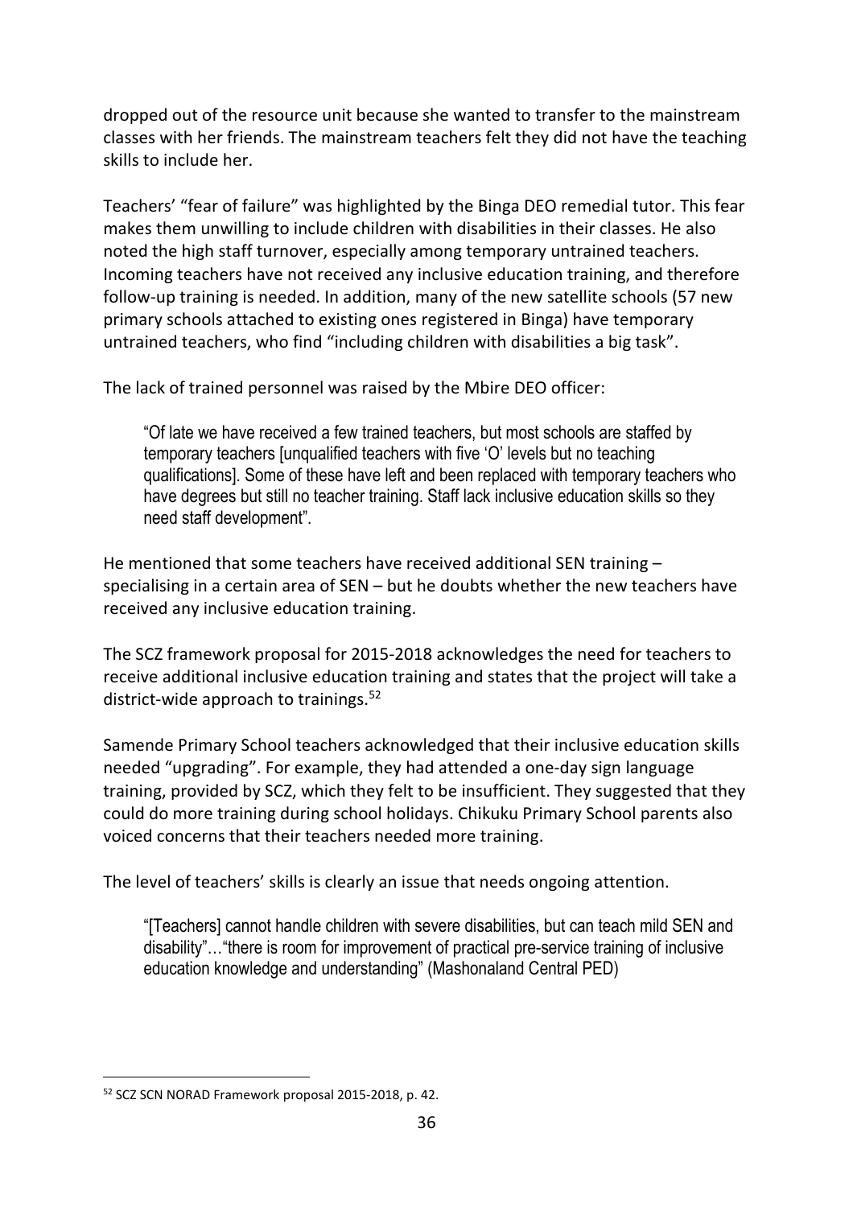dropped out of the resource unit because she wanted to transfer to the mainstream classes with her friends. The mainstream teachers felt they did not have the teaching skills to include her.

Teachers' "fear of failure" was highlighted by the Binga DEO remedial tutor. This fear makes them unwilling to include children with disabilities in their classes. He also noted the high staff turnover, especially among temporary untrained teachers. Incoming teachers have not received any inclusive education training, and therefore follow-up training is needed. In addition, many of the new satellite schools (57 new primary schools attached to existing ones registered in Binga) have temporary untrained teachers, who find "including children with disabilities a big task".

The lack of trained personnel was raised by the Mbire DEO officer:

> "Of late we have received a few trained teachers, but most schools are staffed by temporary teachers [unqualified teachers with five 'O' levels but no teaching qualifications]. Some of these have left and been replaced with temporary teachers who have degrees but still no teacher training. Staff lack inclusive education skills so they need staff development".

He mentioned that some teachers have received additional SEN training – specialising in a certain area of SEN – but he doubts whether the new teachers have received any inclusive education training.

The SCZ framework proposal for 2015-2018 acknowledges the need for teachers to receive additional inclusive education training and states that the project will take a district-wide approach to trainings.[52]

Samende Primary School teachers acknowledged that their inclusive education skills needed "upgrading". For example, they had attended a one-day sign language training, provided by SCZ, which they felt to be insufficient. They suggested that they could do more training during school holidays. Chikuku Primary School parents also voiced concerns that their teachers needed more training.

The level of teachers' skills is clearly an issue that needs ongoing attention.

> "[Teachers] cannot handle children with severe disabilities, but can teach mild SEN and disability"…"there is room for improvement of practical pre-service training of inclusive education knowledge and understanding" (Mashonaland Central PED)

---

[52] SCZ SCN NORAD Framework proposal 2015-2018, p. 42.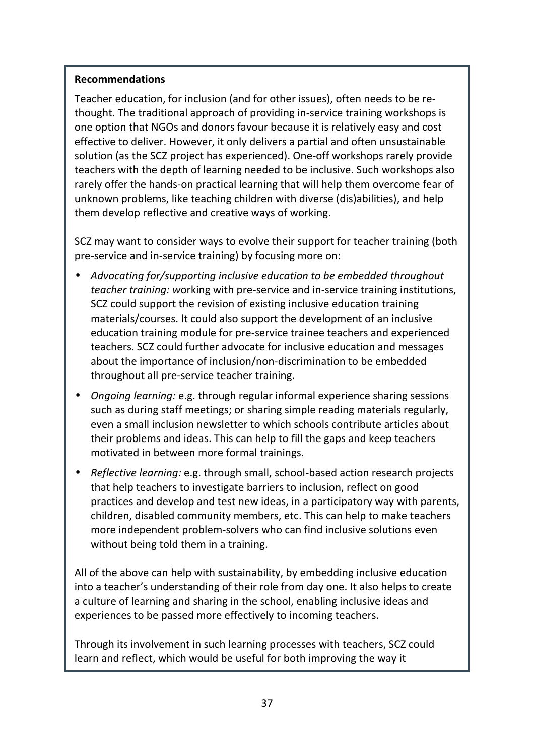**Recommendations**

Teacher education, for inclusion (and for other issues), often needs to be re-thought. The traditional approach of providing in-service training workshops is one option that NGOs and donors favour because it is relatively easy and cost effective to deliver. However, it only delivers a partial and often unsustainable solution (as the SCZ project has experienced). One-off workshops rarely provide teachers with the depth of learning needed to be inclusive. Such workshops also rarely offer the hands-on practical learning that will help them overcome fear of unknown problems, like teaching children with diverse (dis)abilities), and help them develop reflective and creative ways of working.

SCZ may want to consider ways to evolve their support for teacher training (both pre-service and in-service training) by focusing more on:

- *Advocating for/supporting inclusive education to be embedded throughout teacher training: w*orking with pre-service and in-service training institutions, SCZ could support the revision of existing inclusive education training materials/courses. It could also support the development of an inclusive education training module for pre-service trainee teachers and experienced teachers. SCZ could further advocate for inclusive education and messages about the importance of inclusion/non-discrimination to be embedded throughout all pre-service teacher training.
- *Ongoing learning:* e.g. through regular informal experience sharing sessions such as during staff meetings; or sharing simple reading materials regularly, even a small inclusion newsletter to which schools contribute articles about their problems and ideas. This can help to fill the gaps and keep teachers motivated in between more formal trainings.
- *Reflective learning:* e.g. through small, school-based action research projects that help teachers to investigate barriers to inclusion, reflect on good practices and develop and test new ideas, in a participatory way with parents, children, disabled community members, etc. This can help to make teachers more independent problem-solvers who can find inclusive solutions even without being told them in a training.

All of the above can help with sustainability, by embedding inclusive education into a teacher's understanding of their role from day one. It also helps to create a culture of learning and sharing in the school, enabling inclusive ideas and experiences to be passed more effectively to incoming teachers.

Through its involvement in such learning processes with teachers, SCZ could learn and reflect, which would be useful for both improving the way it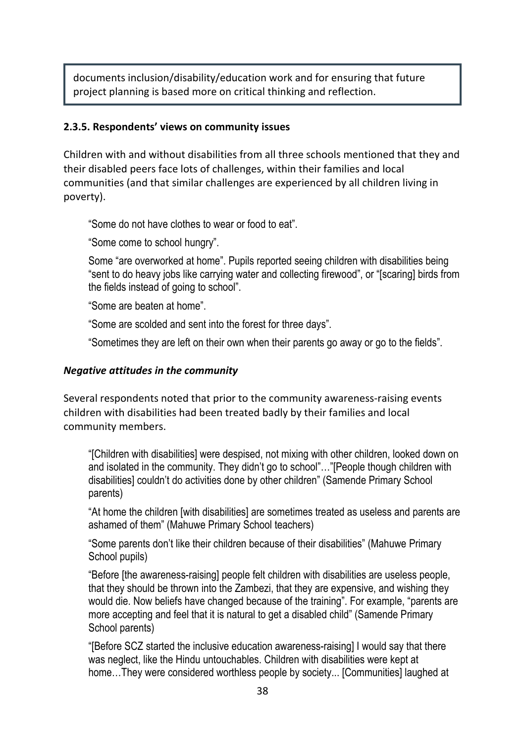documents inclusion/disability/education work and for ensuring that future project planning is based more on critical thinking and reflection.

#### 2.3.5. Respondents' views on community issues

Children with and without disabilities from all three schools mentioned that they and their disabled peers face lots of challenges, within their families and local communities (and that similar challenges are experienced by all children living in poverty).

> "Some do not have clothes to wear or food to eat".
>
> "Some come to school hungry".
>
> Some "are overworked at home". Pupils reported seeing children with disabilities being "sent to do heavy jobs like carrying water and collecting firewood", or "[scaring] birds from the fields instead of going to school".
>
> "Some are beaten at home".
>
> "Some are scolded and sent into the forest for three days".
>
> "Sometimes they are left on their own when their parents go away or go to the fields".

***Negative attitudes in the community***

Several respondents noted that prior to the community awareness-raising events children with disabilities had been treated badly by their families and local community members.

> "[Children with disabilities] were despised, not mixing with other children, looked down on and isolated in the community. They didn't go to school"…"[People though children with disabilities] couldn't do activities done by other children" (Samende Primary School parents)
>
> "At home the children [with disabilities] are sometimes treated as useless and parents are ashamed of them" (Mahuwe Primary School teachers)
>
> "Some parents don't like their children because of their disabilities" (Mahuwe Primary School pupils)
>
> "Before [the awareness-raising] people felt children with disabilities are useless people, that they should be thrown into the Zambezi, that they are expensive, and wishing they would die. Now beliefs have changed because of the training". For example, "parents are more accepting and feel that it is natural to get a disabled child" (Samende Primary School parents)
>
> "[Before SCZ started the inclusive education awareness-raising] I would say that there was neglect, like the Hindu untouchables. Children with disabilities were kept at home…They were considered worthless people by society... [Communities] laughed at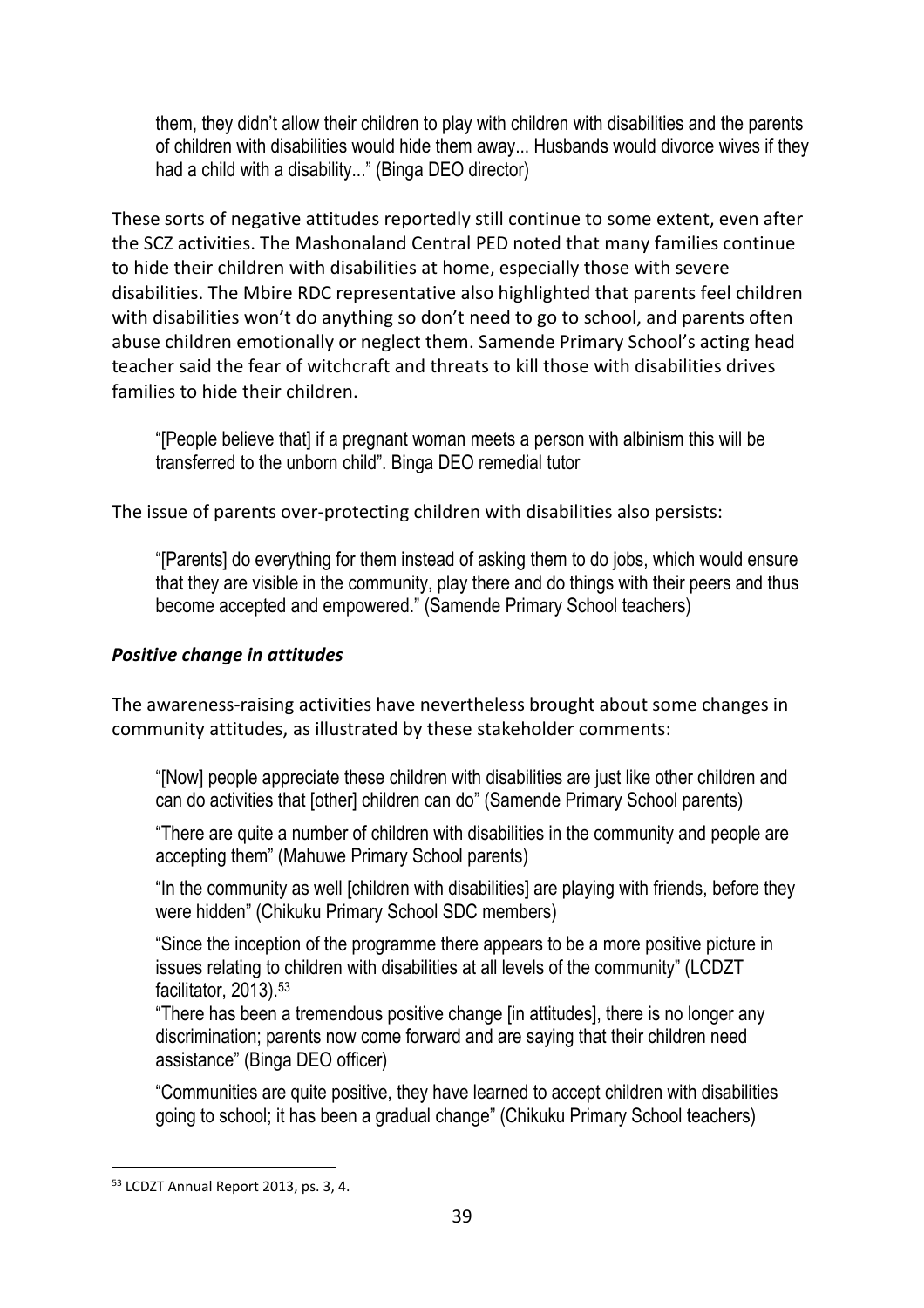> them, they didn't allow their children to play with children with disabilities and the parents of children with disabilities would hide them away... Husbands would divorce wives if they had a child with a disability..." (Binga DEO director)

These sorts of negative attitudes reportedly still continue to some extent, even after the SCZ activities. The Mashonaland Central PED noted that many families continue to hide their children with disabilities at home, especially those with severe disabilities. The Mbire RDC representative also highlighted that parents feel children with disabilities won't do anything so don't need to go to school, and parents often abuse children emotionally or neglect them. Samende Primary School's acting head teacher said the fear of witchcraft and threats to kill those with disabilities drives families to hide their children.

> "[People believe that] if a pregnant woman meets a person with albinism this will be transferred to the unborn child". Binga DEO remedial tutor

The issue of parents over-protecting children with disabilities also persists:

> "[Parents] do everything for them instead of asking them to do jobs, which would ensure that they are visible in the community, play there and do things with their peers and thus become accepted and empowered." (Samende Primary School teachers)

***Positive change in attitudes***

The awareness-raising activities have nevertheless brought about some changes in community attitudes, as illustrated by these stakeholder comments:

> "[Now] people appreciate these children with disabilities are just like other children and can do activities that [other] children can do" (Samende Primary School parents)
>
> "There are quite a number of children with disabilities in the community and people are accepting them" (Mahuwe Primary School parents)
>
> "In the community as well [children with disabilities] are playing with friends, before they were hidden" (Chikuku Primary School SDC members)
>
> "Since the inception of the programme there appears to be a more positive picture in issues relating to children with disabilities at all levels of the community" (LCDZT facilitator, 2013).[53]
>
> "There has been a tremendous positive change [in attitudes], there is no longer any discrimination; parents now come forward and are saying that their children need assistance" (Binga DEO officer)
>
> "Communities are quite positive, they have learned to accept children with disabilities going to school; it has been a gradual change" (Chikuku Primary School teachers)

[53] LCDZT Annual Report 2013, ps. 3, 4.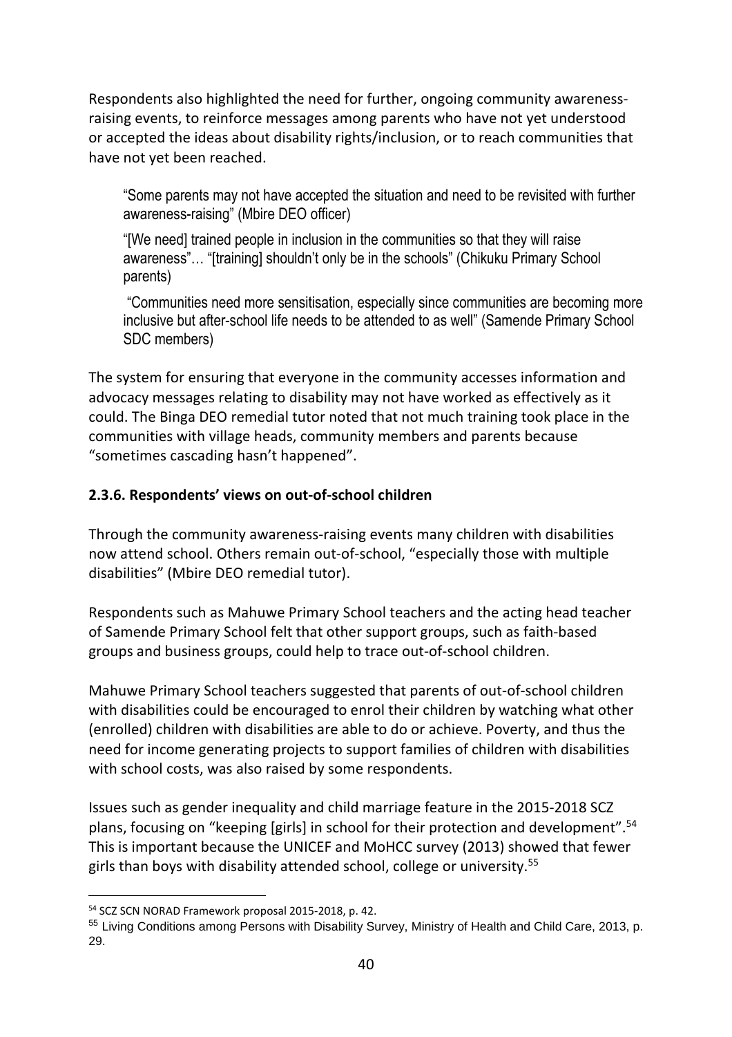Respondents also highlighted the need for further, ongoing community awareness-raising events, to reinforce messages among parents who have not yet understood or accepted the ideas about disability rights/inclusion, or to reach communities that have not yet been reached.

> "Some parents may not have accepted the situation and need to be revisited with further awareness-raising" (Mbire DEO officer)
>
> "[We need] trained people in inclusion in the communities so that they will raise awareness"… "[training] shouldn't only be in the schools" (Chikuku Primary School parents)
>
> "Communities need more sensitisation, especially since communities are becoming more inclusive but after-school life needs to be attended to as well" (Samende Primary School SDC members)

The system for ensuring that everyone in the community accesses information and advocacy messages relating to disability may not have worked as effectively as it could. The Binga DEO remedial tutor noted that not much training took place in the communities with village heads, community members and parents because "sometimes cascading hasn't happened".

### 2.3.6. Respondents' views on out-of-school children

Through the community awareness-raising events many children with disabilities now attend school. Others remain out-of-school, "especially those with multiple disabilities" (Mbire DEO remedial tutor).

Respondents such as Mahuwe Primary School teachers and the acting head teacher of Samende Primary School felt that other support groups, such as faith-based groups and business groups, could help to trace out-of-school children.

Mahuwe Primary School teachers suggested that parents of out-of-school children with disabilities could be encouraged to enrol their children by watching what other (enrolled) children with disabilities are able to do or achieve. Poverty, and thus the need for income generating projects to support families of children with disabilities with school costs, was also raised by some respondents.

Issues such as gender inequality and child marriage feature in the 2015-2018 SCZ plans, focusing on "keeping [girls] in school for their protection and development".[54] This is important because the UNICEF and MoHCC survey (2013) showed that fewer girls than boys with disability attended school, college or university.[55]

---

[54] SCZ SCN NORAD Framework proposal 2015-2018, p. 42.

[55] Living Conditions among Persons with Disability Survey, Ministry of Health and Child Care, 2013, p. 29.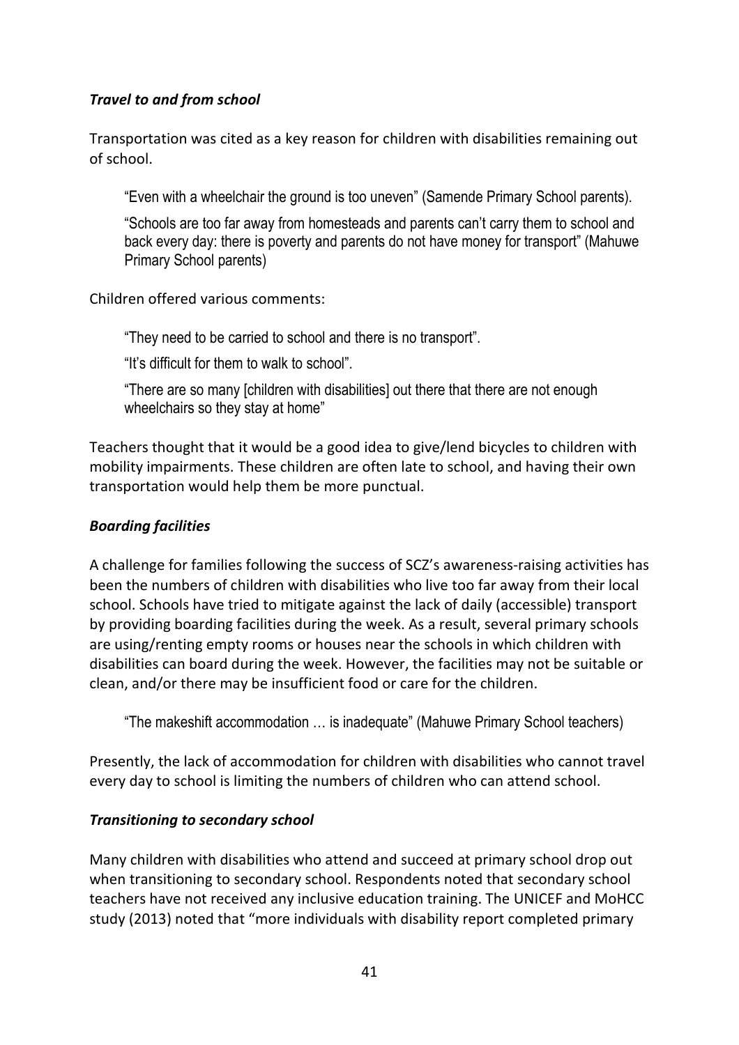### *Travel to and from school*

Transportation was cited as a key reason for children with disabilities remaining out of school.

> "Even with a wheelchair the ground is too uneven" (Samende Primary School parents).
>
> "Schools are too far away from homesteads and parents can't carry them to school and back every day: there is poverty and parents do not have money for transport" (Mahuwe Primary School parents)

Children offered various comments:

> "They need to be carried to school and there is no transport".
>
> "It's difficult for them to walk to school".
>
> "There are so many [children with disabilities] out there that there are not enough wheelchairs so they stay at home"

Teachers thought that it would be a good idea to give/lend bicycles to children with mobility impairments. These children are often late to school, and having their own transportation would help them be more punctual.

### *Boarding facilities*

A challenge for families following the success of SCZ's awareness-raising activities has been the numbers of children with disabilities who live too far away from their local school. Schools have tried to mitigate against the lack of daily (accessible) transport by providing boarding facilities during the week. As a result, several primary schools are using/renting empty rooms or houses near the schools in which children with disabilities can board during the week. However, the facilities may not be suitable or clean, and/or there may be insufficient food or care for the children.

> "The makeshift accommodation … is inadequate" (Mahuwe Primary School teachers)

Presently, the lack of accommodation for children with disabilities who cannot travel every day to school is limiting the numbers of children who can attend school.

### *Transitioning to secondary school*

Many children with disabilities who attend and succeed at primary school drop out when transitioning to secondary school. Respondents noted that secondary school teachers have not received any inclusive education training. The UNICEF and MoHCC study (2013) noted that "more individuals with disability report completed primary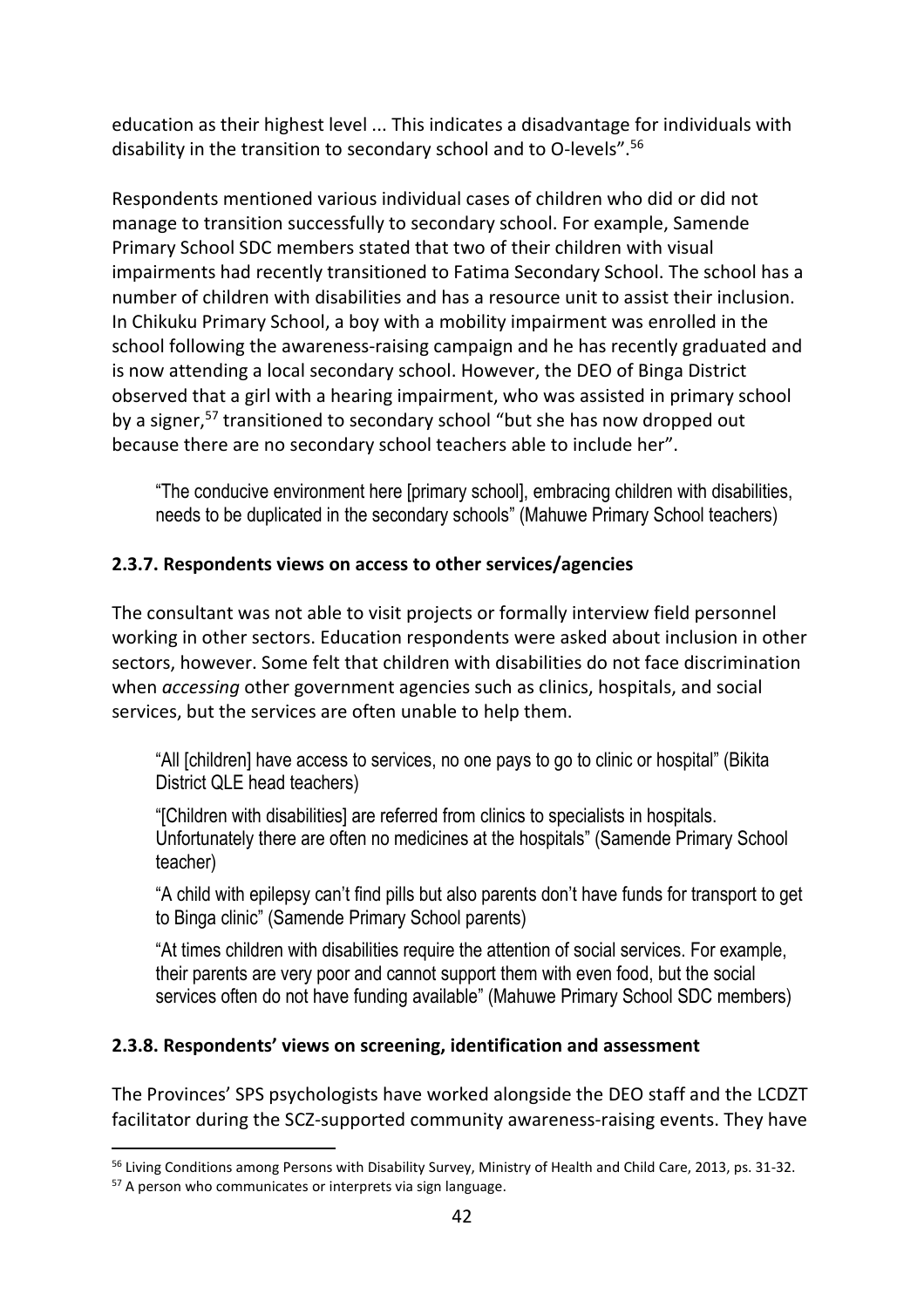education as their highest level ... This indicates a disadvantage for individuals with disability in the transition to secondary school and to O-levels".[56]

Respondents mentioned various individual cases of children who did or did not manage to transition successfully to secondary school. For example, Samende Primary School SDC members stated that two of their children with visual impairments had recently transitioned to Fatima Secondary School. The school has a number of children with disabilities and has a resource unit to assist their inclusion. In Chikuku Primary School, a boy with a mobility impairment was enrolled in the school following the awareness-raising campaign and he has recently graduated and is now attending a local secondary school. However, the DEO of Binga District observed that a girl with a hearing impairment, who was assisted in primary school by a signer,[57] transitioned to secondary school "but she has now dropped out because there are no secondary school teachers able to include her".

> "The conducive environment here [primary school], embracing children with disabilities, needs to be duplicated in the secondary schools" (Mahuwe Primary School teachers)

### 2.3.7. Respondents views on access to other services/agencies

The consultant was not able to visit projects or formally interview field personnel working in other sectors. Education respondents were asked about inclusion in other sectors, however. Some felt that children with disabilities do not face discrimination when *accessing* other government agencies such as clinics, hospitals, and social services, but the services are often unable to help them.

> "All [children] have access to services, no one pays to go to clinic or hospital" (Bikita District QLE head teachers)
>
> "[Children with disabilities] are referred from clinics to specialists in hospitals. Unfortunately there are often no medicines at the hospitals" (Samende Primary School teacher)
>
> "A child with epilepsy can't find pills but also parents don't have funds for transport to get to Binga clinic" (Samende Primary School parents)
>
> "At times children with disabilities require the attention of social services. For example, their parents are very poor and cannot support them with even food, but the social services often do not have funding available" (Mahuwe Primary School SDC members)

### 2.3.8. Respondents' views on screening, identification and assessment

The Provinces' SPS psychologists have worked alongside the DEO staff and the LCDZT facilitator during the SCZ-supported community awareness-raising events. They have

---

[56] Living Conditions among Persons with Disability Survey, Ministry of Health and Child Care, 2013, ps. 31-32.

[57] A person who communicates or interprets via sign language.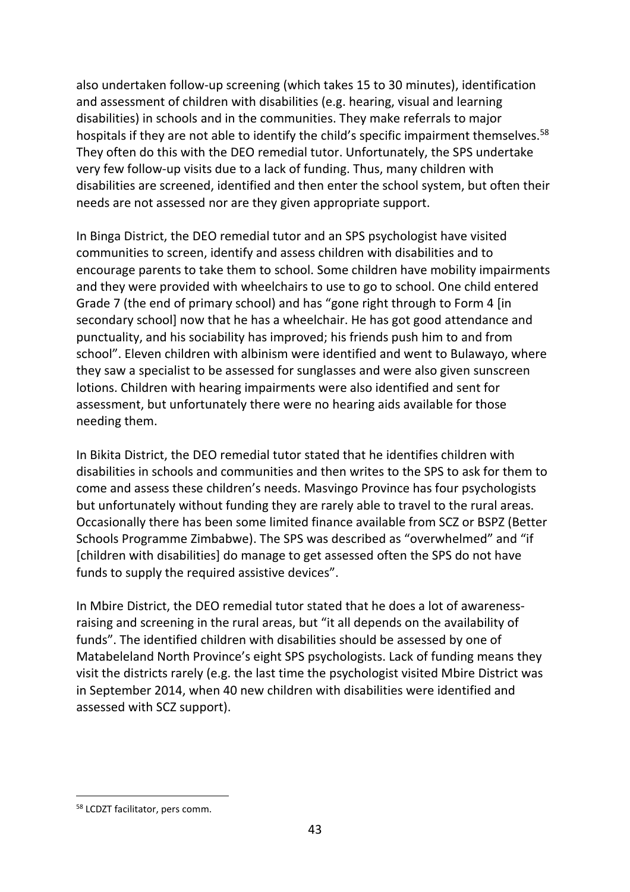also undertaken follow-up screening (which takes 15 to 30 minutes), identification and assessment of children with disabilities (e.g. hearing, visual and learning disabilities) in schools and in the communities. They make referrals to major hospitals if they are not able to identify the child's specific impairment themselves.[58] They often do this with the DEO remedial tutor. Unfortunately, the SPS undertake very few follow-up visits due to a lack of funding. Thus, many children with disabilities are screened, identified and then enter the school system, but often their needs are not assessed nor are they given appropriate support.

In Binga District, the DEO remedial tutor and an SPS psychologist have visited communities to screen, identify and assess children with disabilities and to encourage parents to take them to school. Some children have mobility impairments and they were provided with wheelchairs to use to go to school. One child entered Grade 7 (the end of primary school) and has "gone right through to Form 4 [in secondary school] now that he has a wheelchair. He has got good attendance and punctuality, and his sociability has improved; his friends push him to and from school". Eleven children with albinism were identified and went to Bulawayo, where they saw a specialist to be assessed for sunglasses and were also given sunscreen lotions. Children with hearing impairments were also identified and sent for assessment, but unfortunately there were no hearing aids available for those needing them.

In Bikita District, the DEO remedial tutor stated that he identifies children with disabilities in schools and communities and then writes to the SPS to ask for them to come and assess these children's needs. Masvingo Province has four psychologists but unfortunately without funding they are rarely able to travel to the rural areas. Occasionally there has been some limited finance available from SCZ or BSPZ (Better Schools Programme Zimbabwe). The SPS was described as "overwhelmed" and "if [children with disabilities] do manage to get assessed often the SPS do not have funds to supply the required assistive devices".

In Mbire District, the DEO remedial tutor stated that he does a lot of awareness-raising and screening in the rural areas, but "it all depends on the availability of funds". The identified children with disabilities should be assessed by one of Matabeleland North Province's eight SPS psychologists. Lack of funding means they visit the districts rarely (e.g. the last time the psychologist visited Mbire District was in September 2014, when 40 new children with disabilities were identified and assessed with SCZ support).

---

[58] LCDZT facilitator, pers comm.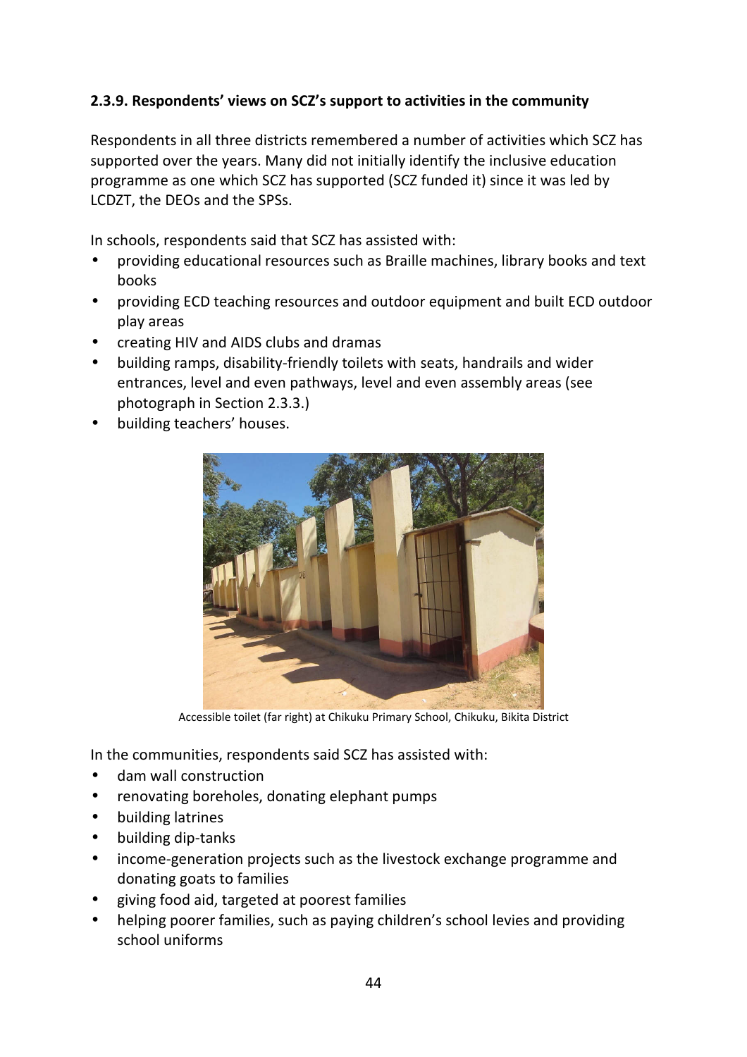### 2.3.9. Respondents' views on SCZ's support to activities in the community

Respondents in all three districts remembered a number of activities which SCZ has supported over the years. Many did not initially identify the inclusive education programme as one which SCZ has supported (SCZ funded it) since it was led by LCDZT, the DEOs and the SPSs.

In schools, respondents said that SCZ has assisted with:

- providing educational resources such as Braille machines, library books and text books
- providing ECD teaching resources and outdoor equipment and built ECD outdoor play areas
- creating HIV and AIDS clubs and dramas
- building ramps, disability-friendly toilets with seats, handrails and wider entrances, level and even pathways, level and even assembly areas (see photograph in Section 2.3.3.)
- building teachers' houses.

Accessible toilet (far right) at Chikuku Primary School, Chikuku, Bikita District

In the communities, respondents said SCZ has assisted with:

- dam wall construction
- renovating boreholes, donating elephant pumps
- building latrines
- building dip-tanks
- income-generation projects such as the livestock exchange programme and donating goats to families
- giving food aid, targeted at poorest families
- helping poorer families, such as paying children's school levies and providing school uniforms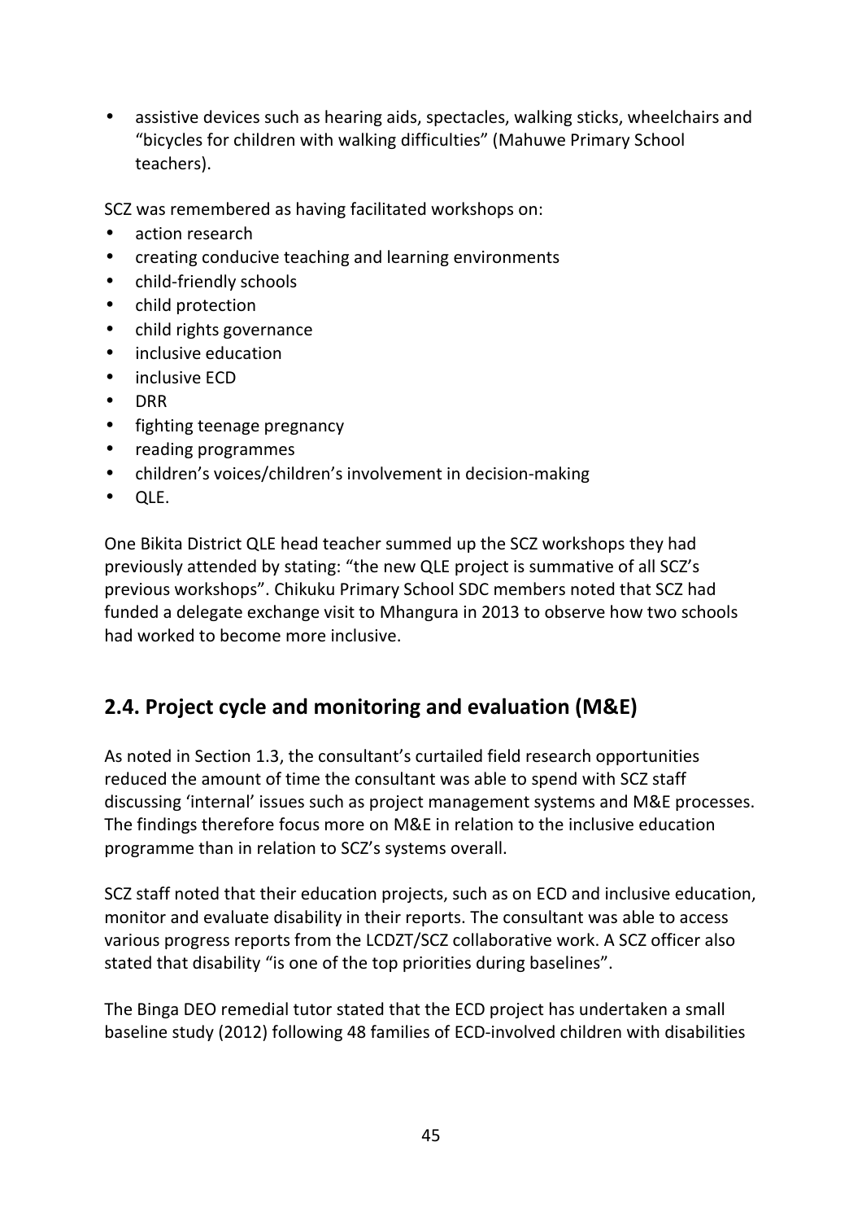- assistive devices such as hearing aids, spectacles, walking sticks, wheelchairs and "bicycles for children with walking difficulties" (Mahuwe Primary School teachers).

SCZ was remembered as having facilitated workshops on:

- action research
- creating conducive teaching and learning environments
- child-friendly schools
- child protection
- child rights governance
- inclusive education
- inclusive ECD
- DRR
- fighting teenage pregnancy
- reading programmes
- children's voices/children's involvement in decision-making
- QLE.

One Bikita District QLE head teacher summed up the SCZ workshops they had previously attended by stating: "the new QLE project is summative of all SCZ's previous workshops". Chikuku Primary School SDC members noted that SCZ had funded a delegate exchange visit to Mhangura in 2013 to observe how two schools had worked to become more inclusive.

## 2.4. Project cycle and monitoring and evaluation (M&E)

As noted in Section 1.3, the consultant's curtailed field research opportunities reduced the amount of time the consultant was able to spend with SCZ staff discussing 'internal' issues such as project management systems and M&E processes. The findings therefore focus more on M&E in relation to the inclusive education programme than in relation to SCZ's systems overall.

SCZ staff noted that their education projects, such as on ECD and inclusive education, monitor and evaluate disability in their reports. The consultant was able to access various progress reports from the LCDZT/SCZ collaborative work. A SCZ officer also stated that disability "is one of the top priorities during baselines".

The Binga DEO remedial tutor stated that the ECD project has undertaken a small baseline study (2012) following 48 families of ECD-involved children with disabilities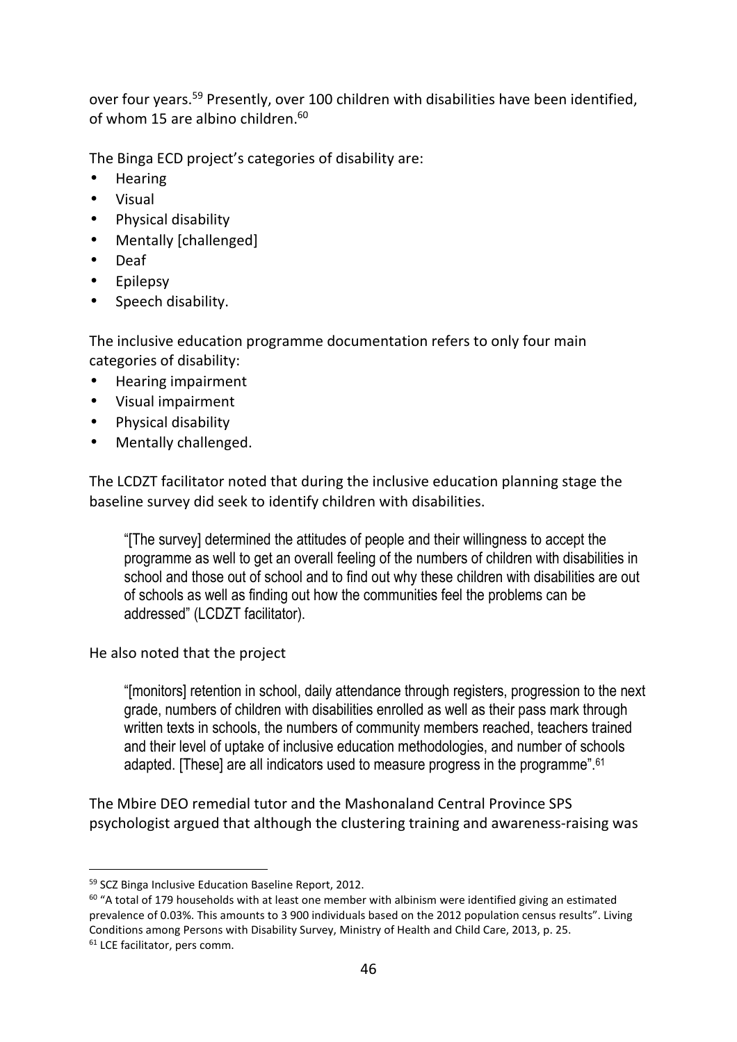over four years.[59] Presently, over 100 children with disabilities have been identified, of whom 15 are albino children.[60]

The Binga ECD project's categories of disability are:

- Hearing
- Visual
- Physical disability
- Mentally [challenged]
- Deaf
- Epilepsy
- Speech disability.

The inclusive education programme documentation refers to only four main categories of disability:

- Hearing impairment
- Visual impairment
- Physical disability
- Mentally challenged.

The LCDZT facilitator noted that during the inclusive education planning stage the baseline survey did seek to identify children with disabilities.

> "[The survey] determined the attitudes of people and their willingness to accept the programme as well to get an overall feeling of the numbers of children with disabilities in school and those out of school and to find out why these children with disabilities are out of schools as well as finding out how the communities feel the problems can be addressed" (LCDZT facilitator).

He also noted that the project

> "[monitors] retention in school, daily attendance through registers, progression to the next grade, numbers of children with disabilities enrolled as well as their pass mark through written texts in schools, the numbers of community members reached, teachers trained and their level of uptake of inclusive education methodologies, and number of schools adapted. [These] are all indicators used to measure progress in the programme".[61]

The Mbire DEO remedial tutor and the Mashonaland Central Province SPS psychologist argued that although the clustering training and awareness-raising was

---

[59] SCZ Binga Inclusive Education Baseline Report, 2012.

[60] "A total of 179 households with at least one member with albinism were identified giving an estimated prevalence of 0.03%. This amounts to 3 900 individuals based on the 2012 population census results". Living Conditions among Persons with Disability Survey, Ministry of Health and Child Care, 2013, p. 25.

[61] LCE facilitator, pers comm.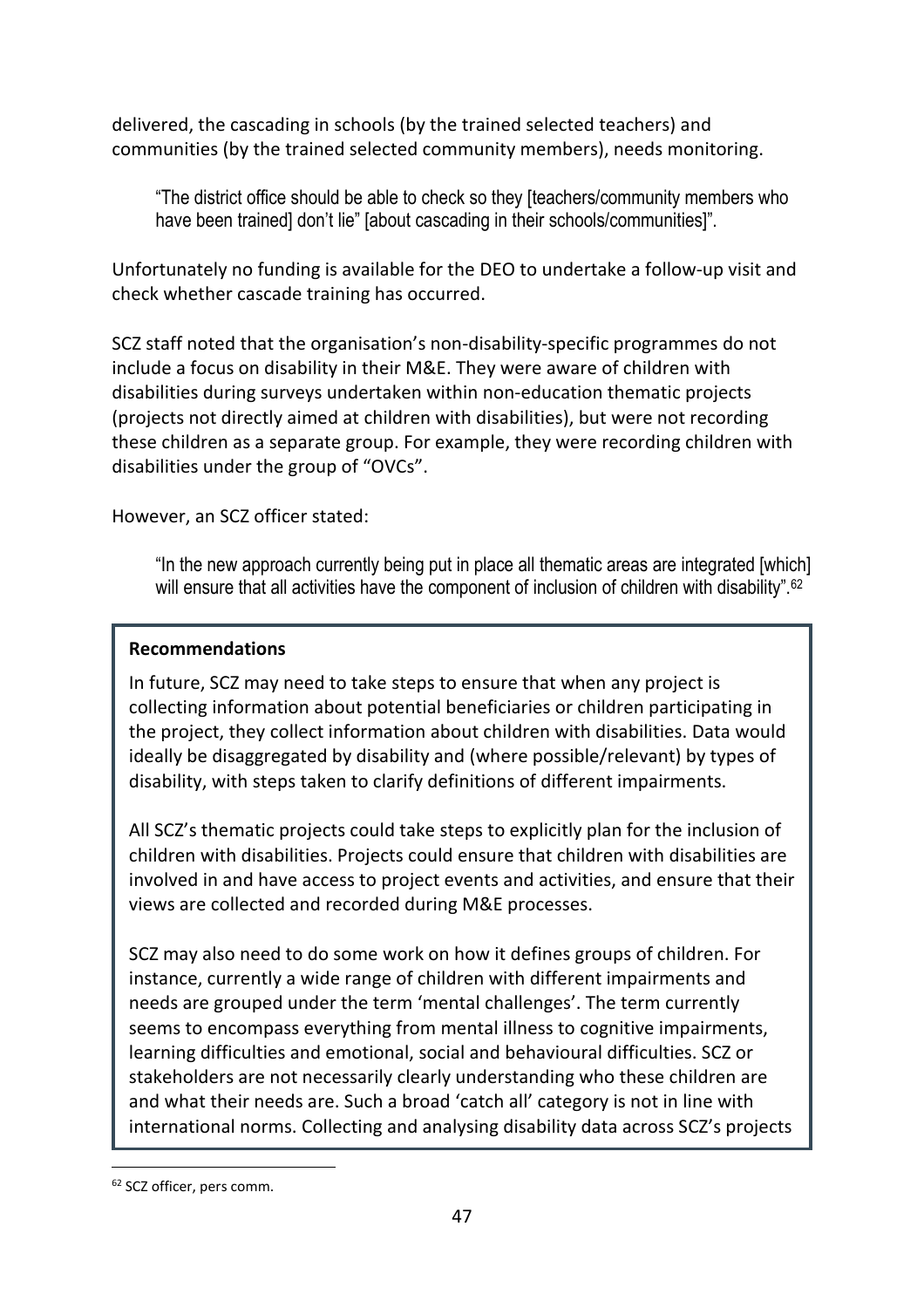delivered, the cascading in schools (by the trained selected teachers) and communities (by the trained selected community members), needs monitoring.

> "The district office should be able to check so they [teachers/community members who have been trained] don't lie" [about cascading in their schools/communities]".

Unfortunately no funding is available for the DEO to undertake a follow-up visit and check whether cascade training has occurred.

SCZ staff noted that the organisation's non-disability-specific programmes do not include a focus on disability in their M&E. They were aware of children with disabilities during surveys undertaken within non-education thematic projects (projects not directly aimed at children with disabilities), but were not recording these children as a separate group. For example, they were recording children with disabilities under the group of "OVCs".

However, an SCZ officer stated:

> "In the new approach currently being put in place all thematic areas are integrated [which] will ensure that all activities have the component of inclusion of children with disability".[62]

**Recommendations**

In future, SCZ may need to take steps to ensure that when any project is collecting information about potential beneficiaries or children participating in the project, they collect information about children with disabilities. Data would ideally be disaggregated by disability and (where possible/relevant) by types of disability, with steps taken to clarify definitions of different impairments.

All SCZ's thematic projects could take steps to explicitly plan for the inclusion of children with disabilities. Projects could ensure that children with disabilities are involved in and have access to project events and activities, and ensure that their views are collected and recorded during M&E processes.

SCZ may also need to do some work on how it defines groups of children. For instance, currently a wide range of children with different impairments and needs are grouped under the term 'mental challenges'. The term currently seems to encompass everything from mental illness to cognitive impairments, learning difficulties and emotional, social and behavioural difficulties. SCZ or stakeholders are not necessarily clearly understanding who these children are and what their needs are. Such a broad 'catch all' category is not in line with international norms. Collecting and analysing disability data across SCZ's projects

[62] SCZ officer, pers comm.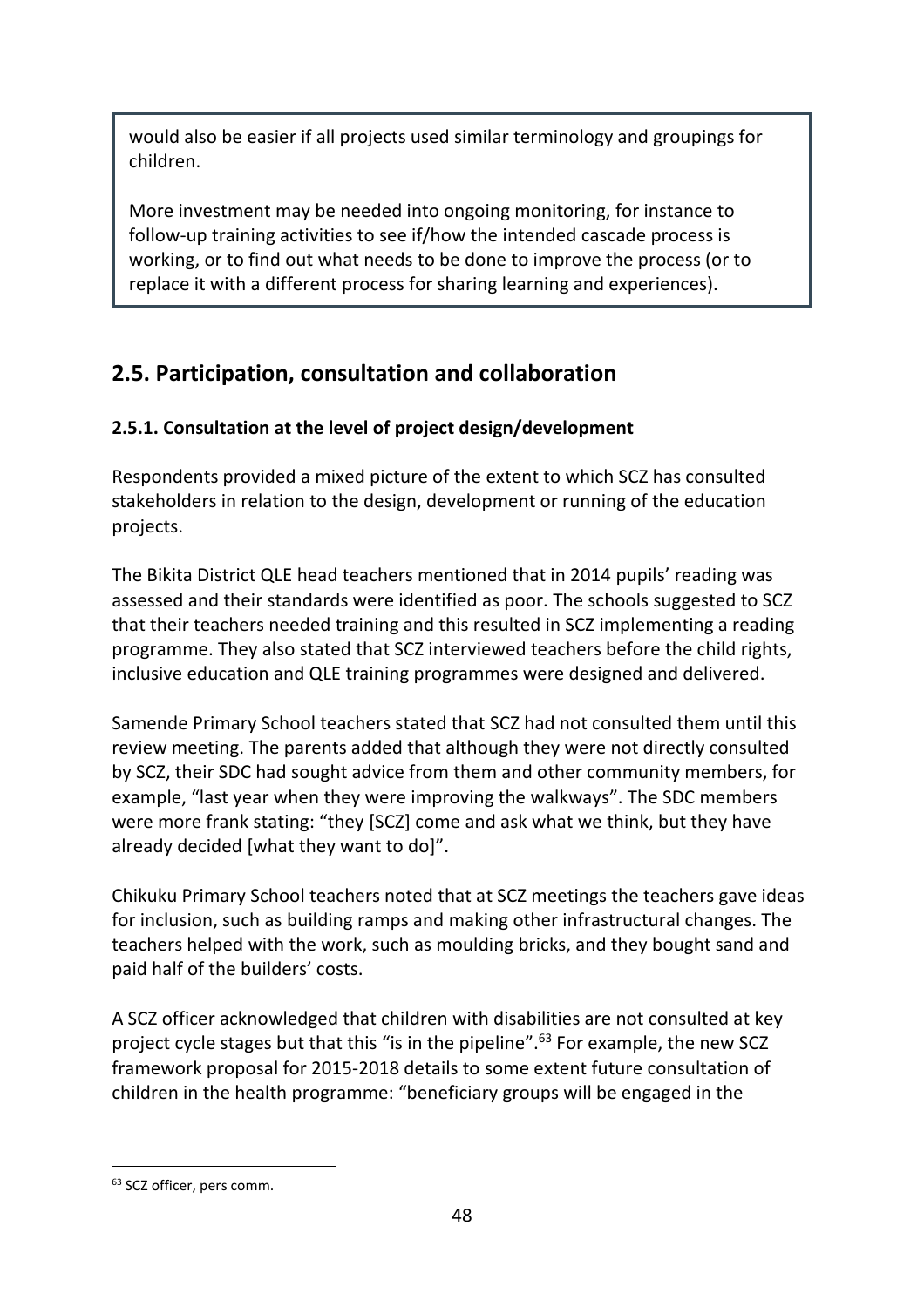would also be easier if all projects used similar terminology and groupings for children.

More investment may be needed into ongoing monitoring, for instance to follow-up training activities to see if/how the intended cascade process is working, or to find out what needs to be done to improve the process (or to replace it with a different process for sharing learning and experiences).

## 2.5. Participation, consultation and collaboration

### 2.5.1. Consultation at the level of project design/development

Respondents provided a mixed picture of the extent to which SCZ has consulted stakeholders in relation to the design, development or running of the education projects.

The Bikita District QLE head teachers mentioned that in 2014 pupils' reading was assessed and their standards were identified as poor. The schools suggested to SCZ that their teachers needed training and this resulted in SCZ implementing a reading programme. They also stated that SCZ interviewed teachers before the child rights, inclusive education and QLE training programmes were designed and delivered.

Samende Primary School teachers stated that SCZ had not consulted them until this review meeting. The parents added that although they were not directly consulted by SCZ, their SDC had sought advice from them and other community members, for example, "last year when they were improving the walkways". The SDC members were more frank stating: "they [SCZ] come and ask what we think, but they have already decided [what they want to do]".

Chikuku Primary School teachers noted that at SCZ meetings the teachers gave ideas for inclusion, such as building ramps and making other infrastructural changes. The teachers helped with the work, such as moulding bricks, and they bought sand and paid half of the builders' costs.

A SCZ officer acknowledged that children with disabilities are not consulted at key project cycle stages but that this "is in the pipeline".[63] For example, the new SCZ framework proposal for 2015-2018 details to some extent future consultation of children in the health programme: "beneficiary groups will be engaged in the

[63] SCZ officer, pers comm.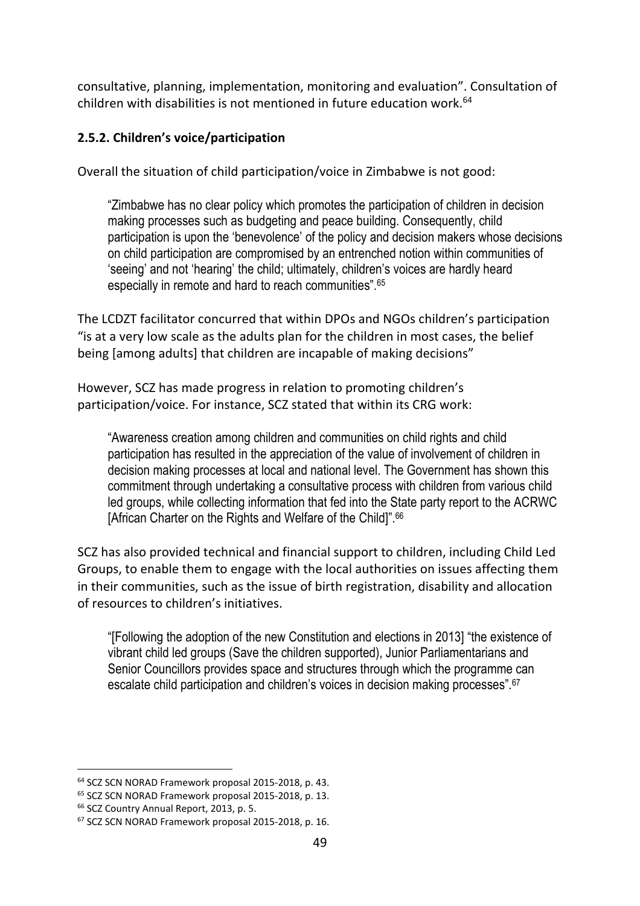consultative, planning, implementation, monitoring and evaluation". Consultation of children with disabilities is not mentioned in future education work.[64]

### 2.5.2. Children's voice/participation

Overall the situation of child participation/voice in Zimbabwe is not good:

> "Zimbabwe has no clear policy which promotes the participation of children in decision making processes such as budgeting and peace building. Consequently, child participation is upon the 'benevolence' of the policy and decision makers whose decisions on child participation are compromised by an entrenched notion within communities of 'seeing' and not 'hearing' the child; ultimately, children's voices are hardly heard especially in remote and hard to reach communities".[65]

The LCDZT facilitator concurred that within DPOs and NGOs children's participation "is at a very low scale as the adults plan for the children in most cases, the belief being [among adults] that children are incapable of making decisions"

However, SCZ has made progress in relation to promoting children's participation/voice. For instance, SCZ stated that within its CRG work:

> "Awareness creation among children and communities on child rights and child participation has resulted in the appreciation of the value of involvement of children in decision making processes at local and national level. The Government has shown this commitment through undertaking a consultative process with children from various child led groups, while collecting information that fed into the State party report to the ACRWC [African Charter on the Rights and Welfare of the Child]".[66]

SCZ has also provided technical and financial support to children, including Child Led Groups, to enable them to engage with the local authorities on issues affecting them in their communities, such as the issue of birth registration, disability and allocation of resources to children's initiatives.

> "[Following the adoption of the new Constitution and elections in 2013] "the existence of vibrant child led groups (Save the children supported), Junior Parliamentarians and Senior Councillors provides space and structures through which the programme can escalate child participation and children's voices in decision making processes".[67]

---

[64] SCZ SCN NORAD Framework proposal 2015-2018, p. 43.
[65] SCZ SCN NORAD Framework proposal 2015-2018, p. 13.
[66] SCZ Country Annual Report, 2013, p. 5.
[67] SCZ SCN NORAD Framework proposal 2015-2018, p. 16.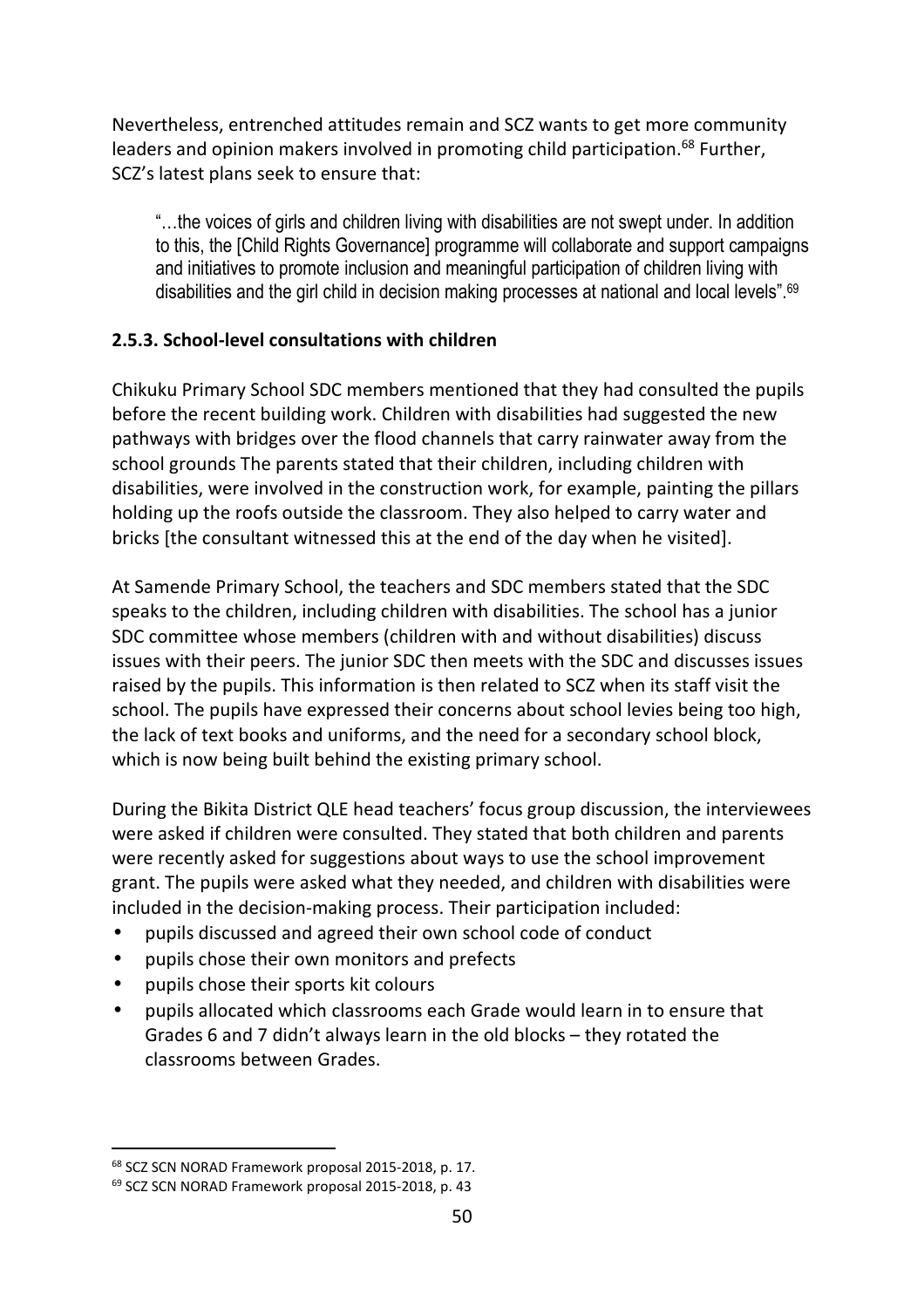Nevertheless, entrenched attitudes remain and SCZ wants to get more community leaders and opinion makers involved in promoting child participation.[68] Further, SCZ's latest plans seek to ensure that:

> "…the voices of girls and children living with disabilities are not swept under. In addition to this, the [Child Rights Governance] programme will collaborate and support campaigns and initiatives to promote inclusion and meaningful participation of children living with disabilities and the girl child in decision making processes at national and local levels".[69]

### 2.5.3. School-level consultations with children

Chikuku Primary School SDC members mentioned that they had consulted the pupils before the recent building work. Children with disabilities had suggested the new pathways with bridges over the flood channels that carry rainwater away from the school grounds The parents stated that their children, including children with disabilities, were involved in the construction work, for example, painting the pillars holding up the roofs outside the classroom. They also helped to carry water and bricks [the consultant witnessed this at the end of the day when he visited].

At Samende Primary School, the teachers and SDC members stated that the SDC speaks to the children, including children with disabilities. The school has a junior SDC committee whose members (children with and without disabilities) discuss issues with their peers. The junior SDC then meets with the SDC and discusses issues raised by the pupils. This information is then related to SCZ when its staff visit the school. The pupils have expressed their concerns about school levies being too high, the lack of text books and uniforms, and the need for a secondary school block, which is now being built behind the existing primary school.

During the Bikita District QLE head teachers' focus group discussion, the interviewees were asked if children were consulted. They stated that both children and parents were recently asked for suggestions about ways to use the school improvement grant. The pupils were asked what they needed, and children with disabilities were included in the decision-making process. Their participation included:

- pupils discussed and agreed their own school code of conduct
- pupils chose their own monitors and prefects
- pupils chose their sports kit colours
- pupils allocated which classrooms each Grade would learn in to ensure that Grades 6 and 7 didn't always learn in the old blocks – they rotated the classrooms between Grades.

---

[68] SCZ SCN NORAD Framework proposal 2015-2018, p. 17.

[69] SCZ SCN NORAD Framework proposal 2015-2018, p. 43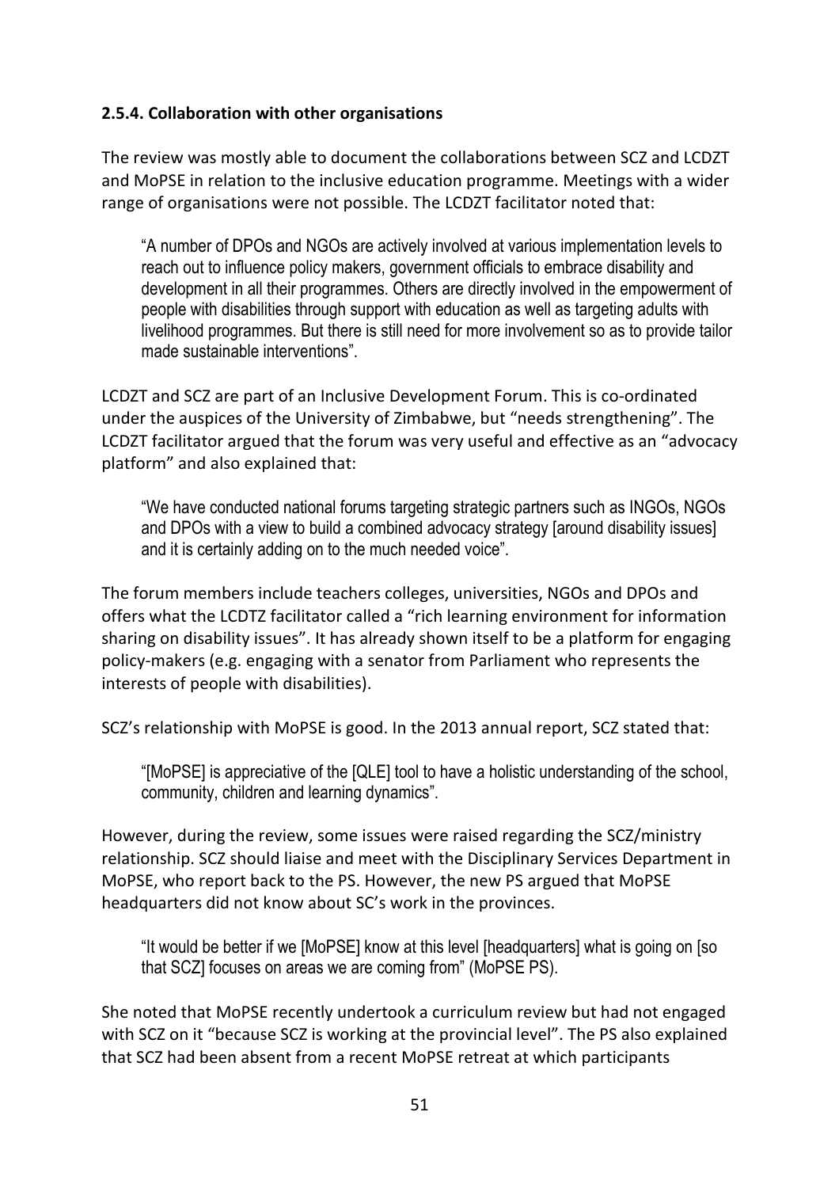**2.5.4. Collaboration with other organisations**

The review was mostly able to document the collaborations between SCZ and LCDZT and MoPSE in relation to the inclusive education programme. Meetings with a wider range of organisations were not possible. The LCDZT facilitator noted that:

> "A number of DPOs and NGOs are actively involved at various implementation levels to reach out to influence policy makers, government officials to embrace disability and development in all their programmes. Others are directly involved in the empowerment of people with disabilities through support with education as well as targeting adults with livelihood programmes. But there is still need for more involvement so as to provide tailor made sustainable interventions".

LCDZT and SCZ are part of an Inclusive Development Forum. This is co-ordinated under the auspices of the University of Zimbabwe, but "needs strengthening". The LCDZT facilitator argued that the forum was very useful and effective as an "advocacy platform" and also explained that:

> "We have conducted national forums targeting strategic partners such as INGOs, NGOs and DPOs with a view to build a combined advocacy strategy [around disability issues] and it is certainly adding on to the much needed voice".

The forum members include teachers colleges, universities, NGOs and DPOs and offers what the LCDTZ facilitator called a "rich learning environment for information sharing on disability issues". It has already shown itself to be a platform for engaging policy-makers (e.g. engaging with a senator from Parliament who represents the interests of people with disabilities).

SCZ's relationship with MoPSE is good. In the 2013 annual report, SCZ stated that:

> "[MoPSE] is appreciative of the [QLE] tool to have a holistic understanding of the school, community, children and learning dynamics".

However, during the review, some issues were raised regarding the SCZ/ministry relationship. SCZ should liaise and meet with the Disciplinary Services Department in MoPSE, who report back to the PS. However, the new PS argued that MoPSE headquarters did not know about SC's work in the provinces.

> "It would be better if we [MoPSE] know at this level [headquarters] what is going on [so that SCZ] focuses on areas we are coming from" (MoPSE PS).

She noted that MoPSE recently undertook a curriculum review but had not engaged with SCZ on it "because SCZ is working at the provincial level". The PS also explained that SCZ had been absent from a recent MoPSE retreat at which participants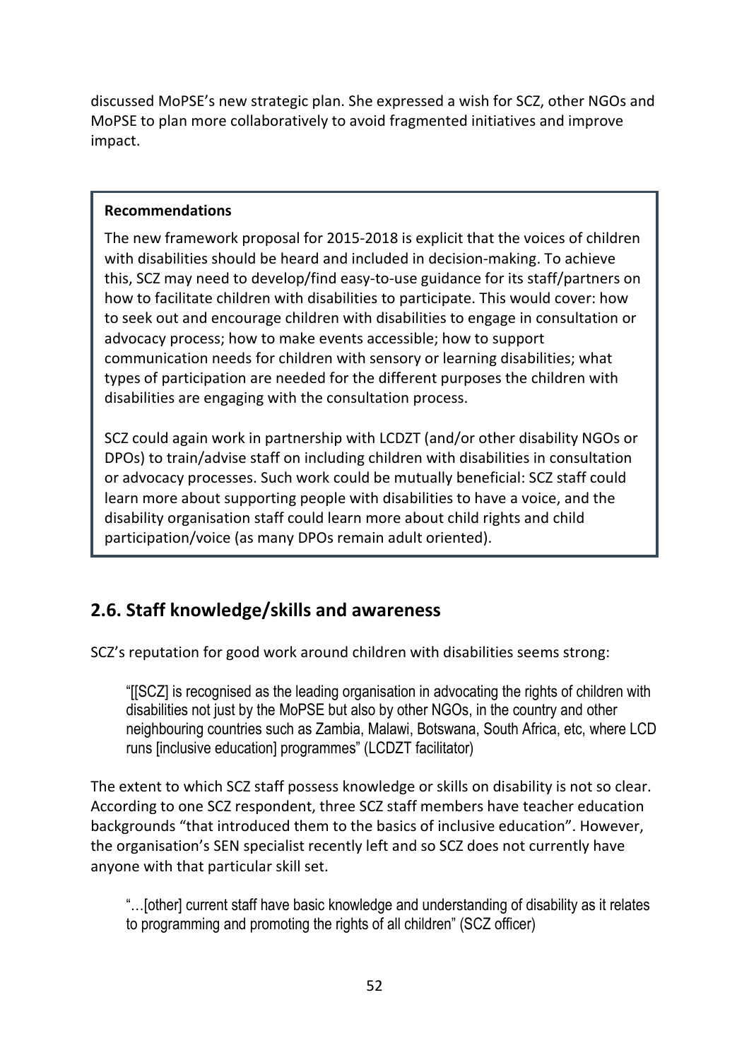discussed MoPSE's new strategic plan. She expressed a wish for SCZ, other NGOs and MoPSE to plan more collaboratively to avoid fragmented initiatives and improve impact.

> **Recommendations**
>
> The new framework proposal for 2015-2018 is explicit that the voices of children with disabilities should be heard and included in decision-making. To achieve this, SCZ may need to develop/find easy-to-use guidance for its staff/partners on how to facilitate children with disabilities to participate. This would cover: how to seek out and encourage children with disabilities to engage in consultation or advocacy process; how to make events accessible; how to support communication needs for children with sensory or learning disabilities; what types of participation are needed for the different purposes the children with disabilities are engaging with the consultation process.
>
> SCZ could again work in partnership with LCDZT (and/or other disability NGOs or DPOs) to train/advise staff on including children with disabilities in consultation or advocacy processes. Such work could be mutually beneficial: SCZ staff could learn more about supporting people with disabilities to have a voice, and the disability organisation staff could learn more about child rights and child participation/voice (as many DPOs remain adult oriented).

## 2.6. Staff knowledge/skills and awareness

SCZ's reputation for good work around children with disabilities seems strong:

> "[[SCZ] is recognised as the leading organisation in advocating the rights of children with disabilities not just by the MoPSE but also by other NGOs, in the country and other neighbouring countries such as Zambia, Malawi, Botswana, South Africa, etc, where LCD runs [inclusive education] programmes" (LCDZT facilitator)

The extent to which SCZ staff possess knowledge or skills on disability is not so clear. According to one SCZ respondent, three SCZ staff members have teacher education backgrounds "that introduced them to the basics of inclusive education". However, the organisation's SEN specialist recently left and so SCZ does not currently have anyone with that particular skill set.

> "…[other] current staff have basic knowledge and understanding of disability as it relates to programming and promoting the rights of all children" (SCZ officer)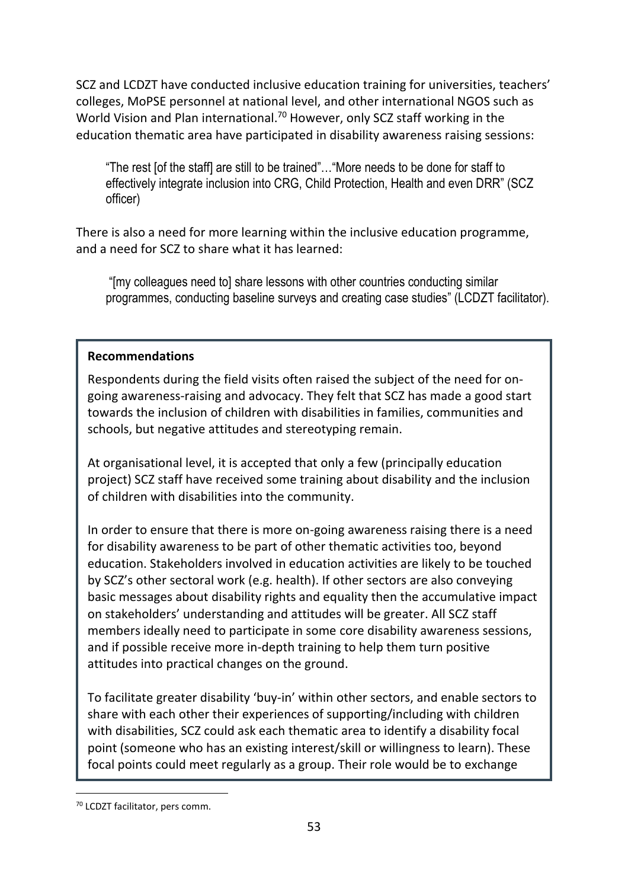SCZ and LCDZT have conducted inclusive education training for universities, teachers' colleges, MoPSE personnel at national level, and other international NGOS such as World Vision and Plan international.[70] However, only SCZ staff working in the education thematic area have participated in disability awareness raising sessions:

> "The rest [of the staff] are still to be trained"…"More needs to be done for staff to effectively integrate inclusion into CRG, Child Protection, Health and even DRR" (SCZ officer)

There is also a need for more learning within the inclusive education programme, and a need for SCZ to share what it has learned:

> "[my colleagues need to] share lessons with other countries conducting similar programmes, conducting baseline surveys and creating case studies" (LCDZT facilitator).

**Recommendations**

Respondents during the field visits often raised the subject of the need for on-going awareness-raising and advocacy. They felt that SCZ has made a good start towards the inclusion of children with disabilities in families, communities and schools, but negative attitudes and stereotyping remain.

At organisational level, it is accepted that only a few (principally education project) SCZ staff have received some training about disability and the inclusion of children with disabilities into the community.

In order to ensure that there is more on-going awareness raising there is a need for disability awareness to be part of other thematic activities too, beyond education. Stakeholders involved in education activities are likely to be touched by SCZ's other sectoral work (e.g. health). If other sectors are also conveying basic messages about disability rights and equality then the accumulative impact on stakeholders' understanding and attitudes will be greater. All SCZ staff members ideally need to participate in some core disability awareness sessions, and if possible receive more in-depth training to help them turn positive attitudes into practical changes on the ground.

To facilitate greater disability 'buy-in' within other sectors, and enable sectors to share with each other their experiences of supporting/including with children with disabilities, SCZ could ask each thematic area to identify a disability focal point (someone who has an existing interest/skill or willingness to learn). These focal points could meet regularly as a group. Their role would be to exchange

[70] LCDZT facilitator, pers comm.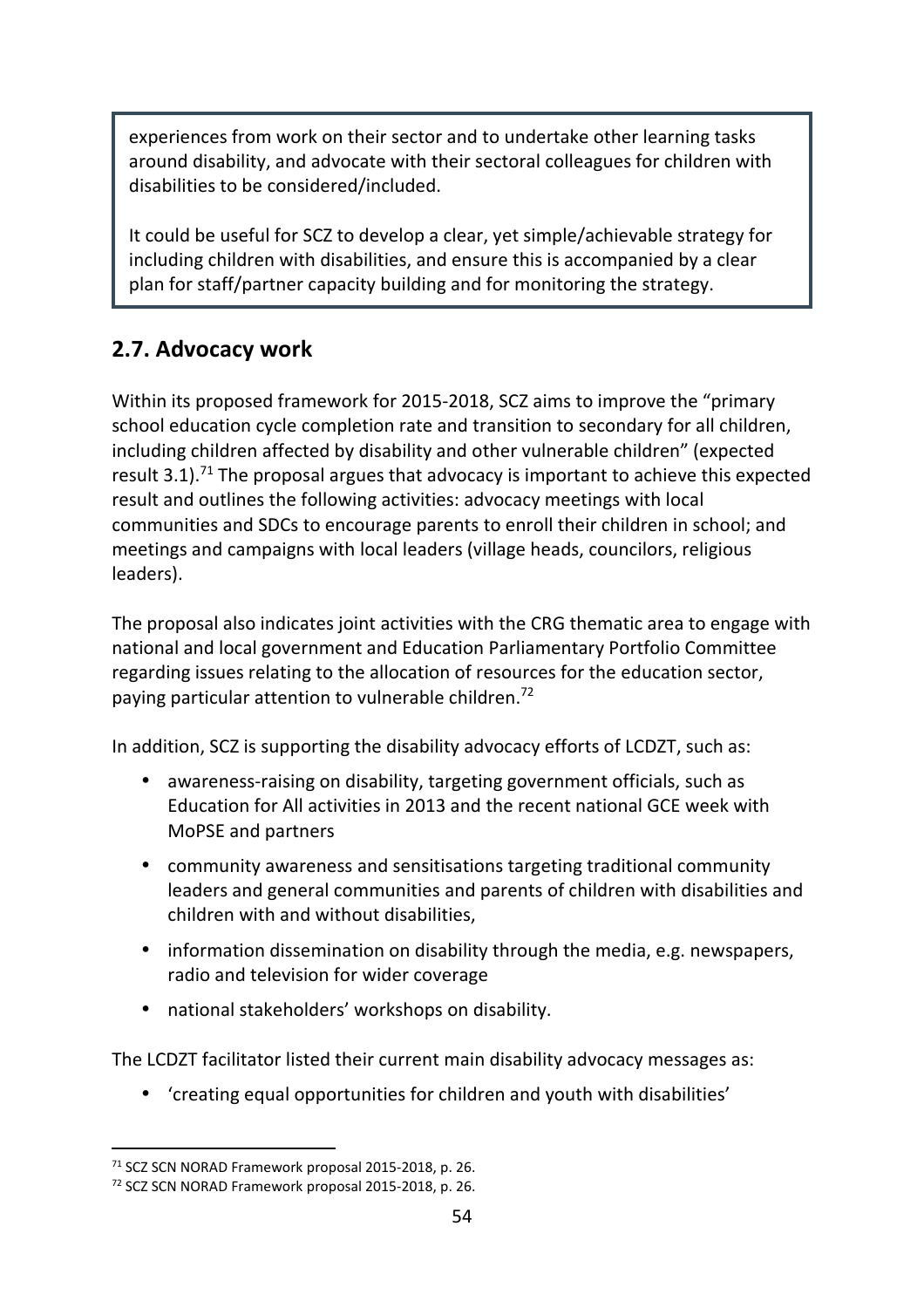experiences from work on their sector and to undertake other learning tasks around disability, and advocate with their sectoral colleagues for children with disabilities to be considered/included.

It could be useful for SCZ to develop a clear, yet simple/achievable strategy for including children with disabilities, and ensure this is accompanied by a clear plan for staff/partner capacity building and for monitoring the strategy.

## 2.7. Advocacy work

Within its proposed framework for 2015-2018, SCZ aims to improve the "primary school education cycle completion rate and transition to secondary for all children, including children affected by disability and other vulnerable children" (expected result 3.1).[71] The proposal argues that advocacy is important to achieve this expected result and outlines the following activities: advocacy meetings with local communities and SDCs to encourage parents to enroll their children in school; and meetings and campaigns with local leaders (village heads, councilors, religious leaders).

The proposal also indicates joint activities with the CRG thematic area to engage with national and local government and Education Parliamentary Portfolio Committee regarding issues relating to the allocation of resources for the education sector, paying particular attention to vulnerable children.[72]

In addition, SCZ is supporting the disability advocacy efforts of LCDZT, such as:

- awareness-raising on disability, targeting government officials, such as Education for All activities in 2013 and the recent national GCE week with MoPSE and partners
- community awareness and sensitisations targeting traditional community leaders and general communities and parents of children with disabilities and children with and without disabilities,
- information dissemination on disability through the media, e.g. newspapers, radio and television for wider coverage
- national stakeholders' workshops on disability.

The LCDZT facilitator listed their current main disability advocacy messages as:

- 'creating equal opportunities for children and youth with disabilities'

[71] SCZ SCN NORAD Framework proposal 2015-2018, p. 26.

[72] SCZ SCN NORAD Framework proposal 2015-2018, p. 26.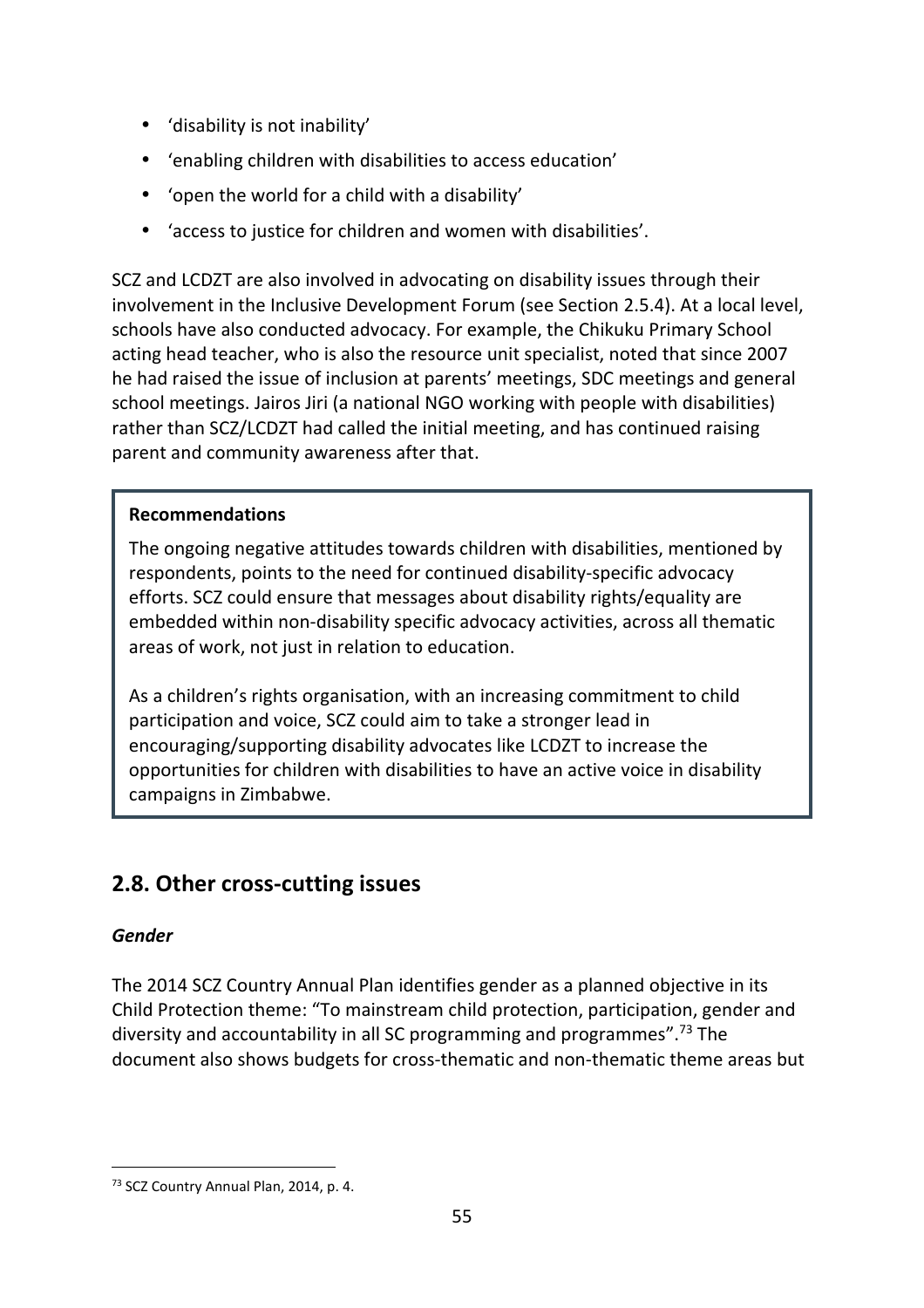- 'disability is not inability'
- 'enabling children with disabilities to access education'
- 'open the world for a child with a disability'
- 'access to justice for children and women with disabilities'.

SCZ and LCDZT are also involved in advocating on disability issues through their involvement in the Inclusive Development Forum (see Section 2.5.4). At a local level, schools have also conducted advocacy. For example, the Chikuku Primary School acting head teacher, who is also the resource unit specialist, noted that since 2007 he had raised the issue of inclusion at parents' meetings, SDC meetings and general school meetings. Jairos Jiri (a national NGO working with people with disabilities) rather than SCZ/LCDZT had called the initial meeting, and has continued raising parent and community awareness after that.

**Recommendations**

The ongoing negative attitudes towards children with disabilities, mentioned by respondents, points to the need for continued disability-specific advocacy efforts. SCZ could ensure that messages about disability rights/equality are embedded within non-disability specific advocacy activities, across all thematic areas of work, not just in relation to education.

As a children's rights organisation, with an increasing commitment to child participation and voice, SCZ could aim to take a stronger lead in encouraging/supporting disability advocates like LCDZT to increase the opportunities for children with disabilities to have an active voice in disability campaigns in Zimbabwe.

## 2.8. Other cross-cutting issues

***Gender***

The 2014 SCZ Country Annual Plan identifies gender as a planned objective in its Child Protection theme: "To mainstream child protection, participation, gender and diversity and accountability in all SC programming and programmes".[73] The document also shows budgets for cross-thematic and non-thematic theme areas but

[73] SCZ Country Annual Plan, 2014, p. 4.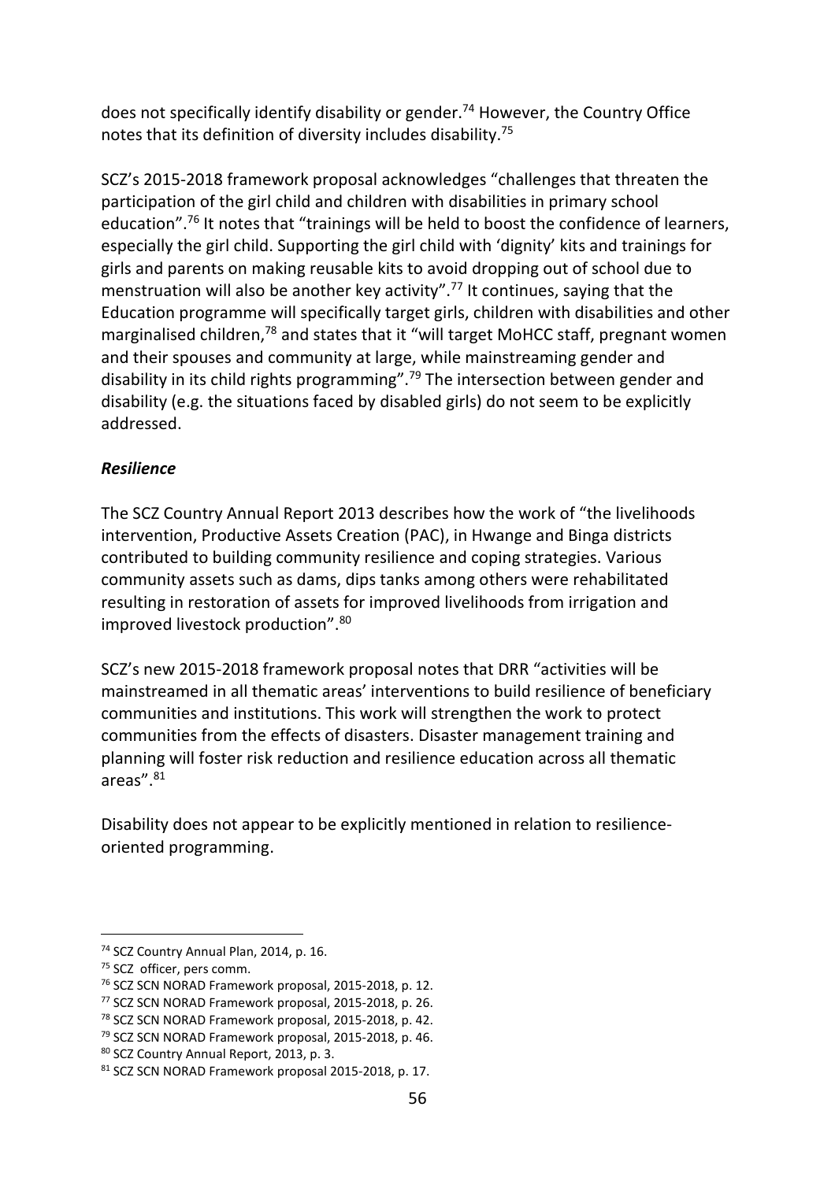does not specifically identify disability or gender.[74] However, the Country Office notes that its definition of diversity includes disability.[75]

SCZ's 2015-2018 framework proposal acknowledges "challenges that threaten the participation of the girl child and children with disabilities in primary school education".[76] It notes that "trainings will be held to boost the confidence of learners, especially the girl child. Supporting the girl child with 'dignity' kits and trainings for girls and parents on making reusable kits to avoid dropping out of school due to menstruation will also be another key activity".[77] It continues, saying that the Education programme will specifically target girls, children with disabilities and other marginalised children,[78] and states that it "will target MoHCC staff, pregnant women and their spouses and community at large, while mainstreaming gender and disability in its child rights programming".[79] The intersection between gender and disability (e.g. the situations faced by disabled girls) do not seem to be explicitly addressed.

***Resilience***

The SCZ Country Annual Report 2013 describes how the work of "the livelihoods intervention, Productive Assets Creation (PAC), in Hwange and Binga districts contributed to building community resilience and coping strategies. Various community assets such as dams, dips tanks among others were rehabilitated resulting in restoration of assets for improved livelihoods from irrigation and improved livestock production".[80]

SCZ's new 2015-2018 framework proposal notes that DRR "activities will be mainstreamed in all thematic areas' interventions to build resilience of beneficiary communities and institutions. This work will strengthen the work to protect communities from the effects of disasters. Disaster management training and planning will foster risk reduction and resilience education across all thematic areas".[81]

Disability does not appear to be explicitly mentioned in relation to resilience-oriented programming.

---

[74] SCZ Country Annual Plan, 2014, p. 16.
[75] SCZ officer, pers comm.
[76] SCZ SCN NORAD Framework proposal, 2015-2018, p. 12.
[77] SCZ SCN NORAD Framework proposal, 2015-2018, p. 26.
[78] SCZ SCN NORAD Framework proposal, 2015-2018, p. 42.
[79] SCZ SCN NORAD Framework proposal, 2015-2018, p. 46.
[80] SCZ Country Annual Report, 2013, p. 3.
[81] SCZ SCN NORAD Framework proposal 2015-2018, p. 17.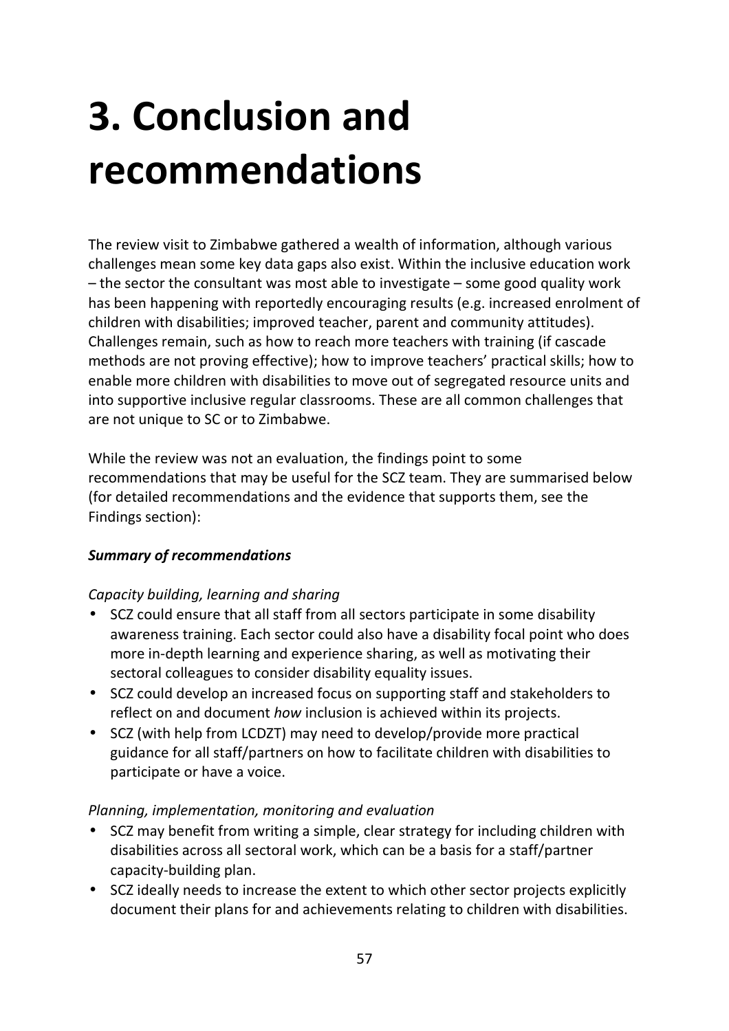# 3. Conclusion and recommendations

The review visit to Zimbabwe gathered a wealth of information, although various challenges mean some key data gaps also exist. Within the inclusive education work – the sector the consultant was most able to investigate – some good quality work has been happening with reportedly encouraging results (e.g. increased enrolment of children with disabilities; improved teacher, parent and community attitudes). Challenges remain, such as how to reach more teachers with training (if cascade methods are not proving effective); how to improve teachers' practical skills; how to enable more children with disabilities to move out of segregated resource units and into supportive inclusive regular classrooms. These are all common challenges that are not unique to SC or to Zimbabwe.

While the review was not an evaluation, the findings point to some recommendations that may be useful for the SCZ team. They are summarised below (for detailed recommendations and the evidence that supports them, see the Findings section):

***Summary of recommendations***

*Capacity building, learning and sharing*

- SCZ could ensure that all staff from all sectors participate in some disability awareness training. Each sector could also have a disability focal point who does more in-depth learning and experience sharing, as well as motivating their sectoral colleagues to consider disability equality issues.
- SCZ could develop an increased focus on supporting staff and stakeholders to reflect on and document *how* inclusion is achieved within its projects.
- SCZ (with help from LCDZT) may need to develop/provide more practical guidance for all staff/partners on how to facilitate children with disabilities to participate or have a voice.

*Planning, implementation, monitoring and evaluation*

- SCZ may benefit from writing a simple, clear strategy for including children with disabilities across all sectoral work, which can be a basis for a staff/partner capacity-building plan.
- SCZ ideally needs to increase the extent to which other sector projects explicitly document their plans for and achievements relating to children with disabilities.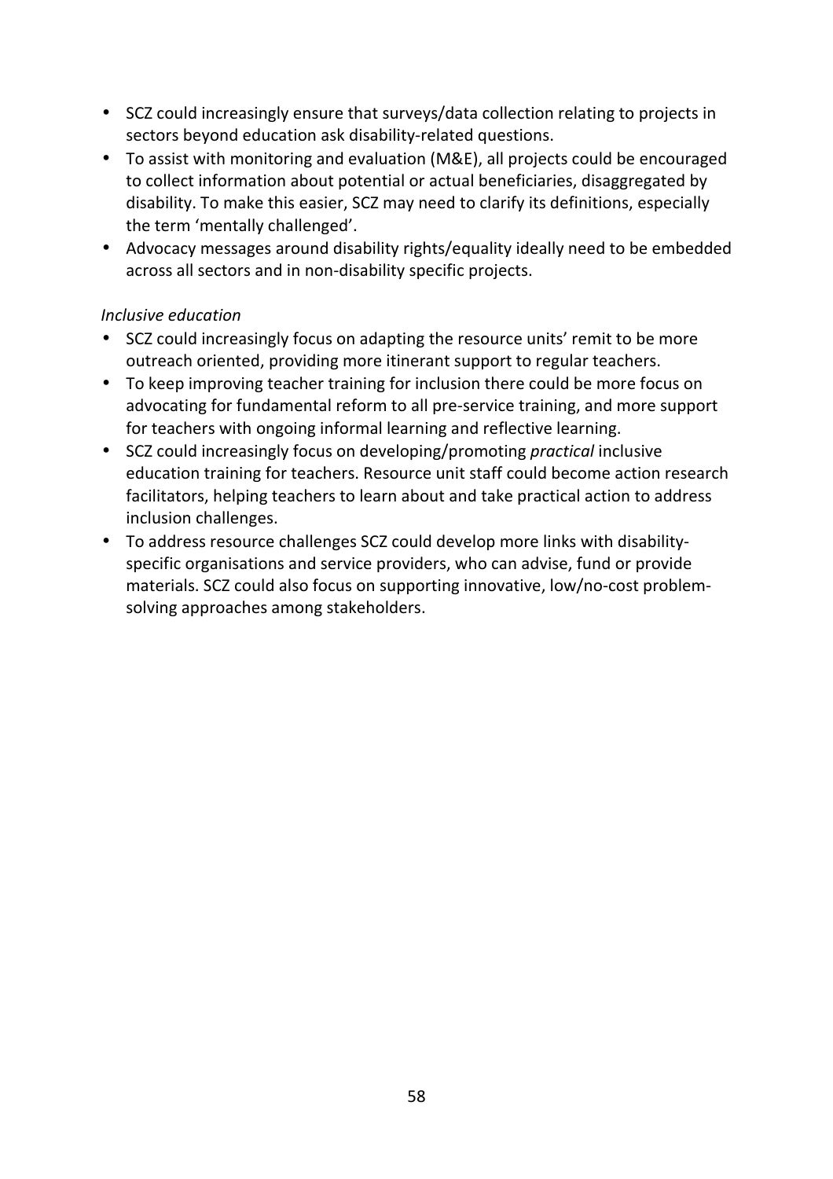- SCZ could increasingly ensure that surveys/data collection relating to projects in sectors beyond education ask disability-related questions.
- To assist with monitoring and evaluation (M&E), all projects could be encouraged to collect information about potential or actual beneficiaries, disaggregated by disability. To make this easier, SCZ may need to clarify its definitions, especially the term 'mentally challenged'.
- Advocacy messages around disability rights/equality ideally need to be embedded across all sectors and in non-disability specific projects.

*Inclusive education*

- SCZ could increasingly focus on adapting the resource units' remit to be more outreach oriented, providing more itinerant support to regular teachers.
- To keep improving teacher training for inclusion there could be more focus on advocating for fundamental reform to all pre-service training, and more support for teachers with ongoing informal learning and reflective learning.
- SCZ could increasingly focus on developing/promoting *practical* inclusive education training for teachers. Resource unit staff could become action research facilitators, helping teachers to learn about and take practical action to address inclusion challenges.
- To address resource challenges SCZ could develop more links with disability-specific organisations and service providers, who can advise, fund or provide materials. SCZ could also focus on supporting innovative, low/no-cost problem-solving approaches among stakeholders.